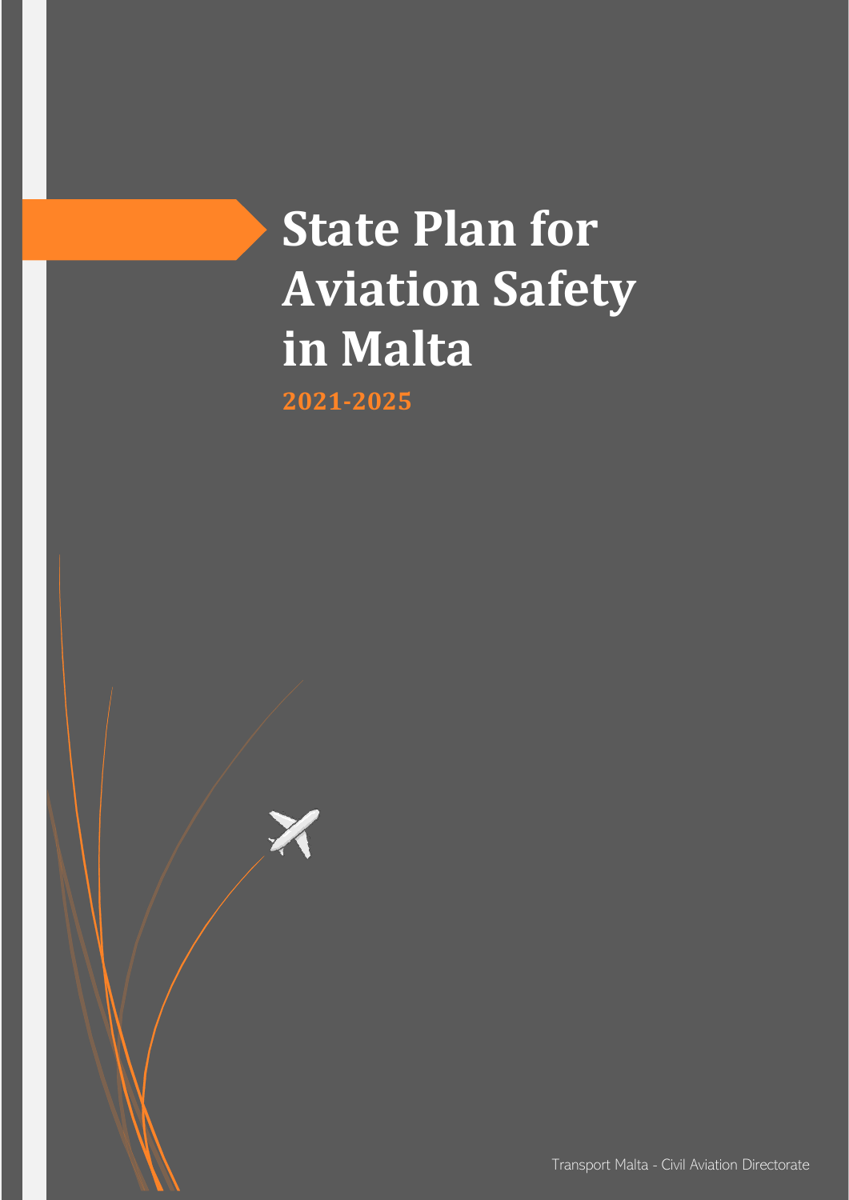# State Plan for Aviation Safety in Malta

**2021-2025**

Transport Malta - Civil Aviation Directorate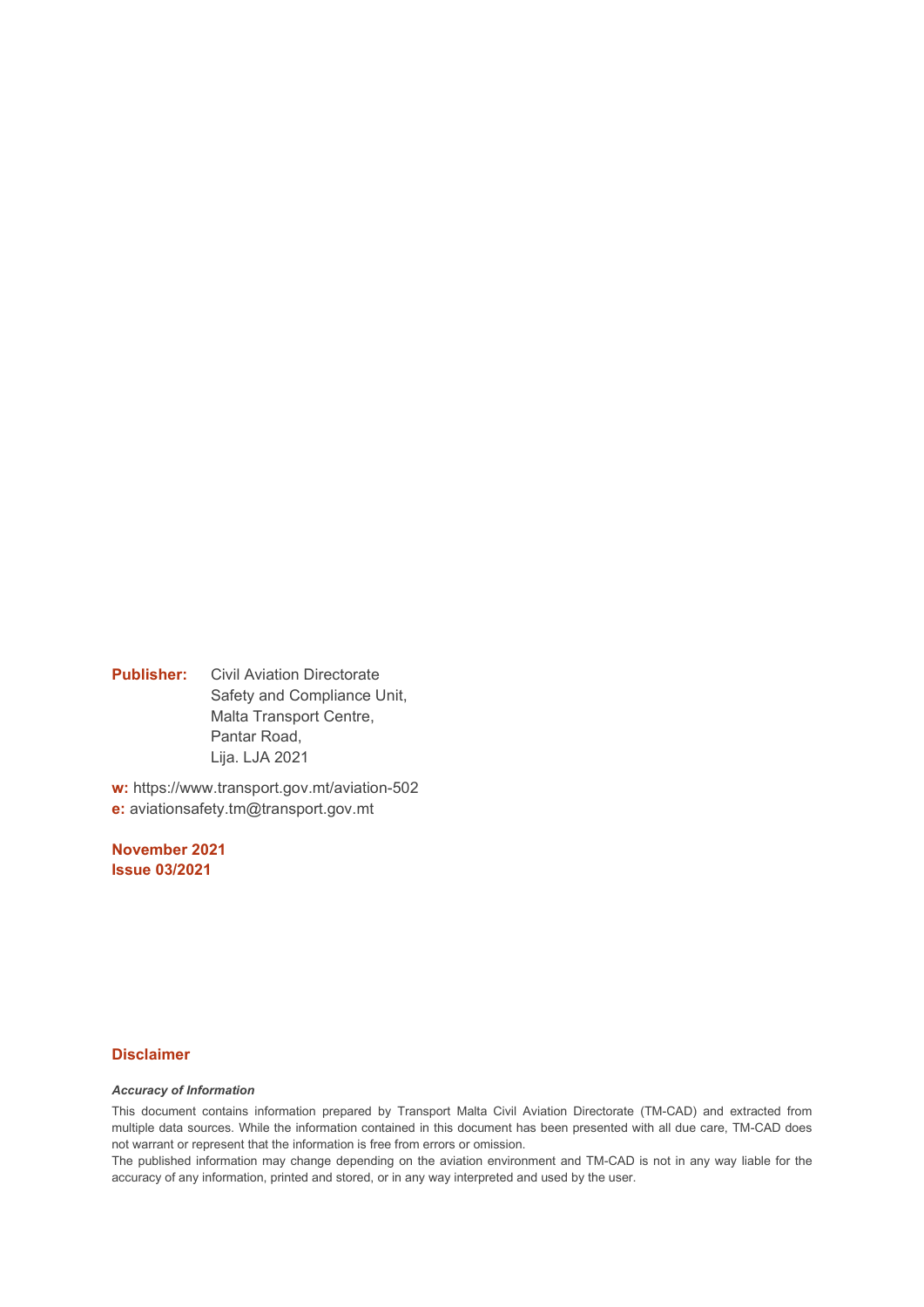**Publisher:** Civil Aviation Directorate
Safety and Compliance Unit,
Malta Transport Centre,
Pantar Road,
Lija. LJA 2021

**w:** https://www.transport.gov.mt/aviation-502
**e:** aviationsafety.tm@transport.gov.mt

**November 2021**
**Issue 03/2021**

## Disclaimer

***Accuracy of Information***

This document contains information prepared by Transport Malta Civil Aviation Directorate (TM-CAD) and extracted from multiple data sources. While the information contained in this document has been presented with all due care, TM-CAD does not warrant or represent that the information is free from errors or omission.

The published information may change depending on the aviation environment and TM-CAD is not in any way liable for the accuracy of any information, printed and stored, or in any way interpreted and used by the user.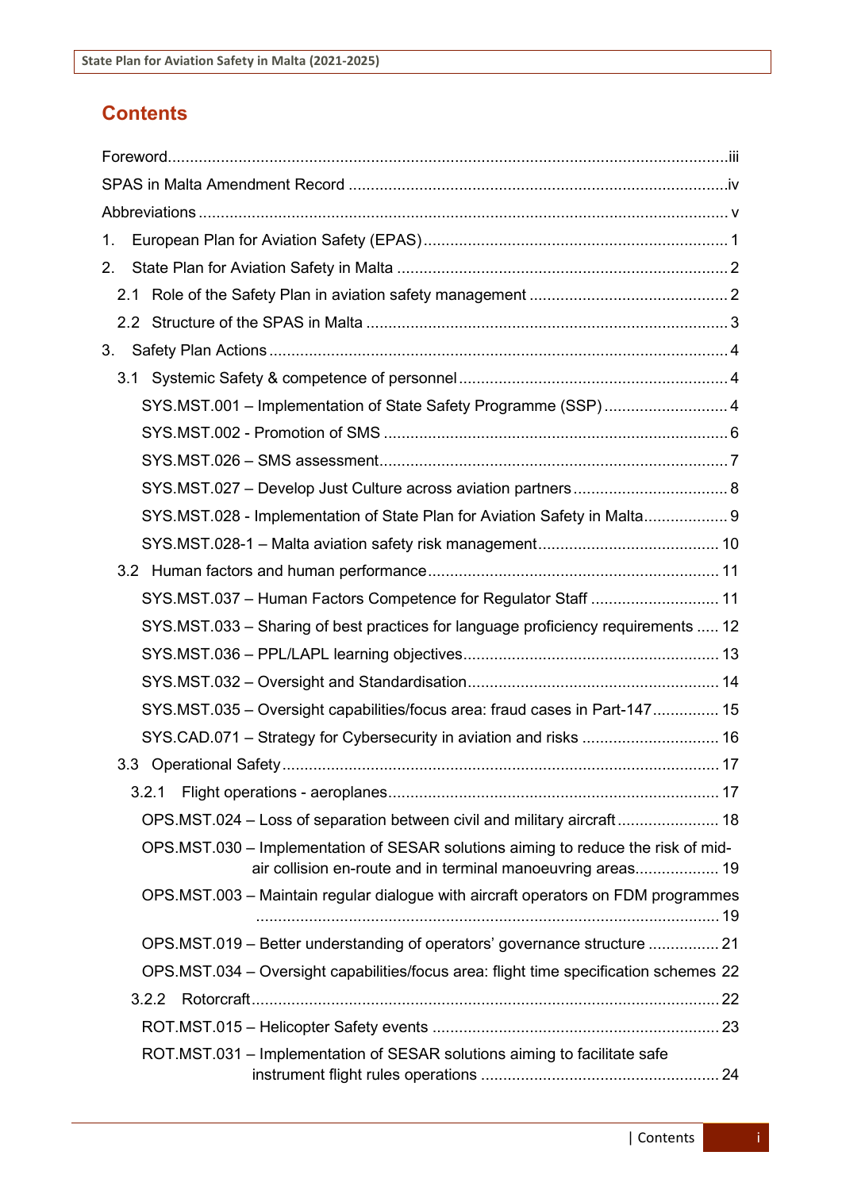# Contents

Foreword....................................................................................................................iii

SPAS in Malta Amendment Record .......................................................................iv

Abbreviations ............................................................................................................ v

1. European Plan for Aviation Safety (EPAS)........................................................ 1

2. State Plan for Aviation Safety in Malta ............................................................. 2

   2.1 Role of the Safety Plan in aviation safety management .............................. 2

   2.2 Structure of the SPAS in Malta ................................................................... 3

3. Safety Plan Actions ........................................................................................... 4

   3.1 Systemic Safety & competence of personnel ............................................... 4

      SYS.MST.001 – Implementation of State Safety Programme (SSP) ............................ 4

      SYS.MST.002 - Promotion of SMS ............................................................................ 6

      SYS.MST.026 – SMS assessment............................................................................... 7

      SYS.MST.027 – Develop Just Culture across aviation partners .................................. 8

      SYS.MST.028 - Implementation of State Plan for Aviation Safety in Malta.................. 9

      SYS.MST.028-1 – Malta aviation safety risk management......................................... 10

   3.2 Human factors and human performance..................................................... 11

      SYS.MST.037 – Human Factors Competence for Regulator Staff ............................ 11

      SYS.MST.033 – Sharing of best practices for language proficiency requirements ..... 12

      SYS.MST.036 – PPL/LAPL learning objectives......................................................... 13

      SYS.MST.032 – Oversight and Standardisation........................................................ 14

      SYS.MST.035 – Oversight capabilities/focus area: fraud cases in Part-147............... 15

      SYS.CAD.071 – Strategy for Cybersecurity in aviation and risks ............................... 16

   3.3 Operational Safety........................................................................................ 17

      3.2.1 Flight operations - aeroplanes.................................................................. 17

      OPS.MST.024 – Loss of separation between civil and military aircraft ...................... 18

      OPS.MST.030 – Implementation of SESAR solutions aiming to reduce the risk of mid-air collision en-route and in terminal manoeuvring areas.................. 19

      OPS.MST.003 – Maintain regular dialogue with aircraft operators on FDM programmes ........................................................................................................ 19

      OPS.MST.019 – Better understanding of operators' governance structure ................ 21

      OPS.MST.034 – Oversight capabilities/focus area: flight time specification schemes 22

      3.2.2 Rotorcraft................................................................................................ 22

      ROT.MST.015 – Helicopter Safety events ................................................................ 23

      ROT.MST.031 – Implementation of SESAR solutions aiming to facilitate safe instrument flight rules operations ...................................................... 24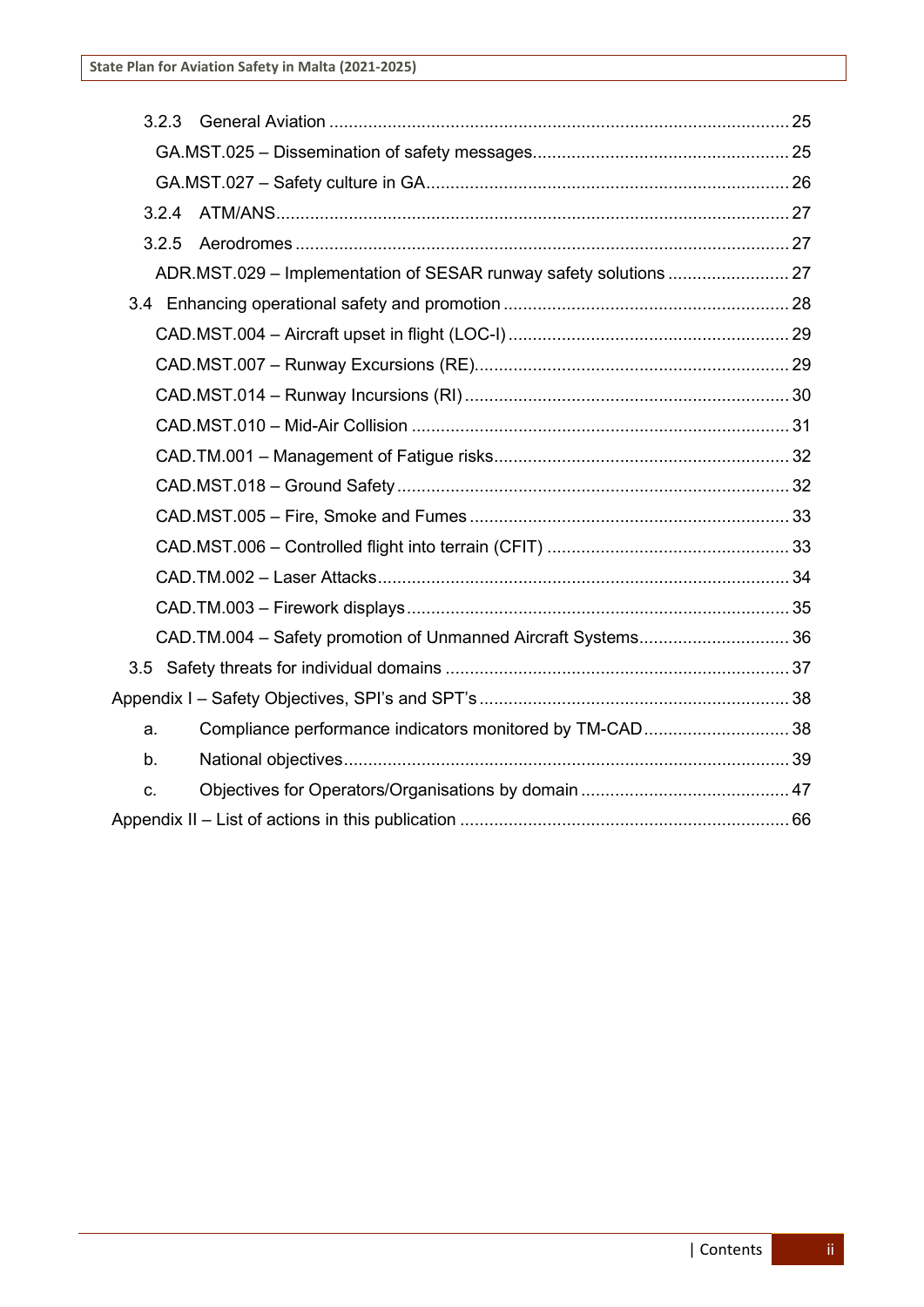- 3.2.3 General Aviation ... 25
  - GA.MST.025 – Dissemination of safety messages ... 25
  - GA.MST.027 – Safety culture in GA ... 26
- 3.2.4 ATM/ANS ... 27
- 3.2.5 Aerodromes ... 27
  - ADR.MST.029 – Implementation of SESAR runway safety solutions ... 27
- 3.4 Enhancing operational safety and promotion ... 28
  - CAD.MST.004 – Aircraft upset in flight (LOC-I) ... 29
  - CAD.MST.007 – Runway Excursions (RE) ... 29
  - CAD.MST.014 – Runway Incursions (RI) ... 30
  - CAD.MST.010 – Mid-Air Collision ... 31
  - CAD.TM.001 – Management of Fatigue risks ... 32
  - CAD.MST.018 – Ground Safety ... 32
  - CAD.MST.005 – Fire, Smoke and Fumes ... 33
  - CAD.MST.006 – Controlled flight into terrain (CFIT) ... 33
  - CAD.TM.002 – Laser Attacks ... 34
  - CAD.TM.003 – Firework displays ... 35
  - CAD.TM.004 – Safety promotion of Unmanned Aircraft Systems ... 36
- 3.5 Safety threats for individual domains ... 37
- Appendix I – Safety Objectives, SPI's and SPT's ... 38
  - a. Compliance performance indicators monitored by TM-CAD ... 38
  - b. National objectives ... 39
  - c. Objectives for Operators/Organisations by domain ... 47
- Appendix II – List of actions in this publication ... 66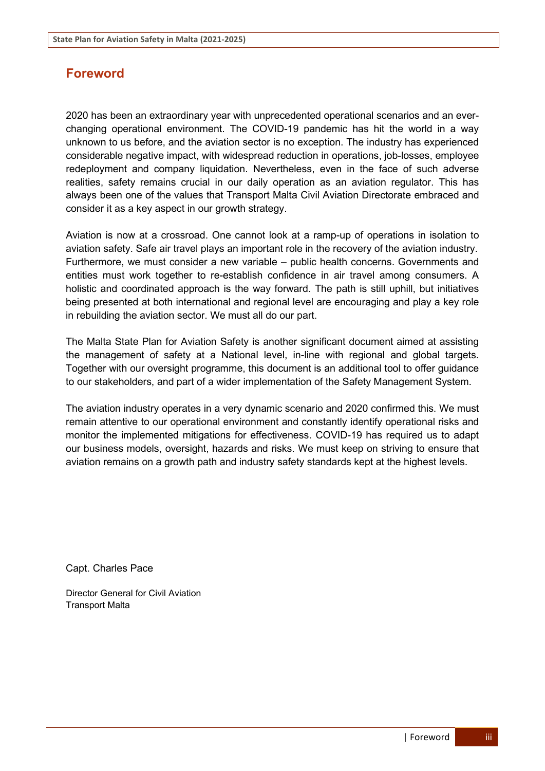# Foreword

2020 has been an extraordinary year with unprecedented operational scenarios and an ever-changing operational environment. The COVID-19 pandemic has hit the world in a way unknown to us before, and the aviation sector is no exception. The industry has experienced considerable negative impact, with widespread reduction in operations, job-losses, employee redeployment and company liquidation. Nevertheless, even in the face of such adverse realities, safety remains crucial in our daily operation as an aviation regulator. This has always been one of the values that Transport Malta Civil Aviation Directorate embraced and consider it as a key aspect in our growth strategy.

Aviation is now at a crossroad. One cannot look at a ramp-up of operations in isolation to aviation safety. Safe air travel plays an important role in the recovery of the aviation industry. Furthermore, we must consider a new variable – public health concerns. Governments and entities must work together to re-establish confidence in air travel among consumers. A holistic and coordinated approach is the way forward. The path is still uphill, but initiatives being presented at both international and regional level are encouraging and play a key role in rebuilding the aviation sector. We must all do our part.

The Malta State Plan for Aviation Safety is another significant document aimed at assisting the management of safety at a National level, in-line with regional and global targets. Together with our oversight programme, this document is an additional tool to offer guidance to our stakeholders, and part of a wider implementation of the Safety Management System.

The aviation industry operates in a very dynamic scenario and 2020 confirmed this. We must remain attentive to our operational environment and constantly identify operational risks and monitor the implemented mitigations for effectiveness. COVID-19 has required us to adapt our business models, oversight, hazards and risks. We must keep on striving to ensure that aviation remains on a growth path and industry safety standards kept at the highest levels.

Capt. Charles Pace

Director General for Civil Aviation
Transport Malta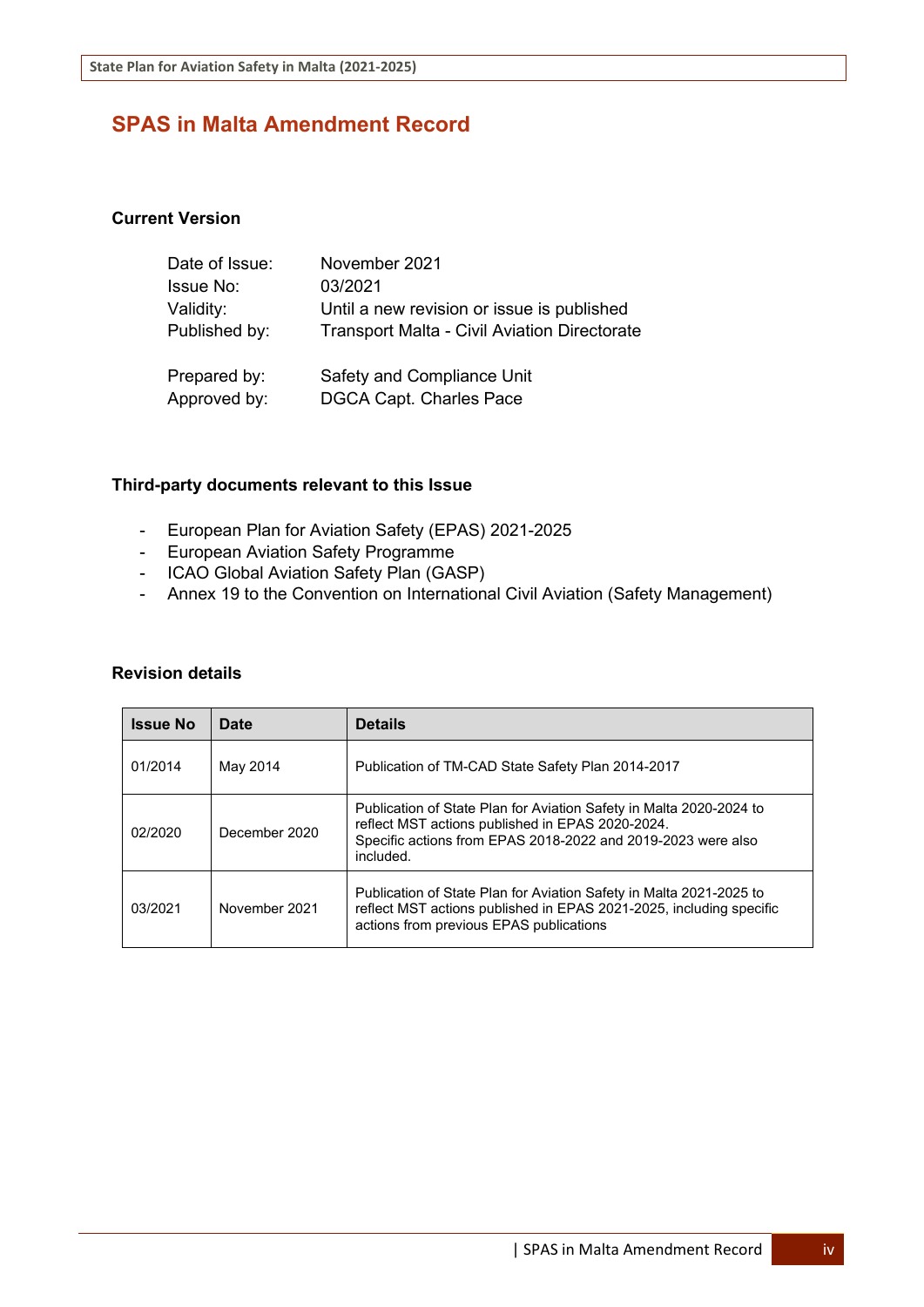# SPAS in Malta Amendment Record

## Current Version

| | |
|---|---|
| Date of Issue: | November 2021 |
| Issue No: | 03/2021 |
| Validity: | Until a new revision or issue is published |
| Published by: | Transport Malta - Civil Aviation Directorate |
| Prepared by: | Safety and Compliance Unit |
| Approved by: | DGCA Capt. Charles Pace |

## Third-party documents relevant to this Issue

- European Plan for Aviation Safety (EPAS) 2021-2025
- European Aviation Safety Programme
- ICAO Global Aviation Safety Plan (GASP)
- Annex 19 to the Convention on International Civil Aviation (Safety Management)

## Revision details

| Issue No | Date | Details |
|---|---|---|
| 01/2014 | May 2014 | Publication of TM-CAD State Safety Plan 2014-2017 |
| 02/2020 | December 2020 | Publication of State Plan for Aviation Safety in Malta 2020-2024 to reflect MST actions published in EPAS 2020-2024. Specific actions from EPAS 2018-2022 and 2019-2023 were also included. |
| 03/2021 | November 2021 | Publication of State Plan for Aviation Safety in Malta 2021-2025 to reflect MST actions published in EPAS 2021-2025, including specific actions from previous EPAS publications |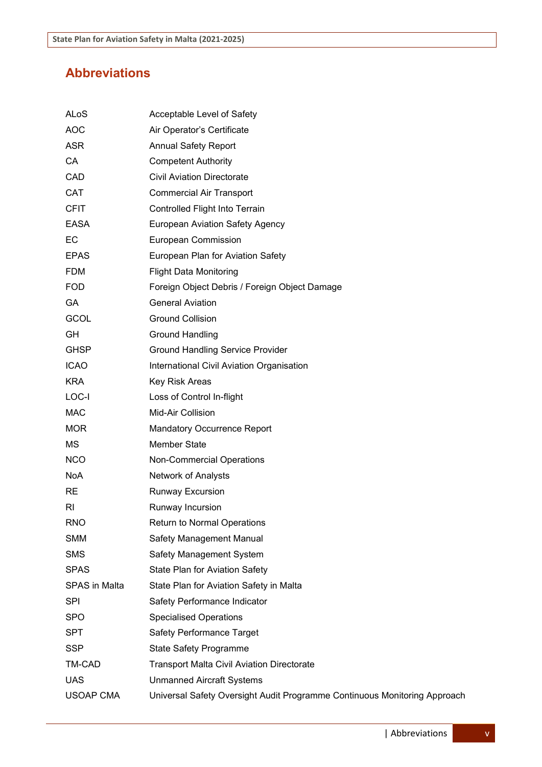## Abbreviations

| | |
|---|---|
| ALoS | Acceptable Level of Safety |
| AOC | Air Operator's Certificate |
| ASR | Annual Safety Report |
| CA | Competent Authority |
| CAD | Civil Aviation Directorate |
| CAT | Commercial Air Transport |
| CFIT | Controlled Flight Into Terrain |
| EASA | European Aviation Safety Agency |
| EC | European Commission |
| EPAS | European Plan for Aviation Safety |
| FDM | Flight Data Monitoring |
| FOD | Foreign Object Debris / Foreign Object Damage |
| GA | General Aviation |
| GCOL | Ground Collision |
| GH | Ground Handling |
| GHSP | Ground Handling Service Provider |
| ICAO | International Civil Aviation Organisation |
| KRA | Key Risk Areas |
| LOC-I | Loss of Control In-flight |
| MAC | Mid-Air Collision |
| MOR | Mandatory Occurrence Report |
| MS | Member State |
| NCO | Non-Commercial Operations |
| NoA | Network of Analysts |
| RE | Runway Excursion |
| RI | Runway Incursion |
| RNO | Return to Normal Operations |
| SMM | Safety Management Manual |
| SMS | Safety Management System |
| SPAS | State Plan for Aviation Safety |
| SPAS in Malta | State Plan for Aviation Safety in Malta |
| SPI | Safety Performance Indicator |
| SPO | Specialised Operations |
| SPT | Safety Performance Target |
| SSP | State Safety Programme |
| TM-CAD | Transport Malta Civil Aviation Directorate |
| UAS | Unmanned Aircraft Systems |
| USOAP CMA | Universal Safety Oversight Audit Programme Continuous Monitoring Approach |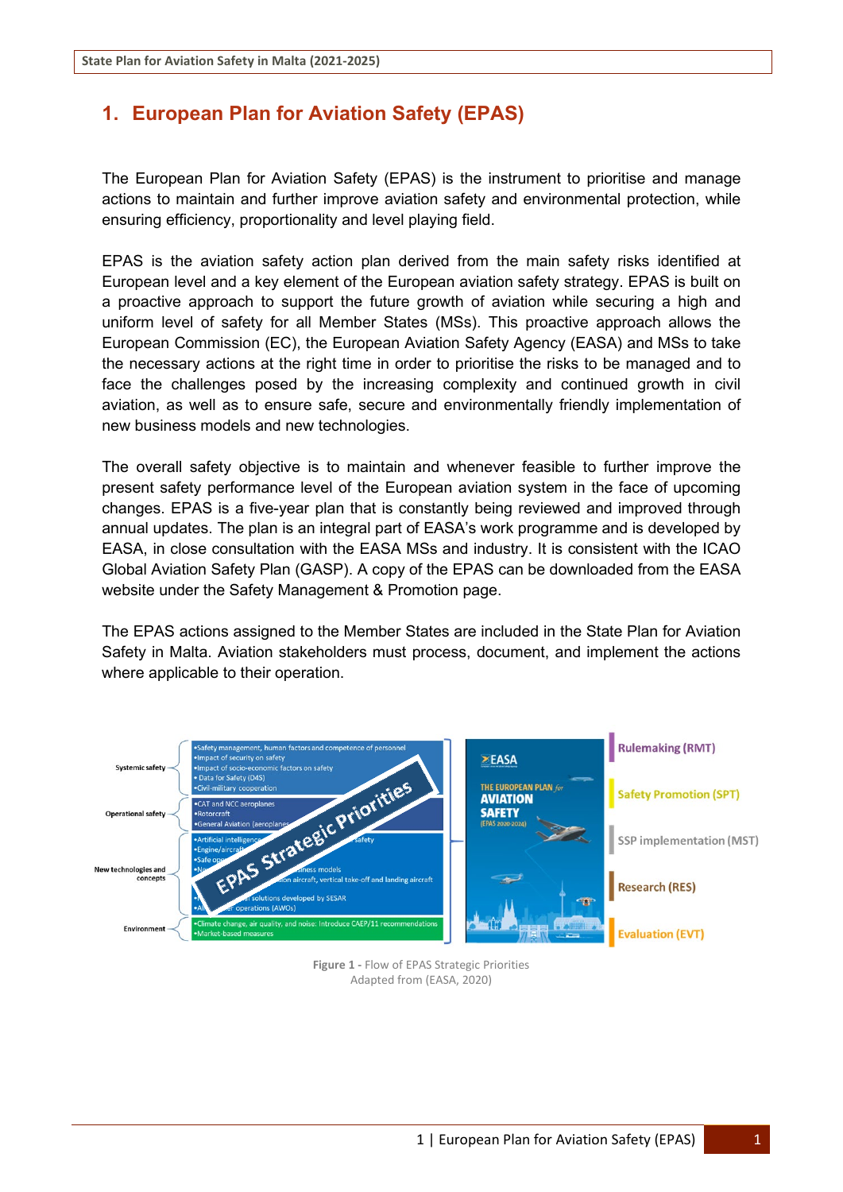# 1. European Plan for Aviation Safety (EPAS)

The European Plan for Aviation Safety (EPAS) is the instrument to prioritise and manage actions to maintain and further improve aviation safety and environmental protection, while ensuring efficiency, proportionality and level playing field.

EPAS is the aviation safety action plan derived from the main safety risks identified at European level and a key element of the European aviation safety strategy. EPAS is built on a proactive approach to support the future growth of aviation while securing a high and uniform level of safety for all Member States (MSs). This proactive approach allows the European Commission (EC), the European Aviation Safety Agency (EASA) and MSs to take the necessary actions at the right time in order to prioritise the risks to be managed and to face the challenges posed by the increasing complexity and continued growth in civil aviation, as well as to ensure safe, secure and environmentally friendly implementation of new business models and new technologies.

The overall safety objective is to maintain and whenever feasible to further improve the present safety performance level of the European aviation system in the face of upcoming changes. EPAS is a five-year plan that is constantly being reviewed and improved through annual updates. The plan is an integral part of EASA's work programme and is developed by EASA, in close consultation with the EASA MSs and industry. It is consistent with the ICAO Global Aviation Safety Plan (GASP). A copy of the EPAS can be downloaded from the EASA website under the Safety Management & Promotion page.

The EPAS actions assigned to the Member States are included in the State Plan for Aviation Safety in Malta. Aviation stakeholders must process, document, and implement the actions where applicable to their operation.

**Figure 1 -** Flow of EPAS Strategic Priorities
Adapted from (EASA, 2020)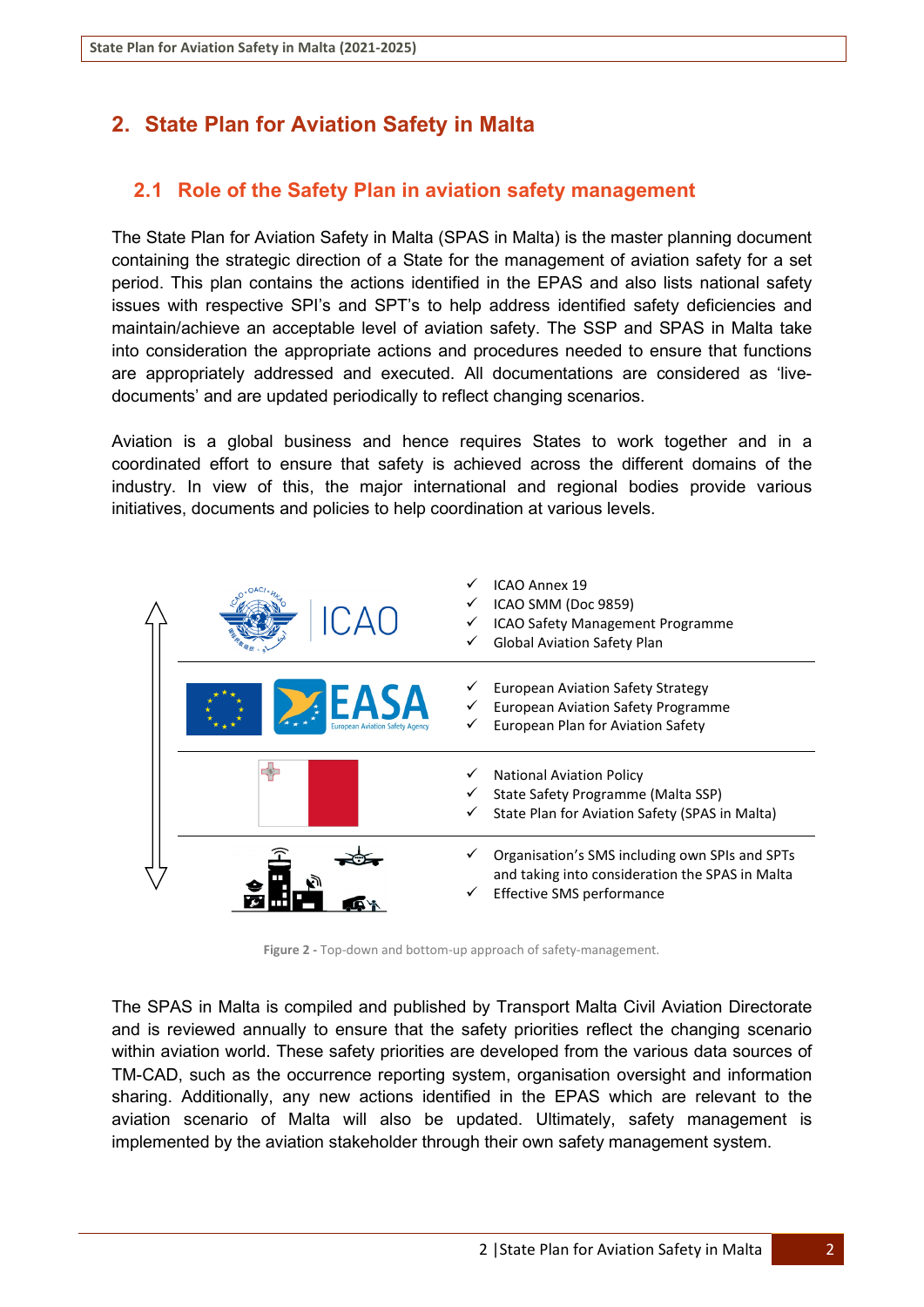# 2. State Plan for Aviation Safety in Malta

## 2.1 Role of the Safety Plan in aviation safety management

The State Plan for Aviation Safety in Malta (SPAS in Malta) is the master planning document containing the strategic direction of a State for the management of aviation safety for a set period. This plan contains the actions identified in the EPAS and also lists national safety issues with respective SPI's and SPT's to help address identified safety deficiencies and maintain/achieve an acceptable level of aviation safety. The SSP and SPAS in Malta take into consideration the appropriate actions and procedures needed to ensure that functions are appropriately addressed and executed. All documentations are considered as 'live-documents' and are updated periodically to reflect changing scenarios.

Aviation is a global business and hence requires States to work together and in a coordinated effort to ensure that safety is achieved across the different domains of the industry. In view of this, the major international and regional bodies provide various initiatives, documents and policies to help coordination at various levels.

| Level | Documents |
|---|---|
| ICAO | ✓ ICAO Annex 19<br>✓ ICAO SMM (Doc 9859)<br>✓ ICAO Safety Management Programme<br>✓ Global Aviation Safety Plan |
| EASA | ✓ European Aviation Safety Strategy<br>✓ European Aviation Safety Programme<br>✓ European Plan for Aviation Safety |
| Malta | ✓ National Aviation Policy<br>✓ State Safety Programme (Malta SSP)<br>✓ State Plan for Aviation Safety (SPAS in Malta) |
| Organisations | ✓ Organisation's SMS including own SPIs and SPTs and taking into consideration the SPAS in Malta<br>✓ Effective SMS performance |

**Figure 2** - Top-down and bottom-up approach of safety-management.

The SPAS in Malta is compiled and published by Transport Malta Civil Aviation Directorate and is reviewed annually to ensure that the safety priorities reflect the changing scenario within aviation world. These safety priorities are developed from the various data sources of TM-CAD, such as the occurrence reporting system, organisation oversight and information sharing. Additionally, any new actions identified in the EPAS which are relevant to the aviation scenario of Malta will also be updated. Ultimately, safety management is implemented by the aviation stakeholder through their own safety management system.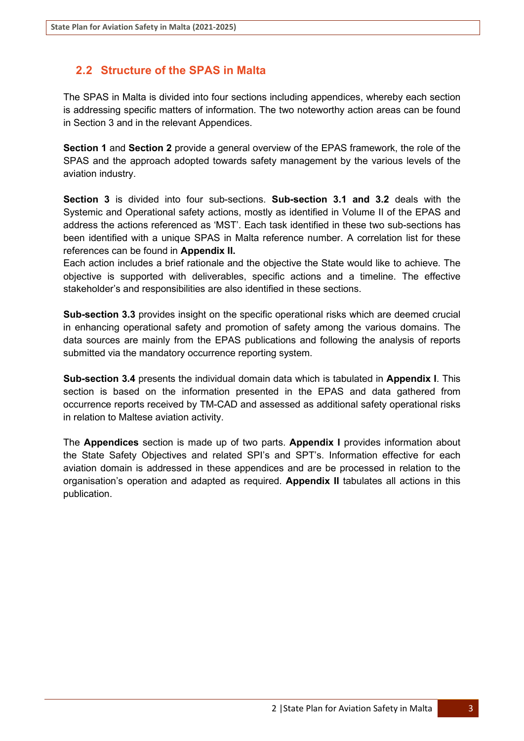## 2.2 Structure of the SPAS in Malta

The SPAS in Malta is divided into four sections including appendices, whereby each section is addressing specific matters of information. The two noteworthy action areas can be found in Section 3 and in the relevant Appendices.

**Section 1** and **Section 2** provide a general overview of the EPAS framework, the role of the SPAS and the approach adopted towards safety management by the various levels of the aviation industry.

**Section 3** is divided into four sub-sections. **Sub-section 3.1 and 3.2** deals with the Systemic and Operational safety actions, mostly as identified in Volume II of the EPAS and address the actions referenced as 'MST'. Each task identified in these two sub-sections has been identified with a unique SPAS in Malta reference number. A correlation list for these references can be found in **Appendix II.**
Each action includes a brief rationale and the objective the State would like to achieve. The objective is supported with deliverables, specific actions and a timeline. The effective stakeholder's and responsibilities are also identified in these sections.

**Sub-section 3.3** provides insight on the specific operational risks which are deemed crucial in enhancing operational safety and promotion of safety among the various domains. The data sources are mainly from the EPAS publications and following the analysis of reports submitted via the mandatory occurrence reporting system.

**Sub-section 3.4** presents the individual domain data which is tabulated in **Appendix I**. This section is based on the information presented in the EPAS and data gathered from occurrence reports received by TM-CAD and assessed as additional safety operational risks in relation to Maltese aviation activity.

The **Appendices** section is made up of two parts. **Appendix I** provides information about the State Safety Objectives and related SPI's and SPT's. Information effective for each aviation domain is addressed in these appendices and are be processed in relation to the organisation's operation and adapted as required. **Appendix II** tabulates all actions in this publication.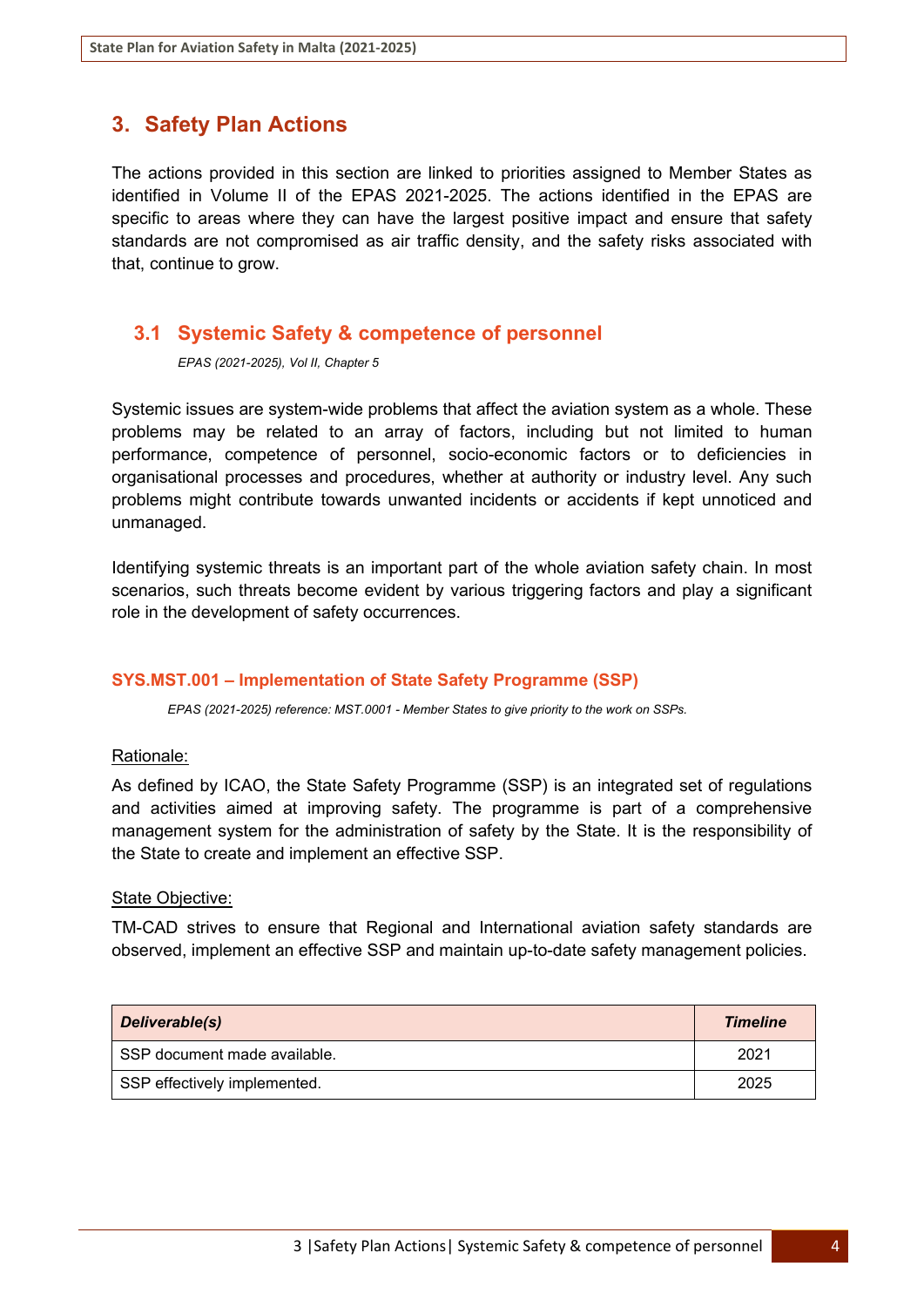# 3. Safety Plan Actions

The actions provided in this section are linked to priorities assigned to Member States as identified in Volume II of the EPAS 2021-2025. The actions identified in the EPAS are specific to areas where they can have the largest positive impact and ensure that safety standards are not compromised as air traffic density, and the safety risks associated with that, continue to grow.

## 3.1 Systemic Safety & competence of personnel

*EPAS (2021-2025), Vol II, Chapter 5*

Systemic issues are system-wide problems that affect the aviation system as a whole. These problems may be related to an array of factors, including but not limited to human performance, competence of personnel, socio-economic factors or to deficiencies in organisational processes and procedures, whether at authority or industry level. Any such problems might contribute towards unwanted incidents or accidents if kept unnoticed and unmanaged.

Identifying systemic threats is an important part of the whole aviation safety chain. In most scenarios, such threats become evident by various triggering factors and play a significant role in the development of safety occurrences.

### SYS.MST.001 – Implementation of State Safety Programme (SSP)

*EPAS (2021-2025) reference: MST.0001 - Member States to give priority to the work on SSPs.*

Rationale:

As defined by ICAO, the State Safety Programme (SSP) is an integrated set of regulations and activities aimed at improving safety. The programme is part of a comprehensive management system for the administration of safety by the State. It is the responsibility of the State to create and implement an effective SSP.

State Objective:

TM-CAD strives to ensure that Regional and International aviation safety standards are observed, implement an effective SSP and maintain up-to-date safety management policies.

| ***Deliverable(s)*** | ***Timeline*** |
|---|---|
| SSP document made available. | 2021 |
| SSP effectively implemented. | 2025 |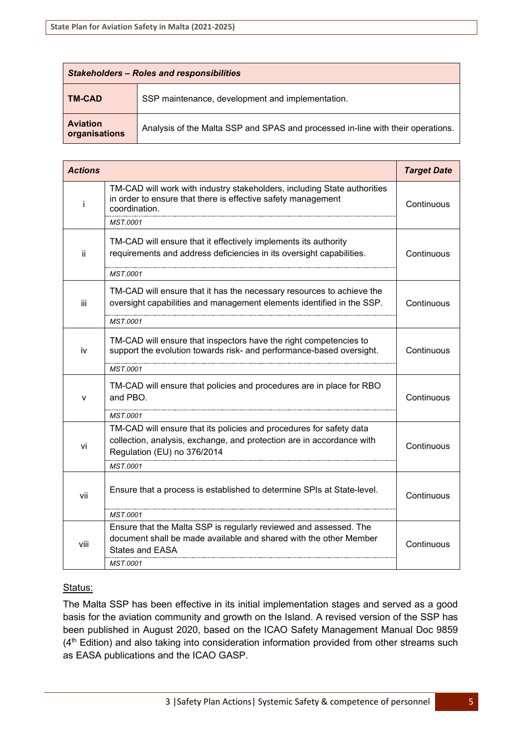| *Stakeholders – Roles and responsibilities* | |
|---|---|
| **TM-CAD** | SSP maintenance, development and implementation. |
| **Aviation organisations** | Analysis of the Malta SSP and SPAS and processed in-line with their operations. |

| *Actions* | | *Target Date* |
|---|---|---|
| i | TM-CAD will work with industry stakeholders, including State authorities in order to ensure that there is effective safety management coordination.<br>*MST.0001* | Continuous |
| ii | TM-CAD will ensure that it effectively implements its authority requirements and address deficiencies in its oversight capabilities.<br>*MST.0001* | Continuous |
| iii | TM-CAD will ensure that it has the necessary resources to achieve the oversight capabilities and management elements identified in the SSP.<br>*MST.0001* | Continuous |
| iv | TM-CAD will ensure that inspectors have the right competencies to support the evolution towards risk- and performance-based oversight.<br>*MST.0001* | Continuous |
| v | TM-CAD will ensure that policies and procedures are in place for RBO and PBO.<br>*MST.0001* | Continuous |
| vi | TM-CAD will ensure that its policies and procedures for safety data collection, analysis, exchange, and protection are in accordance with Regulation (EU) no 376/2014<br>*MST.0001* | Continuous |
| vii | Ensure that a process is established to determine SPIs at State-level.<br>*MST.0001* | Continuous |
| viii | Ensure that the Malta SSP is regularly reviewed and assessed. The document shall be made available and shared with the other Member States and EASA<br>*MST.0001* | Continuous |

Status:

The Malta SSP has been effective in its initial implementation stages and served as a good basis for the aviation community and growth on the Island. A revised version of the SSP has been published in August 2020, based on the ICAO Safety Management Manual Doc 9859 (4th Edition) and also taking into consideration information provided from other streams such as EASA publications and the ICAO GASP.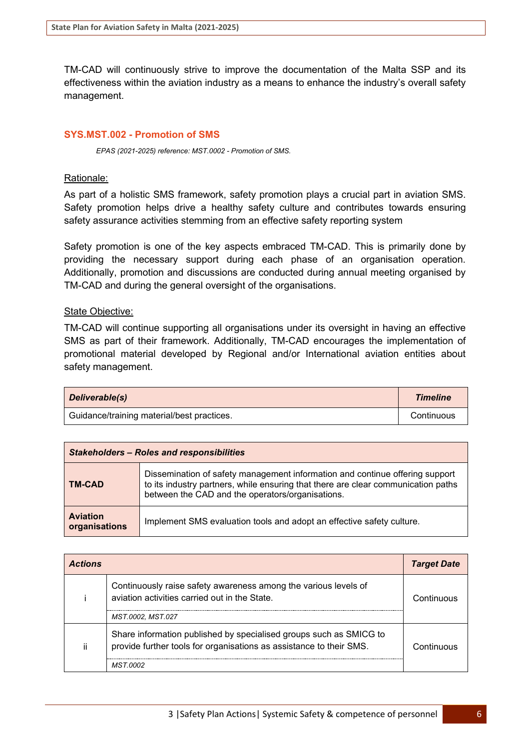TM-CAD will continuously strive to improve the documentation of the Malta SSP and its effectiveness within the aviation industry as a means to enhance the industry's overall safety management.

### SYS.MST.002 - Promotion of SMS

*EPAS (2021-2025) reference: MST.0002 - Promotion of SMS.*

Rationale:

As part of a holistic SMS framework, safety promotion plays a crucial part in aviation SMS. Safety promotion helps drive a healthy safety culture and contributes towards ensuring safety assurance activities stemming from an effective safety reporting system

Safety promotion is one of the key aspects embraced TM-CAD. This is primarily done by providing the necessary support during each phase of an organisation operation. Additionally, promotion and discussions are conducted during annual meeting organised by TM-CAD and during the general oversight of the organisations.

State Objective:

TM-CAD will continue supporting all organisations under its oversight in having an effective SMS as part of their framework. Additionally, TM-CAD encourages the implementation of promotional material developed by Regional and/or International aviation entities about safety management.

| ***Deliverable(s)*** | ***Timeline*** |
|---|---|
| Guidance/training material/best practices. | Continuous |

| ***Stakeholders – Roles and responsibilities*** | |
|---|---|
| **TM-CAD** | Dissemination of safety management information and continue offering support to its industry partners, while ensuring that there are clear communication paths between the CAD and the operators/organisations. |
| **Aviation organisations** | Implement SMS evaluation tools and adopt an effective safety culture. |

| ***Actions*** | | ***Target Date*** |
|---|---|---|
| i | Continuously raise safety awareness among the various levels of aviation activities carried out in the State.<br>*MST.0002, MST.027* | Continuous |
| ii | Share information published by specialised groups such as SMICG to provide further tools for organisations as assistance to their SMS.<br>*MST.0002* | Continuous |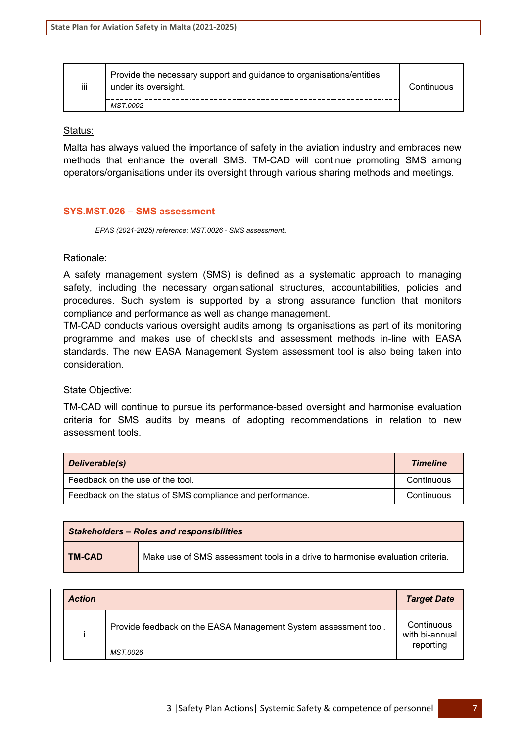| | | |
|---|---|---|
| iii | Provide the necessary support and guidance to organisations/entities under its oversight.<br>*MST.0002* | Continuous |

Status:

Malta has always valued the importance of safety in the aviation industry and embraces new methods that enhance the overall SMS. TM-CAD will continue promoting SMS among operators/organisations under its oversight through various sharing methods and meetings.

### SYS.MST.026 – SMS assessment

*EPAS (2021-2025) reference: MST.0026 - SMS assessment.*

Rationale:

A safety management system (SMS) is defined as a systematic approach to managing safety, including the necessary organisational structures, accountabilities, policies and procedures. Such system is supported by a strong assurance function that monitors compliance and performance as well as change management.

TM-CAD conducts various oversight audits among its organisations as part of its monitoring programme and makes use of checklists and assessment methods in-line with EASA standards. The new EASA Management System assessment tool is also being taken into consideration.

State Objective:

TM-CAD will continue to pursue its performance-based oversight and harmonise evaluation criteria for SMS audits by means of adopting recommendations in relation to new assessment tools.

| ***Deliverable(s)*** | ***Timeline*** |
|---|---|
| Feedback on the use of the tool. | Continuous |
| Feedback on the status of SMS compliance and performance. | Continuous |

| ***Stakeholders – Roles and responsibilities*** | |
|---|---|
| **TM-CAD** | Make use of SMS assessment tools in a drive to harmonise evaluation criteria. |

| ***Action*** | | ***Target Date*** |
|---|---|---|
| i | Provide feedback on the EASA Management System assessment tool.<br>*MST.0026* | Continuous with bi-annual reporting |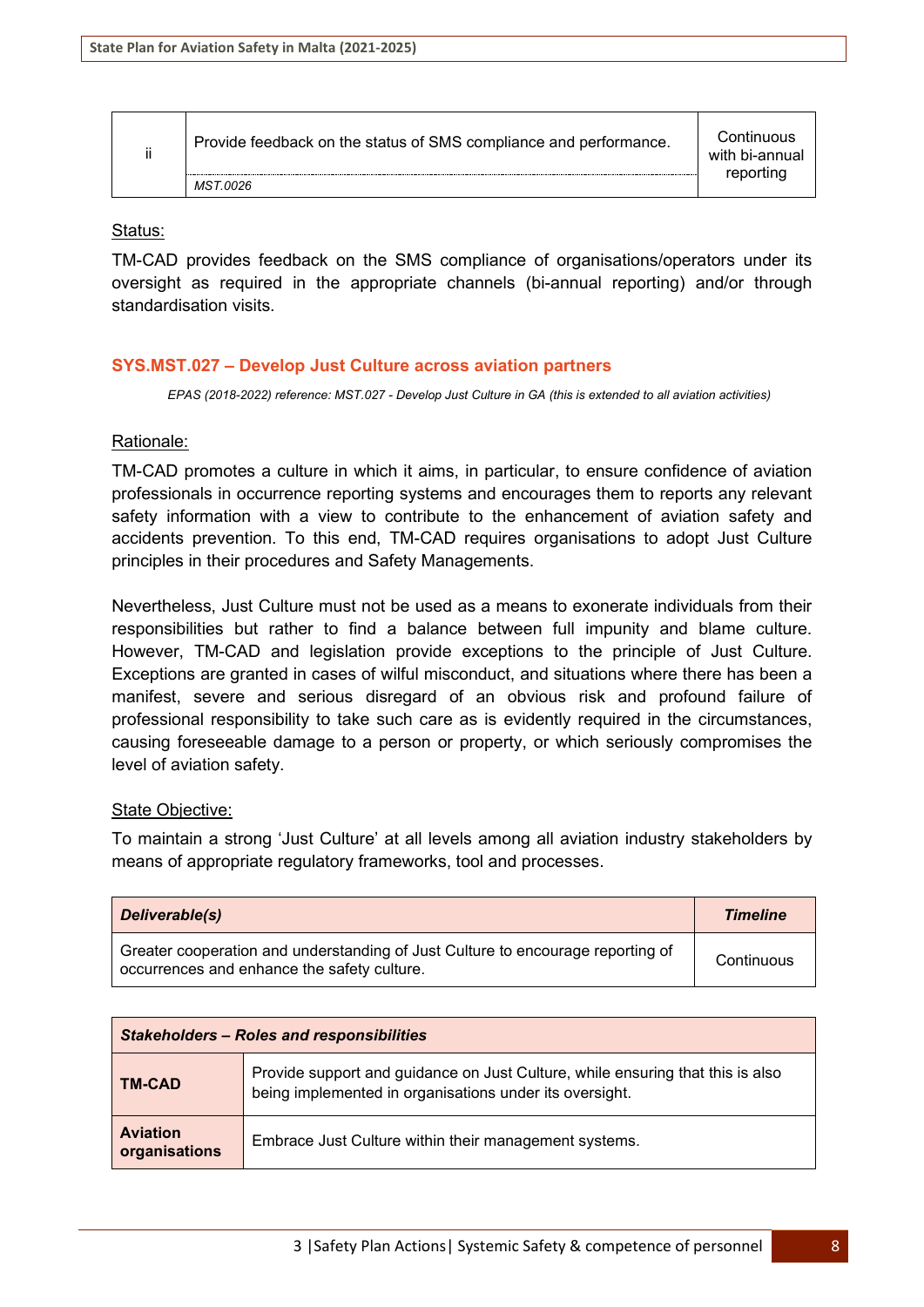| | | |
|---|---|---|
| ii | Provide feedback on the status of SMS compliance and performance.<br>*MST.0026* | Continuous with bi-annual reporting |

Status:

TM-CAD provides feedback on the SMS compliance of organisations/operators under its oversight as required in the appropriate channels (bi-annual reporting) and/or through standardisation visits.

### SYS.MST.027 – Develop Just Culture across aviation partners

*EPAS (2018-2022) reference: MST.027 - Develop Just Culture in GA (this is extended to all aviation activities)*

Rationale:

TM-CAD promotes a culture in which it aims, in particular, to ensure confidence of aviation professionals in occurrence reporting systems and encourages them to reports any relevant safety information with a view to contribute to the enhancement of aviation safety and accidents prevention. To this end, TM-CAD requires organisations to adopt Just Culture principles in their procedures and Safety Managements.

Nevertheless, Just Culture must not be used as a means to exonerate individuals from their responsibilities but rather to find a balance between full impunity and blame culture. However, TM-CAD and legislation provide exceptions to the principle of Just Culture. Exceptions are granted in cases of wilful misconduct, and situations where there has been a manifest, severe and serious disregard of an obvious risk and profound failure of professional responsibility to take such care as is evidently required in the circumstances, causing foreseeable damage to a person or property, or which seriously compromises the level of aviation safety.

State Objective:

To maintain a strong 'Just Culture' at all levels among all aviation industry stakeholders by means of appropriate regulatory frameworks, tool and processes.

| ***Deliverable(s)*** | ***Timeline*** |
|---|---|
| Greater cooperation and understanding of Just Culture to encourage reporting of occurrences and enhance the safety culture. | Continuous |

| ***Stakeholders – Roles and responsibilities*** | |
|---|---|
| **TM-CAD** | Provide support and guidance on Just Culture, while ensuring that this is also being implemented in organisations under its oversight. |
| **Aviation organisations** | Embrace Just Culture within their management systems. |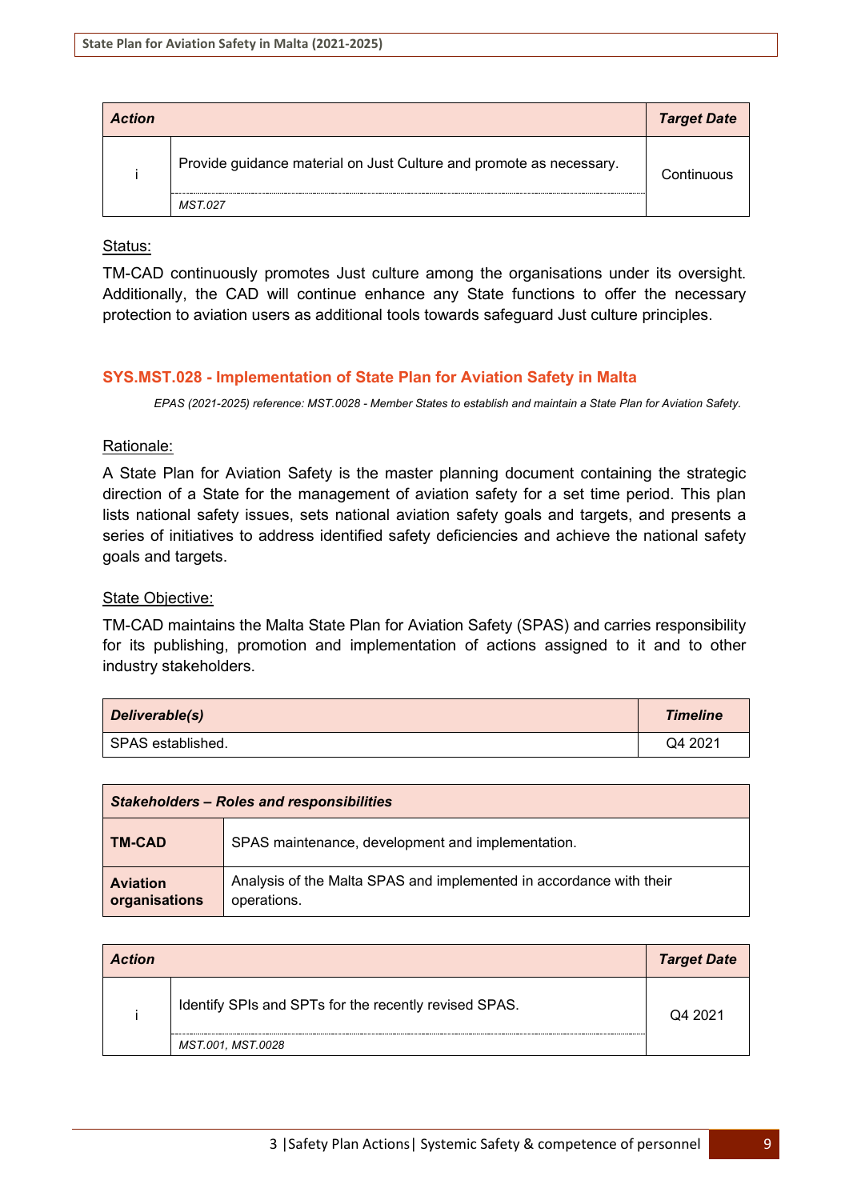| Action | | Target Date |
|---|---|---|
| i | Provide guidance material on Just Culture and promote as necessary.<br>*MST.027* | Continuous |

Status:

TM-CAD continuously promotes Just culture among the organisations under its oversight. Additionally, the CAD will continue enhance any State functions to offer the necessary protection to aviation users as additional tools towards safeguard Just culture principles.

### SYS.MST.028 - Implementation of State Plan for Aviation Safety in Malta

*EPAS (2021-2025) reference: MST.0028 - Member States to establish and maintain a State Plan for Aviation Safety.*

Rationale:

A State Plan for Aviation Safety is the master planning document containing the strategic direction of a State for the management of aviation safety for a set time period. This plan lists national safety issues, sets national aviation safety goals and targets, and presents a series of initiatives to address identified safety deficiencies and achieve the national safety goals and targets.

State Objective:

TM-CAD maintains the Malta State Plan for Aviation Safety (SPAS) and carries responsibility for its publishing, promotion and implementation of actions assigned to it and to other industry stakeholders.

| Deliverable(s) | Timeline |
|---|---|
| SPAS established. | Q4 2021 |

| Stakeholders – Roles and responsibilities | |
|---|---|
| **TM-CAD** | SPAS maintenance, development and implementation. |
| **Aviation organisations** | Analysis of the Malta SPAS and implemented in accordance with their operations. |

| Action | | Target Date |
|---|---|---|
| i | Identify SPIs and SPTs for the recently revised SPAS.<br>*MST.001, MST.0028* | Q4 2021 |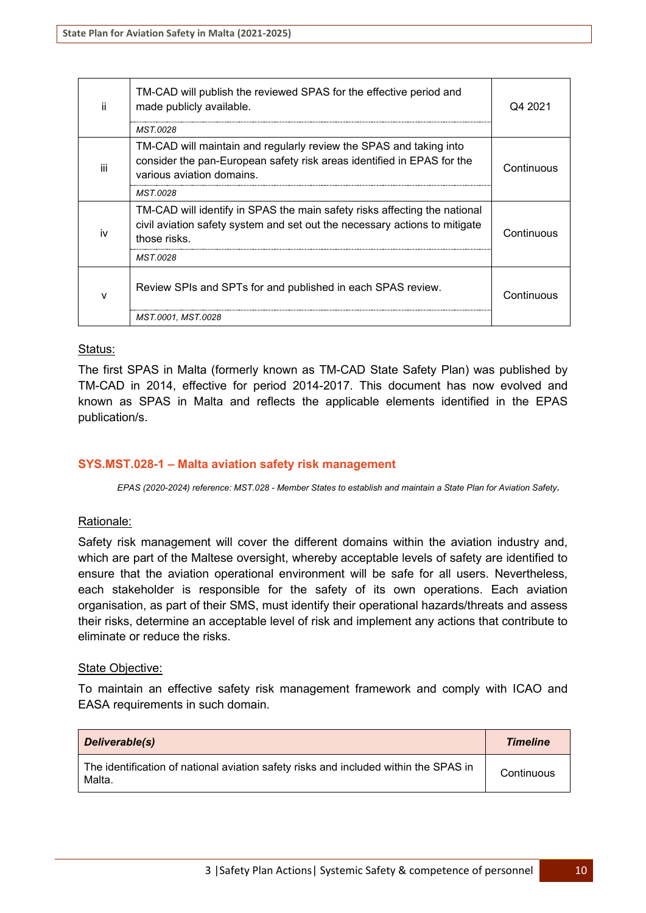| | | |
|---|---|---|
| ii | TM-CAD will publish the reviewed SPAS for the effective period and made publicly available.<br>*MST.0028* | Q4 2021 |
| iii | TM-CAD will maintain and regularly review the SPAS and taking into consider the pan-European safety risk areas identified in EPAS for the various aviation domains.<br>*MST.0028* | Continuous |
| iv | TM-CAD will identify in SPAS the main safety risks affecting the national civil aviation safety system and set out the necessary actions to mitigate those risks.<br>*MST.0028* | Continuous |
| v | Review SPIs and SPTs for and published in each SPAS review.<br>*MST.0001, MST.0028* | Continuous |

Status:

The first SPAS in Malta (formerly known as TM-CAD State Safety Plan) was published by TM-CAD in 2014, effective for period 2014-2017. This document has now evolved and known as SPAS in Malta and reflects the applicable elements identified in the EPAS publication/s.

### SYS.MST.028-1 – Malta aviation safety risk management

*EPAS (2020-2024) reference: MST.028 - Member States to establish and maintain a State Plan for Aviation Safety.*

Rationale:

Safety risk management will cover the different domains within the aviation industry and, which are part of the Maltese oversight, whereby acceptable levels of safety are identified to ensure that the aviation operational environment will be safe for all users. Nevertheless, each stakeholder is responsible for the safety of its own operations. Each aviation organisation, as part of their SMS, must identify their operational hazards/threats and assess their risks, determine an acceptable level of risk and implement any actions that contribute to eliminate or reduce the risks.

State Objective:

To maintain an effective safety risk management framework and comply with ICAO and EASA requirements in such domain.

| ***Deliverable(s)*** | ***Timeline*** |
|---|---|
| The identification of national aviation safety risks and included within the SPAS in Malta. | Continuous |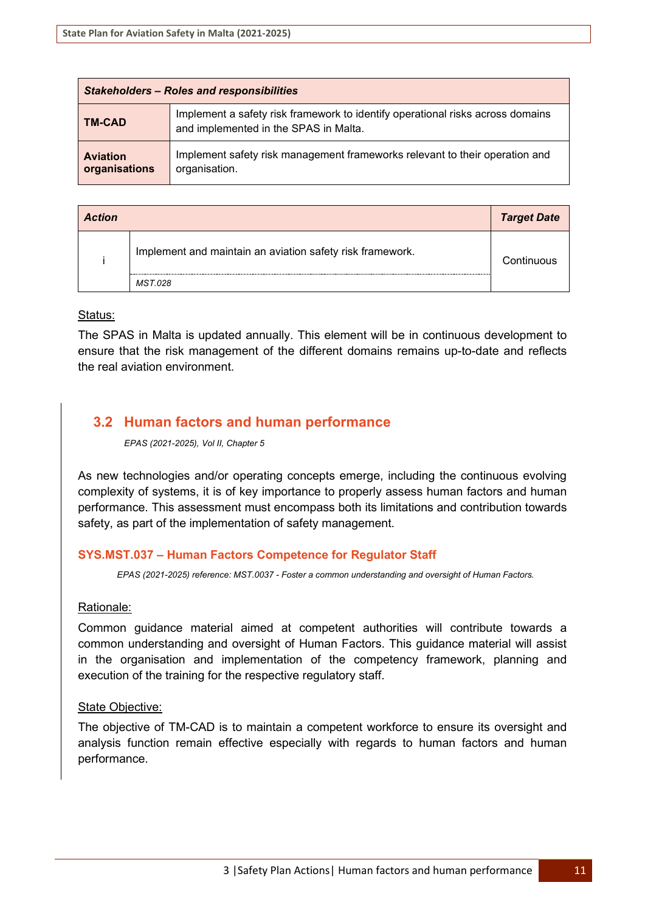| Stakeholders – Roles and responsibilities | |
|---|---|
| **TM-CAD** | Implement a safety risk framework to identify operational risks across domains and implemented in the SPAS in Malta. |
| **Aviation organisations** | Implement safety risk management frameworks relevant to their operation and organisation. |

| *Action* | | *Target Date* |
|---|---|---|
| i | Implement and maintain an aviation safety risk framework.<br><br>*MST.028* | Continuous |

Status:

The SPAS in Malta is updated annually. This element will be in continuous development to ensure that the risk management of the different domains remains up-to-date and reflects the real aviation environment.

## 3.2 Human factors and human performance

*EPAS (2021-2025), Vol II, Chapter 5*

As new technologies and/or operating concepts emerge, including the continuous evolving complexity of systems, it is of key importance to properly assess human factors and human performance. This assessment must encompass both its limitations and contribution towards safety, as part of the implementation of safety management.

### SYS.MST.037 – Human Factors Competence for Regulator Staff

*EPAS (2021-2025) reference: MST.0037 - Foster a common understanding and oversight of Human Factors.*

Rationale:

Common guidance material aimed at competent authorities will contribute towards a common understanding and oversight of Human Factors. This guidance material will assist in the organisation and implementation of the competency framework, planning and execution of the training for the respective regulatory staff.

State Objective:

The objective of TM-CAD is to maintain a competent workforce to ensure its oversight and analysis function remain effective especially with regards to human factors and human performance.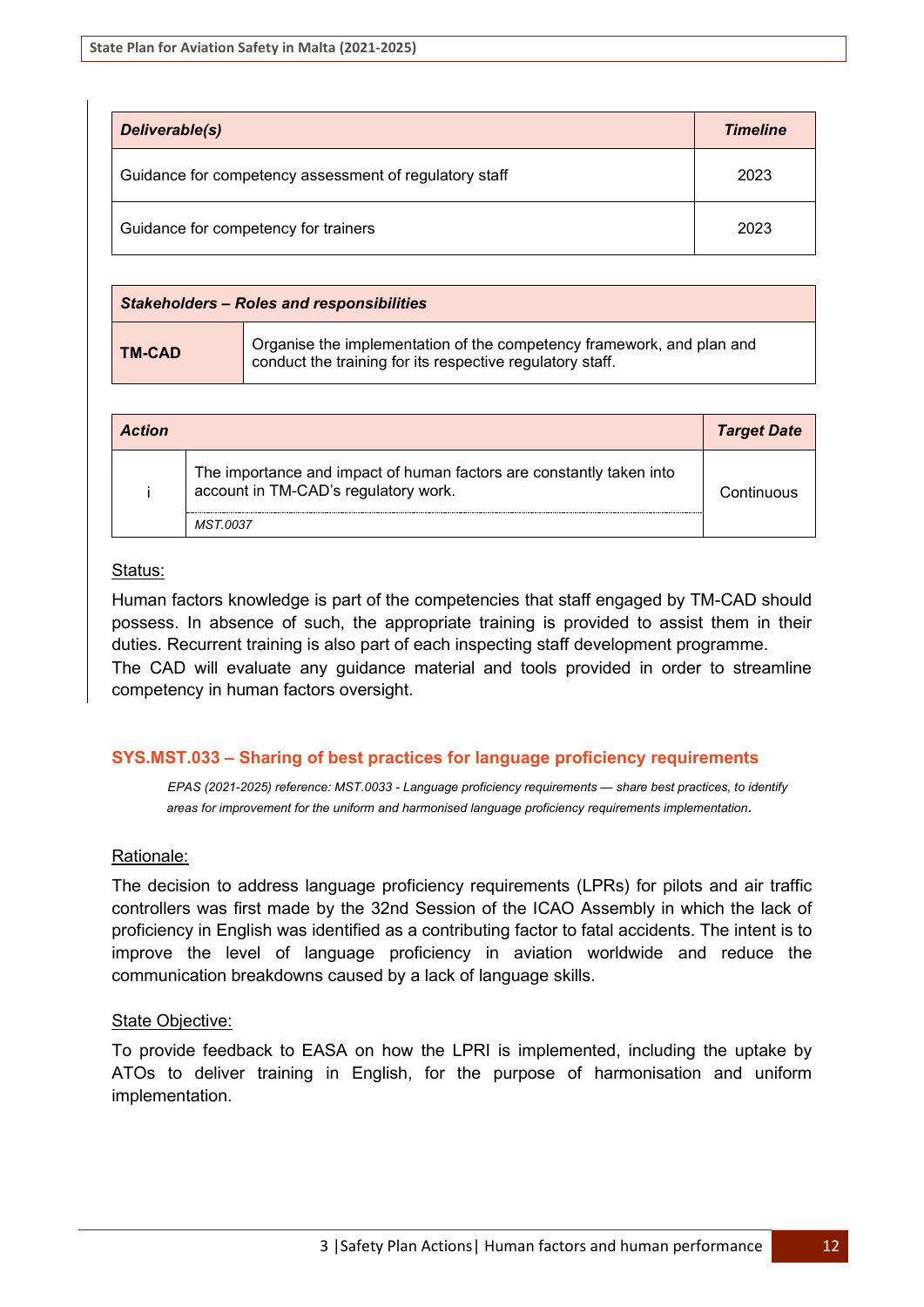| *Deliverable(s)* | *Timeline* |
|---|---|
| Guidance for competency assessment of regulatory staff | 2023 |
| Guidance for competency for trainers | 2023 |

| *Stakeholders – Roles and responsibilities* | |
|---|---|
| **TM-CAD** | Organise the implementation of the competency framework, and plan and conduct the training for its respective regulatory staff. |

| *Action* | | *Target Date* |
|---|---|---|
| i | The importance and impact of human factors are constantly taken into account in TM-CAD's regulatory work. *MST.0037* | Continuous |

Status:

Human factors knowledge is part of the competencies that staff engaged by TM-CAD should possess. In absence of such, the appropriate training is provided to assist them in their duties. Recurrent training is also part of each inspecting staff development programme.
The CAD will evaluate any guidance material and tools provided in order to streamline competency in human factors oversight.

#### SYS.MST.033 – Sharing of best practices for language proficiency requirements

*EPAS (2021-2025) reference: MST.0033 - Language proficiency requirements — share best practices, to identify areas for improvement for the uniform and harmonised language proficiency requirements implementation.*

Rationale:

The decision to address language proficiency requirements (LPRs) for pilots and air traffic controllers was first made by the 32nd Session of the ICAO Assembly in which the lack of proficiency in English was identified as a contributing factor to fatal accidents. The intent is to improve the level of language proficiency in aviation worldwide and reduce the communication breakdowns caused by a lack of language skills.

State Objective:

To provide feedback to EASA on how the LPRI is implemented, including the uptake by ATOs to deliver training in English, for the purpose of harmonisation and uniform implementation.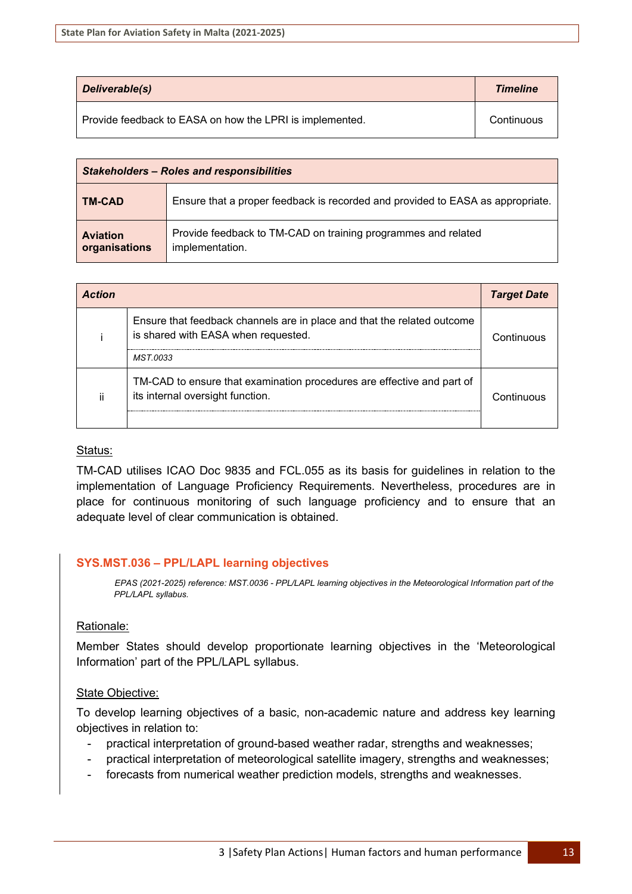| *Deliverable(s)* | *Timeline* |
|---|---|
| Provide feedback to EASA on how the LPRI is implemented. | Continuous |

| *Stakeholders – Roles and responsibilities* | |
|---|---|
| **TM-CAD** | Ensure that a proper feedback is recorded and provided to EASA as appropriate. |
| **Aviation organisations** | Provide feedback to TM-CAD on training programmes and related implementation. |

| *Action* | | *Target Date* |
|---|---|---|
| i | Ensure that feedback channels are in place and that the related outcome is shared with EASA when requested.<br>*MST.0033* | Continuous |
| ii | TM-CAD to ensure that examination procedures are effective and part of its internal oversight function. | Continuous |

Status:

TM-CAD utilises ICAO Doc 9835 and FCL.055 as its basis for guidelines in relation to the implementation of Language Proficiency Requirements. Nevertheless, procedures are in place for continuous monitoring of such language proficiency and to ensure that an adequate level of clear communication is obtained.

### SYS.MST.036 – PPL/LAPL learning objectives

*EPAS (2021-2025) reference: MST.0036 - PPL/LAPL learning objectives in the Meteorological Information part of the PPL/LAPL syllabus.*

Rationale:

Member States should develop proportionate learning objectives in the ‘Meteorological Information’ part of the PPL/LAPL syllabus.

State Objective:

To develop learning objectives of a basic, non-academic nature and address key learning objectives in relation to:

- practical interpretation of ground-based weather radar, strengths and weaknesses;
- practical interpretation of meteorological satellite imagery, strengths and weaknesses;
- forecasts from numerical weather prediction models, strengths and weaknesses.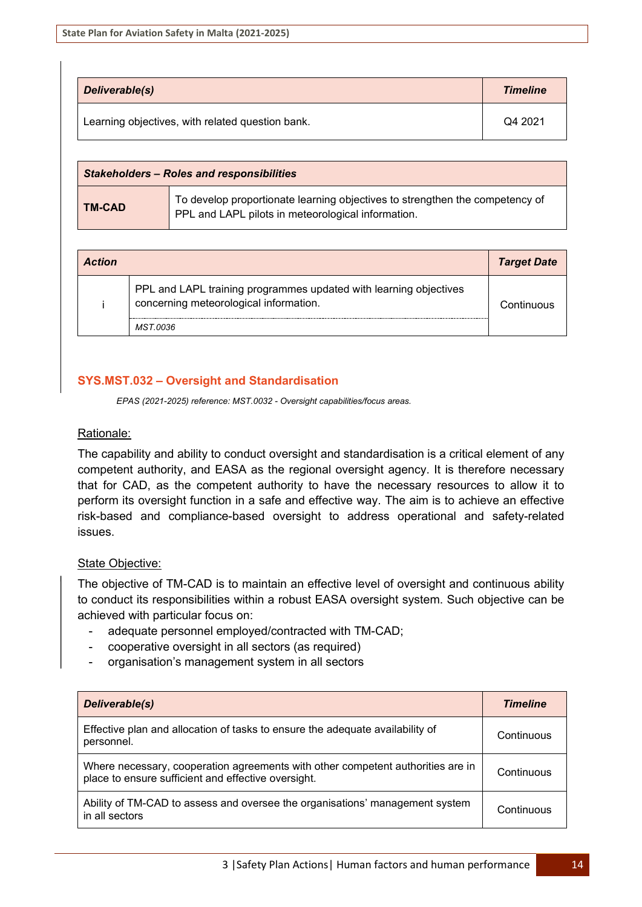| *Deliverable(s)* | *Timeline* |
|---|---|
| Learning objectives, with related question bank. | Q4 2021 |

| *Stakeholders – Roles and responsibilities* | |
|---|---|
| **TM-CAD** | To develop proportionate learning objectives to strengthen the competency of PPL and LAPL pilots in meteorological information. |

| *Action* | | *Target Date* |
|---|---|---|
| i | PPL and LAPL training programmes updated with learning objectives concerning meteorological information. *MST.0036* | Continuous |

### SYS.MST.032 – Oversight and Standardisation

*EPAS (2021-2025) reference: MST.0032 - Oversight capabilities/focus areas.*

Rationale:

The capability and ability to conduct oversight and standardisation is a critical element of any competent authority, and EASA as the regional oversight agency. It is therefore necessary that for CAD, as the competent authority to have the necessary resources to allow it to perform its oversight function in a safe and effective way. The aim is to achieve an effective risk-based and compliance-based oversight to address operational and safety-related issues.

State Objective:

The objective of TM-CAD is to maintain an effective level of oversight and continuous ability to conduct its responsibilities within a robust EASA oversight system. Such objective can be achieved with particular focus on:

- adequate personnel employed/contracted with TM-CAD;
- cooperative oversight in all sectors (as required)
- organisation's management system in all sectors

| *Deliverable(s)* | *Timeline* |
|---|---|
| Effective plan and allocation of tasks to ensure the adequate availability of personnel. | Continuous |
| Where necessary, cooperation agreements with other competent authorities are in place to ensure sufficient and effective oversight. | Continuous |
| Ability of TM-CAD to assess and oversee the organisations' management system in all sectors | Continuous |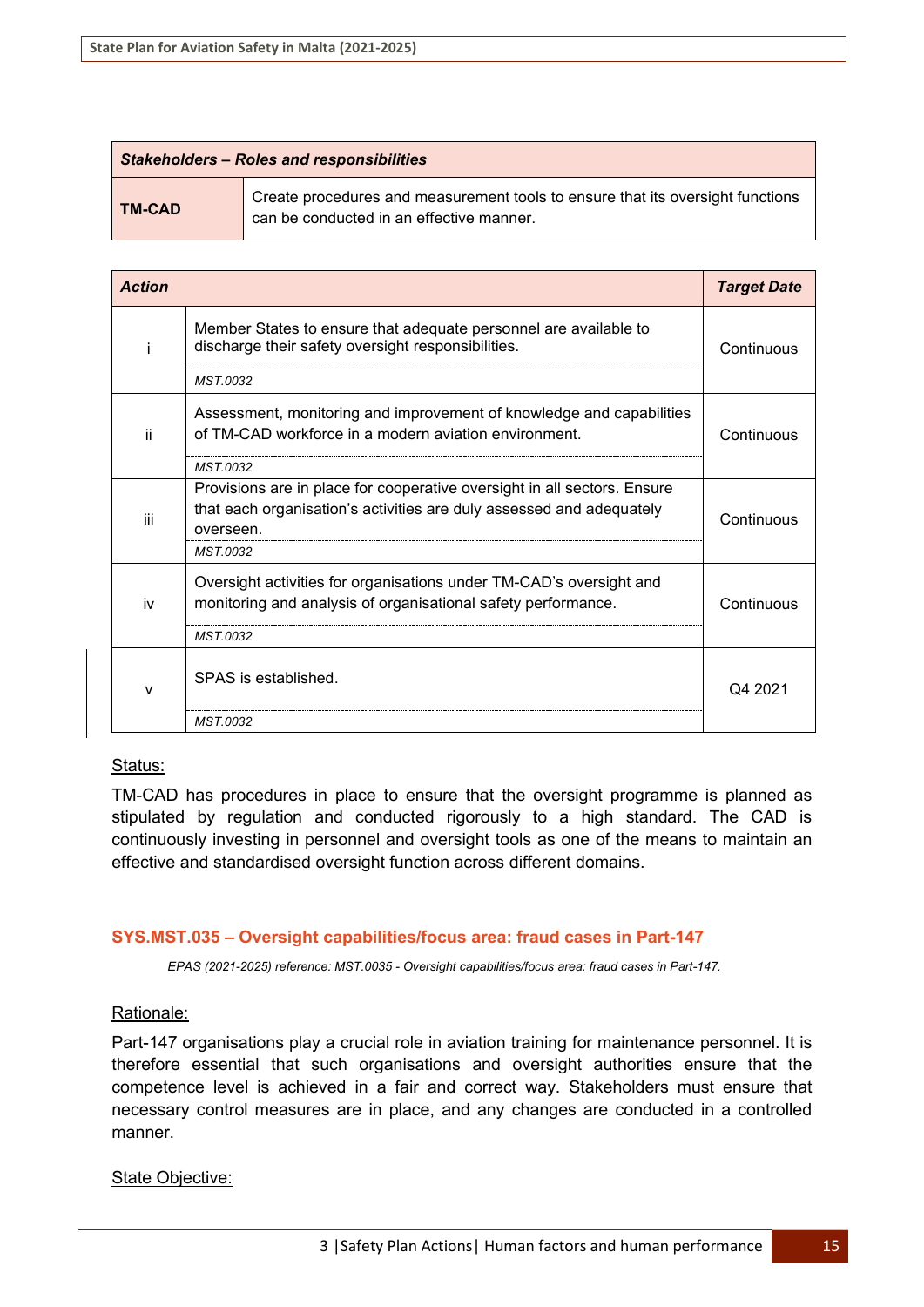| *Stakeholders – Roles and responsibilities* | |
|---|---|
| **TM-CAD** | Create procedures and measurement tools to ensure that its oversight functions can be conducted in an effective manner. |

| *Action* | | *Target Date* |
|---|---|---|
| i | Member States to ensure that adequate personnel are available to discharge their safety oversight responsibilities.<br>*MST.0032* | Continuous |
| ii | Assessment, monitoring and improvement of knowledge and capabilities of TM-CAD workforce in a modern aviation environment.<br>*MST.0032* | Continuous |
| iii | Provisions are in place for cooperative oversight in all sectors. Ensure that each organisation's activities are duly assessed and adequately overseen.<br>*MST.0032* | Continuous |
| iv | Oversight activities for organisations under TM-CAD's oversight and monitoring and analysis of organisational safety performance.<br>*MST.0032* | Continuous |
| v | SPAS is established.<br>*MST.0032* | Q4 2021 |

Status:

TM-CAD has procedures in place to ensure that the oversight programme is planned as stipulated by regulation and conducted rigorously to a high standard. The CAD is continuously investing in personnel and oversight tools as one of the means to maintain an effective and standardised oversight function across different domains.

### SYS.MST.035 – Oversight capabilities/focus area: fraud cases in Part-147

*EPAS (2021-2025) reference: MST.0035 - Oversight capabilities/focus area: fraud cases in Part-147.*

Rationale:

Part-147 organisations play a crucial role in aviation training for maintenance personnel. It is therefore essential that such organisations and oversight authorities ensure that the competence level is achieved in a fair and correct way. Stakeholders must ensure that necessary control measures are in place, and any changes are conducted in a controlled manner.

State Objective: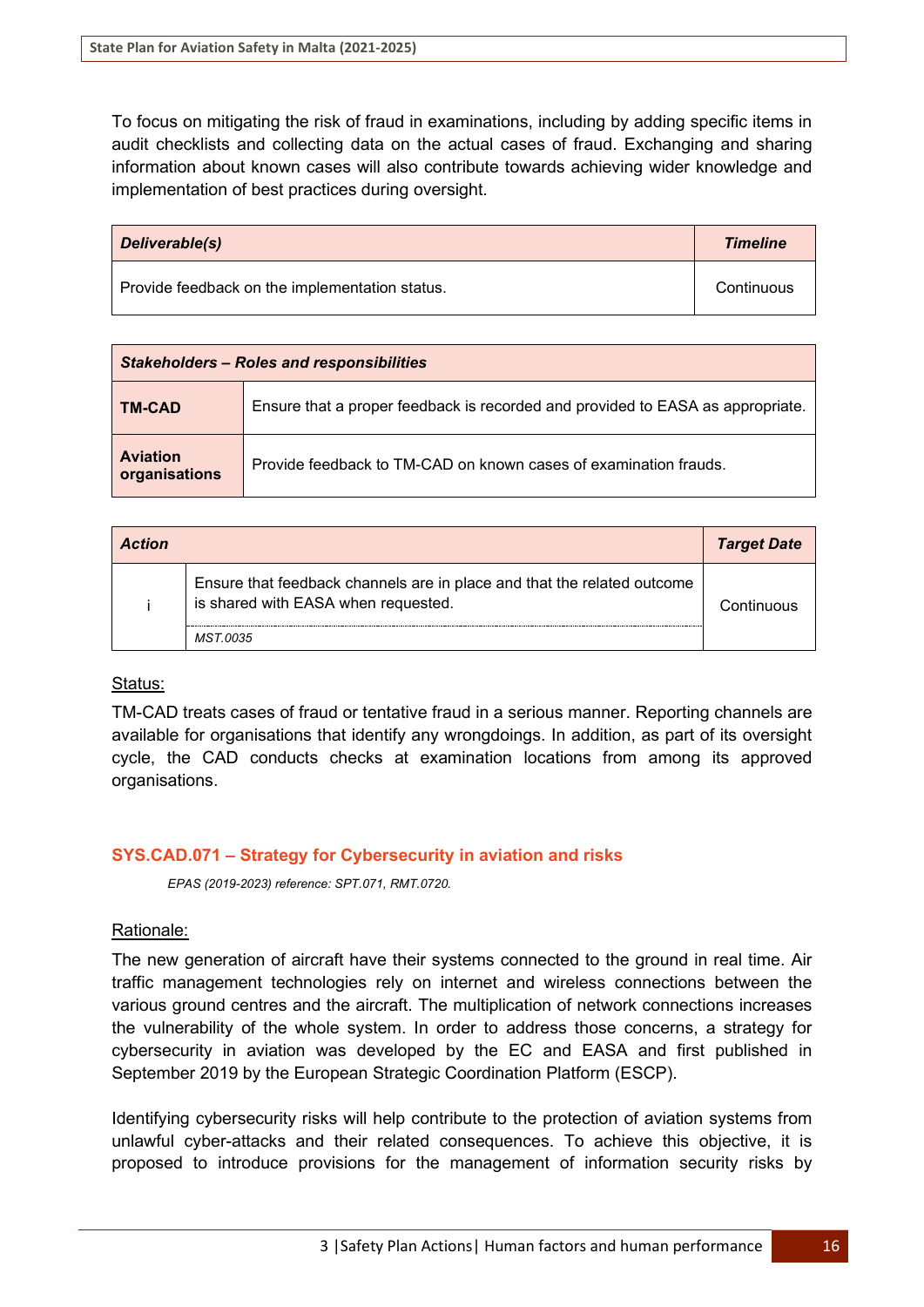To focus on mitigating the risk of fraud in examinations, including by adding specific items in audit checklists and collecting data on the actual cases of fraud. Exchanging and sharing information about known cases will also contribute towards achieving wider knowledge and implementation of best practices during oversight.

| ***Deliverable(s)*** | ***Timeline*** |
|---|---|
| Provide feedback on the implementation status. | Continuous |

| ***Stakeholders – Roles and responsibilities*** | |
|---|---|
| **TM-CAD** | Ensure that a proper feedback is recorded and provided to EASA as appropriate. |
| **Aviation organisations** | Provide feedback to TM-CAD on known cases of examination frauds. |

| ***Action*** | | ***Target Date*** |
|---|---|---|
| i | Ensure that feedback channels are in place and that the related outcome is shared with EASA when requested.<br>*MST.0035* | Continuous |

Status:

TM-CAD treats cases of fraud or tentative fraud in a serious manner. Reporting channels are available for organisations that identify any wrongdoings. In addition, as part of its oversight cycle, the CAD conducts checks at examination locations from among its approved organisations.

### SYS.CAD.071 – Strategy for Cybersecurity in aviation and risks

*EPAS (2019-2023) reference: SPT.071, RMT.0720.*

Rationale:

The new generation of aircraft have their systems connected to the ground in real time. Air traffic management technologies rely on internet and wireless connections between the various ground centres and the aircraft. The multiplication of network connections increases the vulnerability of the whole system. In order to address those concerns, a strategy for cybersecurity in aviation was developed by the EC and EASA and first published in September 2019 by the European Strategic Coordination Platform (ESCP).

Identifying cybersecurity risks will help contribute to the protection of aviation systems from unlawful cyber-attacks and their related consequences. To achieve this objective, it is proposed to introduce provisions for the management of information security risks by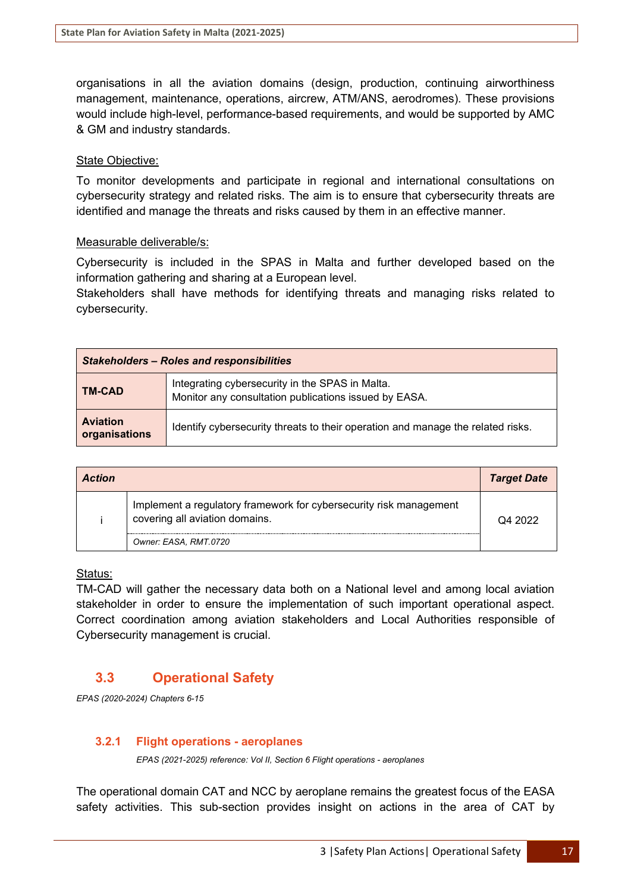organisations in all the aviation domains (design, production, continuing airworthiness management, maintenance, operations, aircrew, ATM/ANS, aerodromes). These provisions would include high-level, performance-based requirements, and would be supported by AMC & GM and industry standards.

State Objective:

To monitor developments and participate in regional and international consultations on cybersecurity strategy and related risks. The aim is to ensure that cybersecurity threats are identified and manage the threats and risks caused by them in an effective manner.

Measurable deliverable/s:

Cybersecurity is included in the SPAS in Malta and further developed based on the information gathering and sharing at a European level.
Stakeholders shall have methods for identifying threats and managing risks related to cybersecurity.

| ***Stakeholders – Roles and responsibilities*** | |
|---|---|
| **TM-CAD** | Integrating cybersecurity in the SPAS in Malta.<br>Monitor any consultation publications issued by EASA. |
| **Aviation organisations** | Identify cybersecurity threats to their operation and manage the related risks. |

| ***Action*** | | ***Target Date*** |
|---|---|---|
| i | Implement a regulatory framework for cybersecurity risk management covering all aviation domains.<br>*Owner: EASA, RMT.0720* | Q4 2022 |

Status:
TM-CAD will gather the necessary data both on a National level and among local aviation stakeholder in order to ensure the implementation of such important operational aspect. Correct coordination among aviation stakeholders and Local Authorities responsible of Cybersecurity management is crucial.

## 3.3 Operational Safety

*EPAS (2020-2024) Chapters 6-15*

### 3.2.1 Flight operations - aeroplanes

*EPAS (2021-2025) reference: Vol II, Section 6 Flight operations - aeroplanes*

The operational domain CAT and NCC by aeroplane remains the greatest focus of the EASA safety activities. This sub-section provides insight on actions in the area of CAT by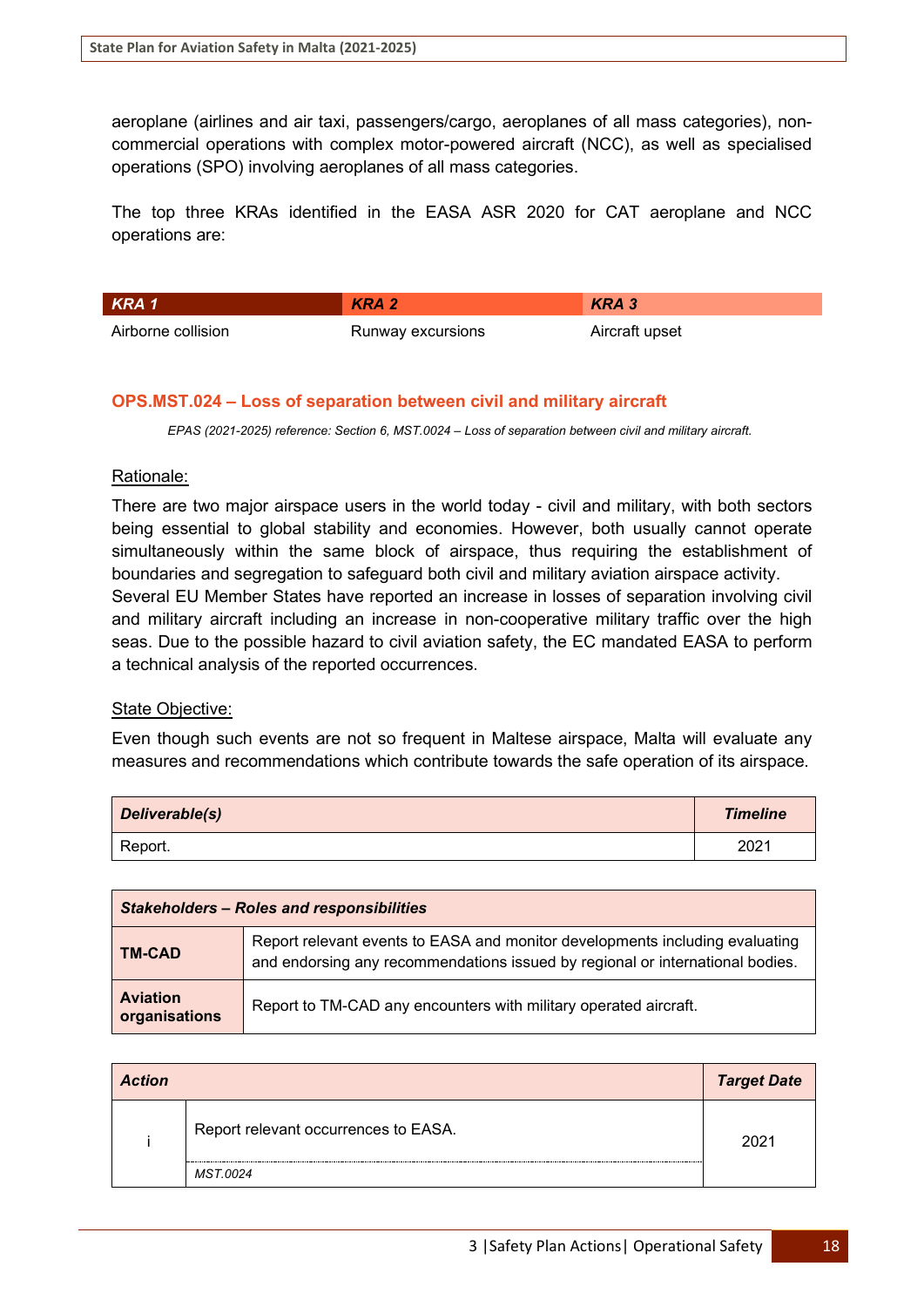aeroplane (airlines and air taxi, passengers/cargo, aeroplanes of all mass categories), non-commercial operations with complex motor-powered aircraft (NCC), as well as specialised operations (SPO) involving aeroplanes of all mass categories.

The top three KRAs identified in the EASA ASR 2020 for CAT aeroplane and NCC operations are:

| ***KRA 1*** | ***KRA 2*** | ***KRA 3*** |
|---|---|---|
| Airborne collision | Runway excursions | Aircraft upset |

### OPS.MST.024 – Loss of separation between civil and military aircraft

*EPAS (2021-2025) reference: Section 6, MST.0024 – Loss of separation between civil and military aircraft.*

Rationale:

There are two major airspace users in the world today - civil and military, with both sectors being essential to global stability and economies. However, both usually cannot operate simultaneously within the same block of airspace, thus requiring the establishment of boundaries and segregation to safeguard both civil and military aviation airspace activity.
Several EU Member States have reported an increase in losses of separation involving civil and military aircraft including an increase in non-cooperative military traffic over the high seas. Due to the possible hazard to civil aviation safety, the EC mandated EASA to perform a technical analysis of the reported occurrences.

State Objective:

Even though such events are not so frequent in Maltese airspace, Malta will evaluate any measures and recommendations which contribute towards the safe operation of its airspace.

| ***Deliverable(s)*** | ***Timeline*** |
|---|---|
| Report. | 2021 |

| ***Stakeholders – Roles and responsibilities*** | |
|---|---|
| **TM-CAD** | Report relevant events to EASA and monitor developments including evaluating and endorsing any recommendations issued by regional or international bodies. |
| **Aviation organisations** | Report to TM-CAD any encounters with military operated aircraft. |

| ***Action*** | | ***Target Date*** |
|---|---|---|
| i | Report relevant occurrences to EASA.<br>*MST.0024* | 2021 |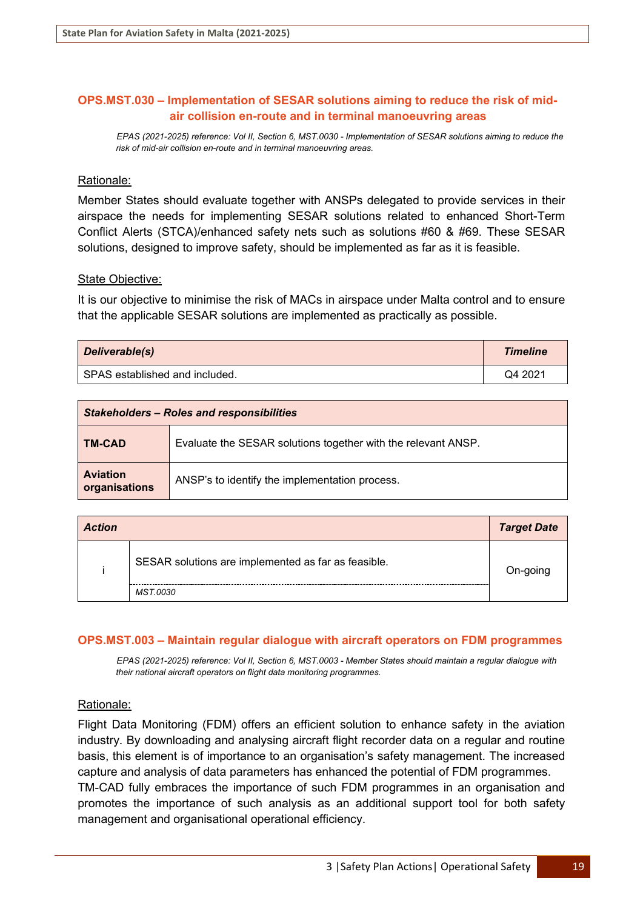### OPS.MST.030 – Implementation of SESAR solutions aiming to reduce the risk of mid-air collision en-route and in terminal manoeuvring areas

*EPAS (2021-2025) reference: Vol II, Section 6, MST.0030 - Implementation of SESAR solutions aiming to reduce the risk of mid-air collision en-route and in terminal manoeuvring areas.*

Rationale:

Member States should evaluate together with ANSPs delegated to provide services in their airspace the needs for implementing SESAR solutions related to enhanced Short-Term Conflict Alerts (STCA)/enhanced safety nets such as solutions #60 & #69. These SESAR solutions, designed to improve safety, should be implemented as far as it is feasible.

State Objective:

It is our objective to minimise the risk of MACs in airspace under Malta control and to ensure that the applicable SESAR solutions are implemented as practically as possible.

| ***Deliverable(s)*** | ***Timeline*** |
|---|---|
| SPAS established and included. | Q4 2021 |

| ***Stakeholders – Roles and responsibilities*** | |
|---|---|
| **TM-CAD** | Evaluate the SESAR solutions together with the relevant ANSP. |
| **Aviation organisations** | ANSP's to identify the implementation process. |

| ***Action*** | | ***Target Date*** |
|---|---|---|
| i | SESAR solutions are implemented as far as feasible.<br>*MST.0030* | On-going |

### OPS.MST.003 – Maintain regular dialogue with aircraft operators on FDM programmes

*EPAS (2021-2025) reference: Vol II, Section 6, MST.0003 - Member States should maintain a regular dialogue with their national aircraft operators on flight data monitoring programmes.*

Rationale:

Flight Data Monitoring (FDM) offers an efficient solution to enhance safety in the aviation industry. By downloading and analysing aircraft flight recorder data on a regular and routine basis, this element is of importance to an organisation's safety management. The increased capture and analysis of data parameters has enhanced the potential of FDM programmes.
TM-CAD fully embraces the importance of such FDM programmes in an organisation and promotes the importance of such analysis as an additional support tool for both safety management and organisational operational efficiency.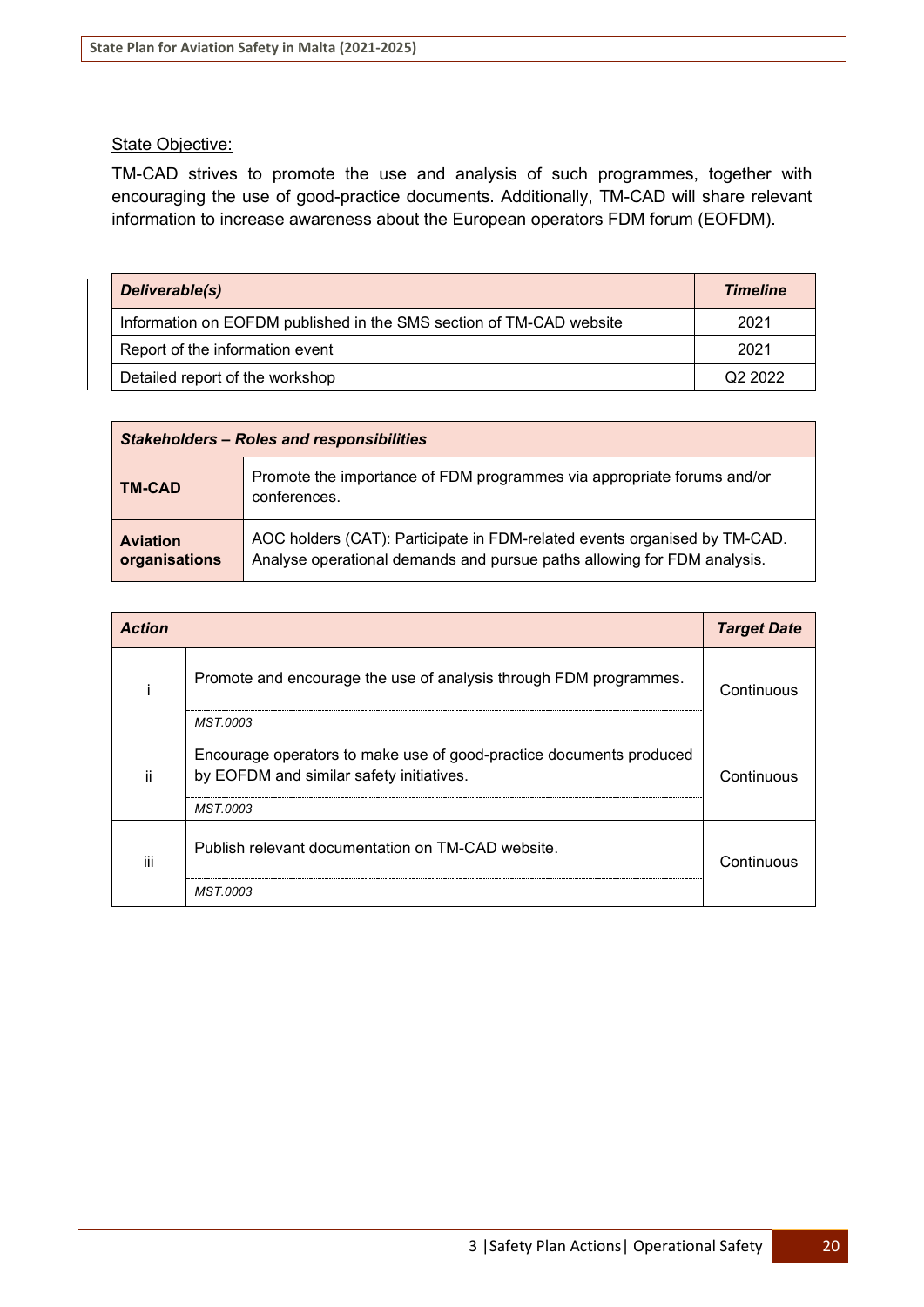State Objective:

TM-CAD strives to promote the use and analysis of such programmes, together with encouraging the use of good-practice documents. Additionally, TM-CAD will share relevant information to increase awareness about the European operators FDM forum (EOFDM).

| ***Deliverable(s)*** | ***Timeline*** |
| --- | --- |
| Information on EOFDM published in the SMS section of TM-CAD website | 2021 |
| Report of the information event | 2021 |
| Detailed report of the workshop | Q2 2022 |

| ***Stakeholders – Roles and responsibilities*** | |
| --- | --- |
| **TM-CAD** | Promote the importance of FDM programmes via appropriate forums and/or conferences. |
| **Aviation organisations** | AOC holders (CAT): Participate in FDM-related events organised by TM-CAD. Analyse operational demands and pursue paths allowing for FDM analysis. |

| ***Action*** | | ***Target Date*** |
| --- | --- | --- |
| i | Promote and encourage the use of analysis through FDM programmes. *MST.0003* | Continuous |
| ii | Encourage operators to make use of good-practice documents produced by EOFDM and similar safety initiatives. *MST.0003* | Continuous |
| iii | Publish relevant documentation on TM-CAD website. *MST.0003* | Continuous |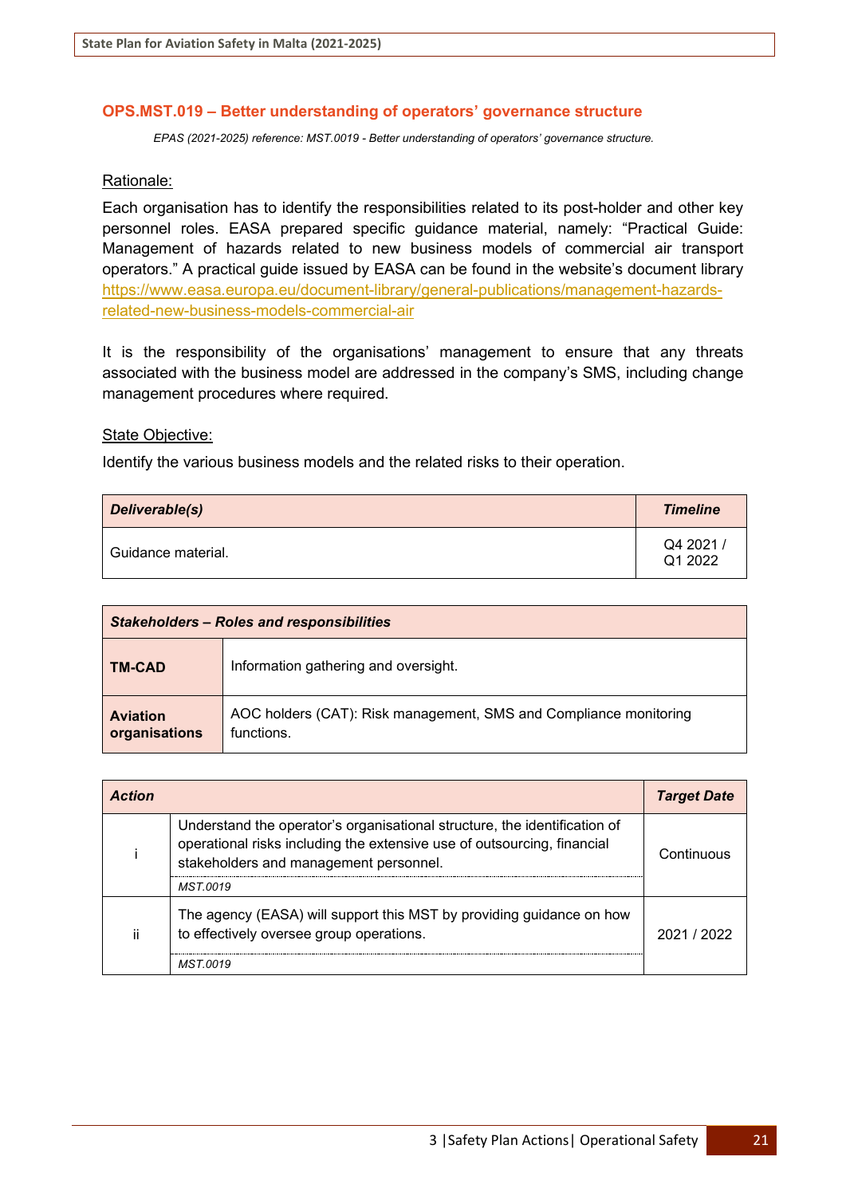### OPS.MST.019 – Better understanding of operators' governance structure

*EPAS (2021-2025) reference: MST.0019 - Better understanding of operators' governance structure.*

Rationale:

Each organisation has to identify the responsibilities related to its post-holder and other key personnel roles. EASA prepared specific guidance material, namely: "Practical Guide: Management of hazards related to new business models of commercial air transport operators." A practical guide issued by EASA can be found in the website's document library https://www.easa.europa.eu/document-library/general-publications/management-hazards-related-new-business-models-commercial-air

It is the responsibility of the organisations' management to ensure that any threats associated with the business model are addressed in the company's SMS, including change management procedures where required.

State Objective:

Identify the various business models and the related risks to their operation.

| *Deliverable(s)* | *Timeline* |
|---|---|
| Guidance material. | Q4 2021 / Q1 2022 |

| *Stakeholders – Roles and responsibilities* | |
|---|---|
| **TM-CAD** | Information gathering and oversight. |
| **Aviation organisations** | AOC holders (CAT): Risk management, SMS and Compliance monitoring functions. |

| *Action* | | *Target Date* |
|---|---|---|
| i | Understand the operator's organisational structure, the identification of operational risks including the extensive use of outsourcing, financial stakeholders and management personnel. *MST.0019* | Continuous |
| ii | The agency (EASA) will support this MST by providing guidance on how to effectively oversee group operations. *MST.0019* | 2021 / 2022 |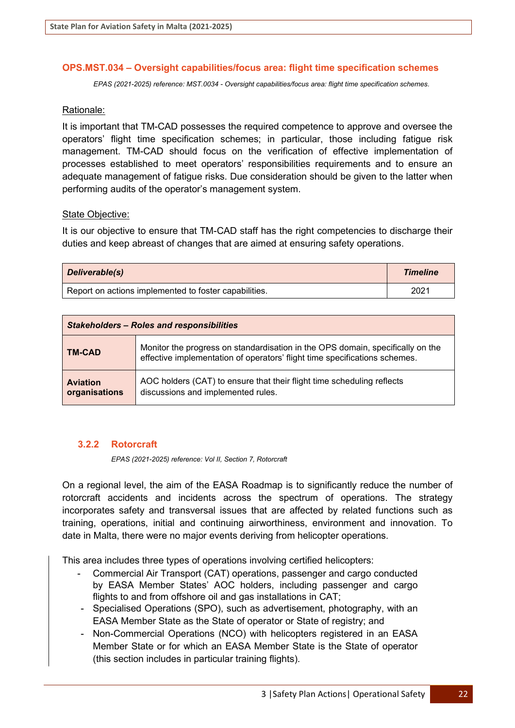### OPS.MST.034 – Oversight capabilities/focus area: flight time specification schemes

*EPAS (2021-2025) reference: MST.0034 - Oversight capabilities/focus area: flight time specification schemes.*

Rationale:

It is important that TM-CAD possesses the required competence to approve and oversee the operators' flight time specification schemes; in particular, those including fatigue risk management. TM-CAD should focus on the verification of effective implementation of processes established to meet operators' responsibilities requirements and to ensure an adequate management of fatigue risks. Due consideration should be given to the latter when performing audits of the operator's management system.

State Objective:

It is our objective to ensure that TM-CAD staff has the right competencies to discharge their duties and keep abreast of changes that are aimed at ensuring safety operations.

| ***Deliverable(s)*** | ***Timeline*** |
| --- | --- |
| Report on actions implemented to foster capabilities. | 2021 |

| ***Stakeholders – Roles and responsibilities*** | |
| --- | --- |
| **TM-CAD** | Monitor the progress on standardisation in the OPS domain, specifically on the effective implementation of operators' flight time specifications schemes. |
| **Aviation organisations** | AOC holders (CAT) to ensure that their flight time scheduling reflects discussions and implemented rules. |

### 3.2.2 Rotorcraft

*EPAS (2021-2025) reference: Vol II, Section 7, Rotorcraft*

On a regional level, the aim of the EASA Roadmap is to significantly reduce the number of rotorcraft accidents and incidents across the spectrum of operations. The strategy incorporates safety and transversal issues that are affected by related functions such as training, operations, initial and continuing airworthiness, environment and innovation. To date in Malta, there were no major events deriving from helicopter operations.

This area includes three types of operations involving certified helicopters:

- Commercial Air Transport (CAT) operations, passenger and cargo conducted by EASA Member States' AOC holders, including passenger and cargo flights to and from offshore oil and gas installations in CAT;
- Specialised Operations (SPO), such as advertisement, photography, with an EASA Member State as the State of operator or State of registry; and
- Non-Commercial Operations (NCO) with helicopters registered in an EASA Member State or for which an EASA Member State is the State of operator (this section includes in particular training flights).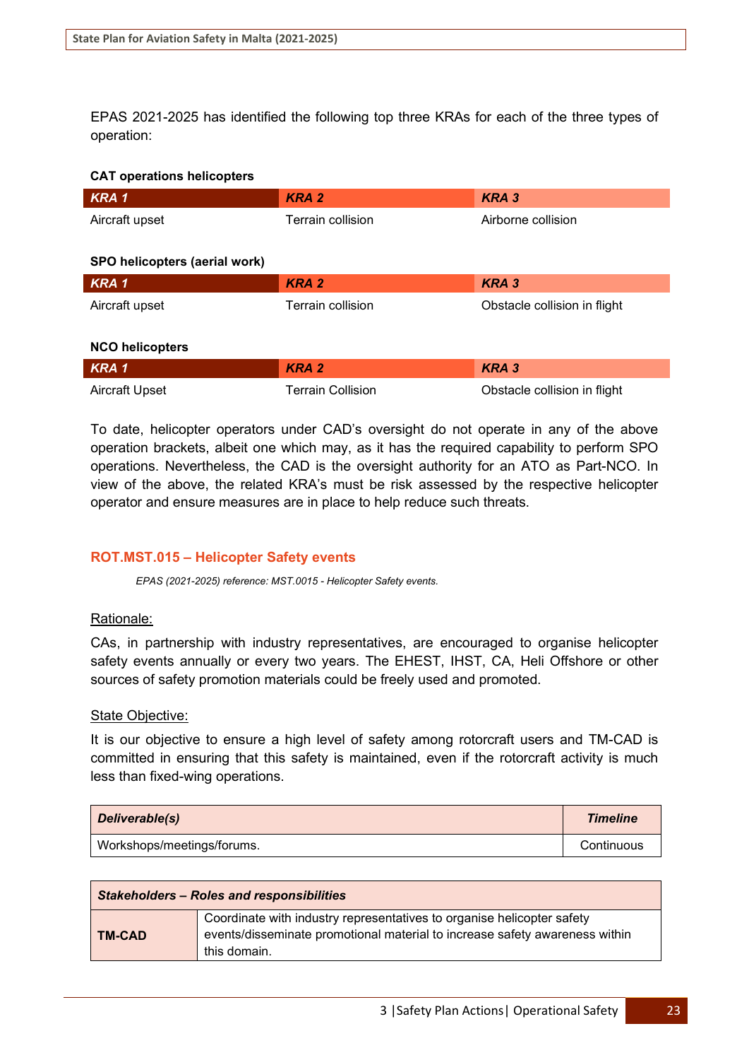EPAS 2021-2025 has identified the following top three KRAs for each of the three types of operation:

**CAT operations helicopters**

| *KRA 1* | *KRA 2* | *KRA 3* |
| --- | --- | --- |
| Aircraft upset | Terrain collision | Airborne collision |

**SPO helicopters (aerial work)**

| *KRA 1* | *KRA 2* | *KRA 3* |
| --- | --- | --- |
| Aircraft upset | Terrain collision | Obstacle collision in flight |

**NCO helicopters**

| *KRA 1* | *KRA 2* | *KRA 3* |
| --- | --- | --- |
| Aircraft Upset | Terrain Collision | Obstacle collision in flight |

To date, helicopter operators under CAD's oversight do not operate in any of the above operation brackets, albeit one which may, as it has the required capability to perform SPO operations. Nevertheless, the CAD is the oversight authority for an ATO as Part-NCO. In view of the above, the related KRA's must be risk assessed by the respective helicopter operator and ensure measures are in place to help reduce such threats.

### ROT.MST.015 – Helicopter Safety events

*EPAS (2021-2025) reference: MST.0015 - Helicopter Safety events.*

Rationale:

CAs, in partnership with industry representatives, are encouraged to organise helicopter safety events annually or every two years. The EHEST, IHST, CA, Heli Offshore or other sources of safety promotion materials could be freely used and promoted.

State Objective:

It is our objective to ensure a high level of safety among rotorcraft users and TM-CAD is committed in ensuring that this safety is maintained, even if the rotorcraft activity is much less than fixed-wing operations.

| *Deliverable(s)* | *Timeline* |
| --- | --- |
| Workshops/meetings/forums. | Continuous |

| *Stakeholders – Roles and responsibilities* | |
| --- | --- |
| **TM-CAD** | Coordinate with industry representatives to organise helicopter safety events/disseminate promotional material to increase safety awareness within this domain. |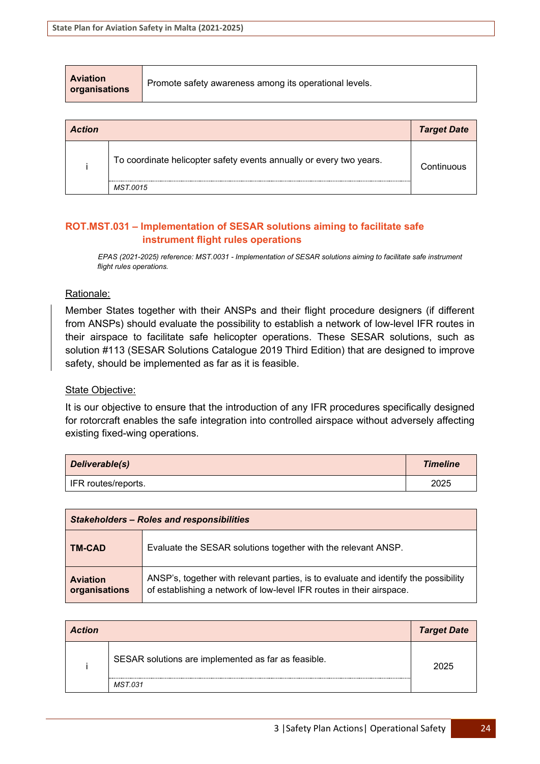| Aviation organisations | Promote safety awareness among its operational levels. |
|---|---|

| Action | | Target Date |
|---|---|---|
| i | To coordinate helicopter safety events annually or every two years.<br>*MST.0015* | Continuous |

## ROT.MST.031 – Implementation of SESAR solutions aiming to facilitate safe instrument flight rules operations

*EPAS (2021-2025) reference: MST.0031 - Implementation of SESAR solutions aiming to facilitate safe instrument flight rules operations.*

Rationale:

Member States together with their ANSPs and their flight procedure designers (if different from ANSPs) should evaluate the possibility to establish a network of low-level IFR routes in their airspace to facilitate safe helicopter operations. These SESAR solutions, such as solution #113 (SESAR Solutions Catalogue 2019 Third Edition) that are designed to improve safety, should be implemented as far as it is feasible.

State Objective:

It is our objective to ensure that the introduction of any IFR procedures specifically designed for rotorcraft enables the safe integration into controlled airspace without adversely affecting existing fixed-wing operations.

| *Deliverable(s)* | *Timeline* |
|---|---|
| IFR routes/reports. | 2025 |

| *Stakeholders – Roles and responsibilities* | |
|---|---|
| **TM-CAD** | Evaluate the SESAR solutions together with the relevant ANSP. |
| **Aviation organisations** | ANSP's, together with relevant parties, is to evaluate and identify the possibility of establishing a network of low-level IFR routes in their airspace. |

| *Action* | | *Target Date* |
|---|---|---|
| i | SESAR solutions are implemented as far as feasible.<br>*MST.031* | 2025 |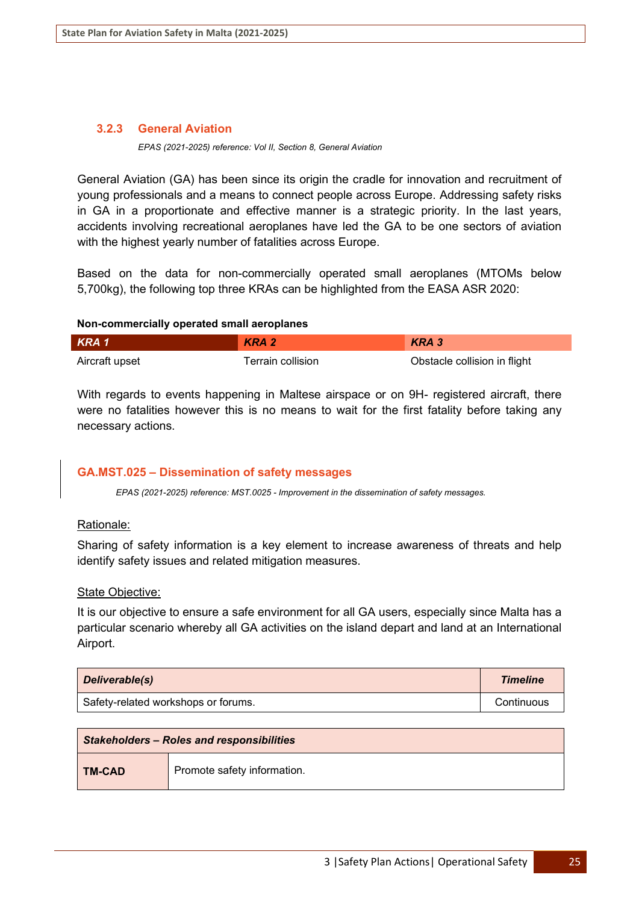### 3.2.3 General Aviation

*EPAS (2021-2025) reference: Vol II, Section 8, General Aviation*

General Aviation (GA) has been since its origin the cradle for innovation and recruitment of young professionals and a means to connect people across Europe. Addressing safety risks in GA in a proportionate and effective manner is a strategic priority. In the last years, accidents involving recreational aeroplanes have led the GA to be one sectors of aviation with the highest yearly number of fatalities across Europe.

Based on the data for non-commercially operated small aeroplanes (MTOMs below 5,700kg), the following top three KRAs can be highlighted from the EASA ASR 2020:

**Non-commercially operated small aeroplanes**

| *KRA 1* | *KRA 2* | *KRA 3* |
|---|---|---|
| Aircraft upset | Terrain collision | Obstacle collision in flight |

With regards to events happening in Maltese airspace or on 9H- registered aircraft, there were no fatalities however this is no means to wait for the first fatality before taking any necessary actions.

#### GA.MST.025 – Dissemination of safety messages

*EPAS (2021-2025) reference: MST.0025 - Improvement in the dissemination of safety messages.*

Rationale:

Sharing of safety information is a key element to increase awareness of threats and help identify safety issues and related mitigation measures.

State Objective:

It is our objective to ensure a safe environment for all GA users, especially since Malta has a particular scenario whereby all GA activities on the island depart and land at an International Airport.

| *Deliverable(s)* | *Timeline* |
|---|---|
| Safety-related workshops or forums. | Continuous |

| *Stakeholders – Roles and responsibilities* | |
|---|---|
| **TM-CAD** | Promote safety information. |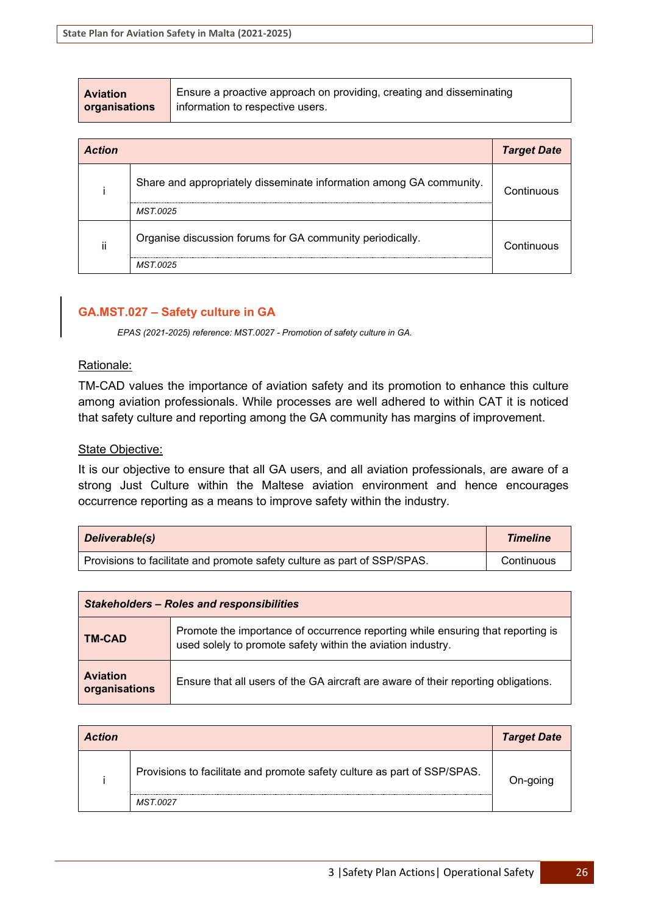| | |
|---|---|
| **Aviation organisations** | Ensure a proactive approach on providing, creating and disseminating information to respective users. |

| ***Action*** | | ***Target Date*** |
|---|---|---|
| i | Share and appropriately disseminate information among GA community.<br>*MST.0025* | Continuous |
| ii | Organise discussion forums for GA community periodically.<br>*MST.0025* | Continuous |

### GA.MST.027 – Safety culture in GA

*EPAS (2021-2025) reference: MST.0027 - Promotion of safety culture in GA.*

Rationale:

TM-CAD values the importance of aviation safety and its promotion to enhance this culture among aviation professionals. While processes are well adhered to within CAT it is noticed that safety culture and reporting among the GA community has margins of improvement.

State Objective:

It is our objective to ensure that all GA users, and all aviation professionals, are aware of a strong Just Culture within the Maltese aviation environment and hence encourages occurrence reporting as a means to improve safety within the industry.

| ***Deliverable(s)*** | ***Timeline*** |
|---|---|
| Provisions to facilitate and promote safety culture as part of SSP/SPAS. | Continuous |

| ***Stakeholders – Roles and responsibilities*** | |
|---|---|
| **TM-CAD** | Promote the importance of occurrence reporting while ensuring that reporting is used solely to promote safety within the aviation industry. |
| **Aviation organisations** | Ensure that all users of the GA aircraft are aware of their reporting obligations. |

| ***Action*** | | ***Target Date*** |
|---|---|---|
| i | Provisions to facilitate and promote safety culture as part of SSP/SPAS.<br>*MST.0027* | On-going |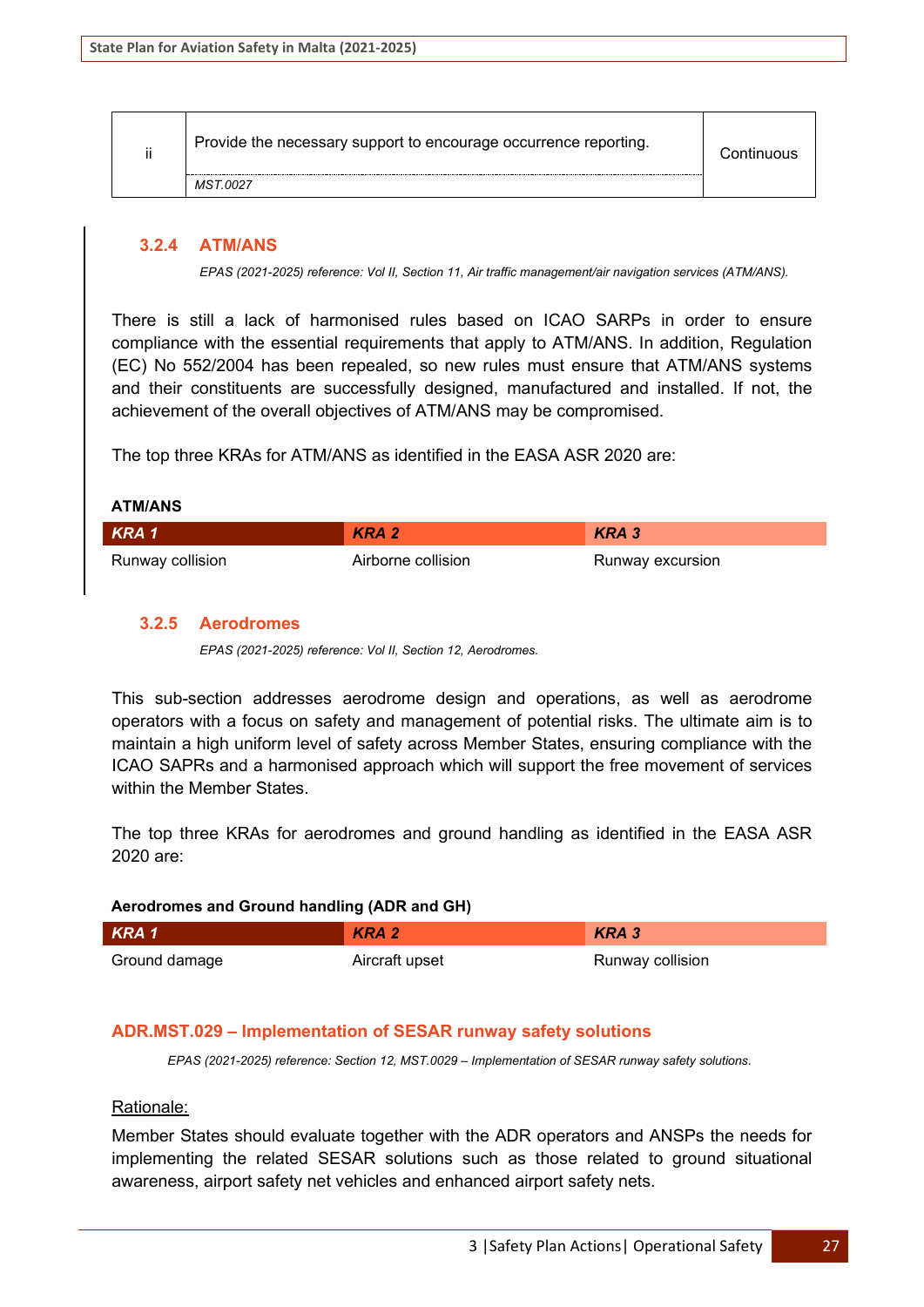| ii | Provide the necessary support to encourage occurrence reporting.<br>*MST.0027* | Continuous |
|---|---|---|

### 3.2.4 ATM/ANS

*EPAS (2021-2025) reference: Vol II, Section 11, Air traffic management/air navigation services (ATM/ANS).*

There is still a lack of harmonised rules based on ICAO SARPs in order to ensure compliance with the essential requirements that apply to ATM/ANS. In addition, Regulation (EC) No 552/2004 has been repealed, so new rules must ensure that ATM/ANS systems and their constituents are successfully designed, manufactured and installed. If not, the achievement of the overall objectives of ATM/ANS may be compromised.

The top three KRAs for ATM/ANS as identified in the EASA ASR 2020 are:

**ATM/ANS**

| *KRA 1* | *KRA 2* | *KRA 3* |
|---|---|---|
| Runway collision | Airborne collision | Runway excursion |

### 3.2.5 Aerodromes

*EPAS (2021-2025) reference: Vol II, Section 12, Aerodromes.*

This sub-section addresses aerodrome design and operations, as well as aerodrome operators with a focus on safety and management of potential risks. The ultimate aim is to maintain a high uniform level of safety across Member States, ensuring compliance with the ICAO SAPRs and a harmonised approach which will support the free movement of services within the Member States.

The top three KRAs for aerodromes and ground handling as identified in the EASA ASR 2020 are:

**Aerodromes and Ground handling (ADR and GH)**

| *KRA 1* | *KRA 2* | *KRA 3* |
|---|---|---|
| Ground damage | Aircraft upset | Runway collision |

#### ADR.MST.029 – Implementation of SESAR runway safety solutions

*EPAS (2021-2025) reference: Section 12, MST.0029 – Implementation of SESAR runway safety solutions.*

Rationale:

Member States should evaluate together with the ADR operators and ANSPs the needs for implementing the related SESAR solutions such as those related to ground situational awareness, airport safety net vehicles and enhanced airport safety nets.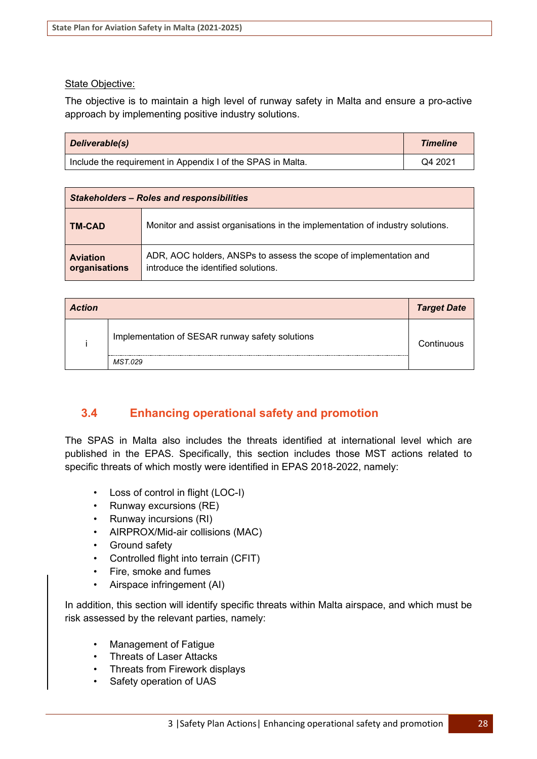State Objective:

The objective is to maintain a high level of runway safety in Malta and ensure a pro-active approach by implementing positive industry solutions.

| ***Deliverable(s)*** | ***Timeline*** |
| --- | --- |
| Include the requirement in Appendix I of the SPAS in Malta. | Q4 2021 |

| ***Stakeholders – Roles and responsibilities*** | |
| --- | --- |
| **TM-CAD** | Monitor and assist organisations in the implementation of industry solutions. |
| **Aviation organisations** | ADR, AOC holders, ANSPs to assess the scope of implementation and introduce the identified solutions. |

| ***Action*** | | ***Target Date*** |
| --- | --- | --- |
| i | Implementation of SESAR runway safety solutions<br>*MST.029* | Continuous |

## 3.4 Enhancing operational safety and promotion

The SPAS in Malta also includes the threats identified at international level which are published in the EPAS. Specifically, this section includes those MST actions related to specific threats of which mostly were identified in EPAS 2018-2022, namely:

- Loss of control in flight (LOC-I)
- Runway excursions (RE)
- Runway incursions (RI)
- AIRPROX/Mid-air collisions (MAC)
- Ground safety
- Controlled flight into terrain (CFIT)
- Fire, smoke and fumes
- Airspace infringement (AI)

In addition, this section will identify specific threats within Malta airspace, and which must be risk assessed by the relevant parties, namely:

- Management of Fatigue
- Threats of Laser Attacks
- Threats from Firework displays
- Safety operation of UAS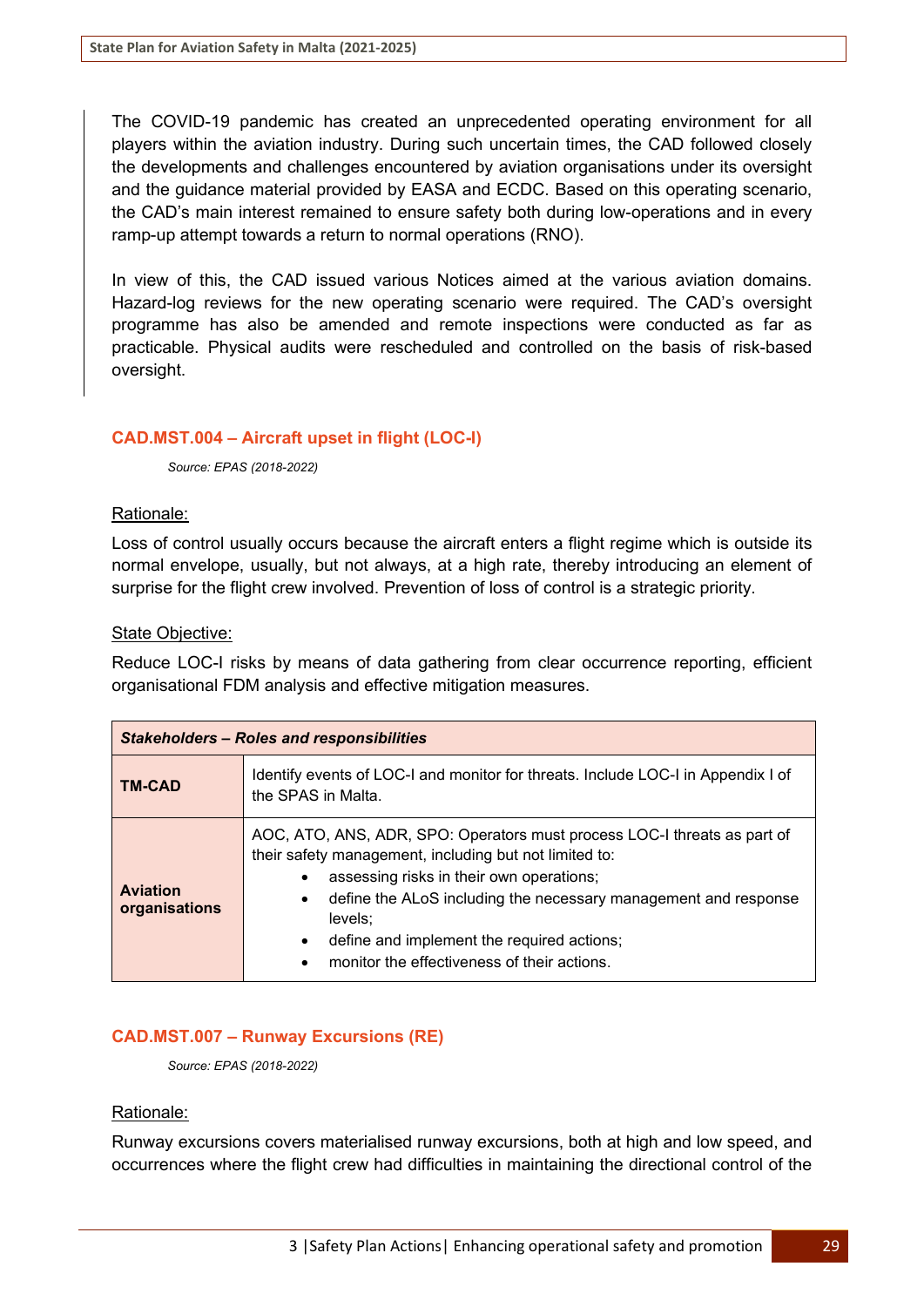The COVID-19 pandemic has created an unprecedented operating environment for all players within the aviation industry. During such uncertain times, the CAD followed closely the developments and challenges encountered by aviation organisations under its oversight and the guidance material provided by EASA and ECDC. Based on this operating scenario, the CAD's main interest remained to ensure safety both during low-operations and in every ramp-up attempt towards a return to normal operations (RNO).

In view of this, the CAD issued various Notices aimed at the various aviation domains. Hazard-log reviews for the new operating scenario were required. The CAD's oversight programme has also be amended and remote inspections were conducted as far as practicable. Physical audits were rescheduled and controlled on the basis of risk-based oversight.

### CAD.MST.004 – Aircraft upset in flight (LOC-I)

*Source: EPAS (2018-2022)*

Rationale:

Loss of control usually occurs because the aircraft enters a flight regime which is outside its normal envelope, usually, but not always, at a high rate, thereby introducing an element of surprise for the flight crew involved. Prevention of loss of control is a strategic priority.

State Objective:

Reduce LOC-I risks by means of data gathering from clear occurrence reporting, efficient organisational FDM analysis and effective mitigation measures.

| ***Stakeholders – Roles and responsibilities*** | |
|---|---|
| **TM-CAD** | Identify events of LOC-I and monitor for threats. Include LOC-I in Appendix I of the SPAS in Malta. |
| **Aviation organisations** | AOC, ATO, ANS, ADR, SPO: Operators must process LOC-I threats as part of their safety management, including but not limited to:<br>• assessing risks in their own operations;<br>• define the ALoS including the necessary management and response levels;<br>• define and implement the required actions;<br>• monitor the effectiveness of their actions. |

### CAD.MST.007 – Runway Excursions (RE)

*Source: EPAS (2018-2022)*

Rationale:

Runway excursions covers materialised runway excursions, both at high and low speed, and occurrences where the flight crew had difficulties in maintaining the directional control of the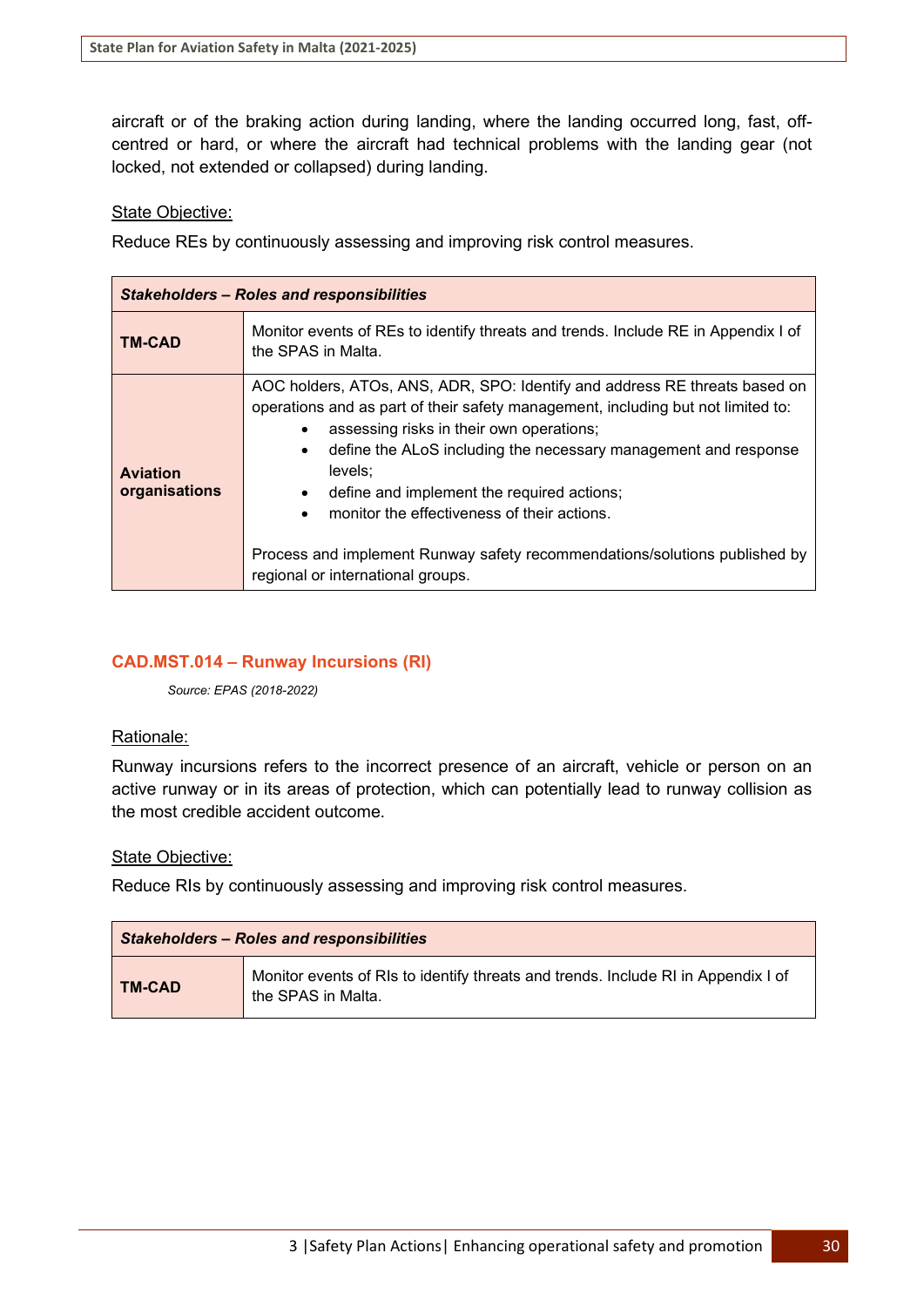aircraft or of the braking action during landing, where the landing occurred long, fast, off-centred or hard, or where the aircraft had technical problems with the landing gear (not locked, not extended or collapsed) during landing.

State Objective:

Reduce REs by continuously assessing and improving risk control measures.

| ***Stakeholders – Roles and responsibilities*** | |
|---|---|
| **TM-CAD** | Monitor events of REs to identify threats and trends. Include RE in Appendix I of the SPAS in Malta. |
| **Aviation organisations** | AOC holders, ATOs, ANS, ADR, SPO: Identify and address RE threats based on operations and as part of their safety management, including but not limited to:<br>• assessing risks in their own operations;<br>• define the ALoS including the necessary management and response levels;<br>• define and implement the required actions;<br>• monitor the effectiveness of their actions.<br><br>Process and implement Runway safety recommendations/solutions published by regional or international groups. |

### CAD.MST.014 – Runway Incursions (RI)

*Source: EPAS (2018-2022)*

Rationale:

Runway incursions refers to the incorrect presence of an aircraft, vehicle or person on an active runway or in its areas of protection, which can potentially lead to runway collision as the most credible accident outcome.

State Objective:

Reduce RIs by continuously assessing and improving risk control measures.

| ***Stakeholders – Roles and responsibilities*** | |
|---|---|
| **TM-CAD** | Monitor events of RIs to identify threats and trends. Include RI in Appendix I of the SPAS in Malta. |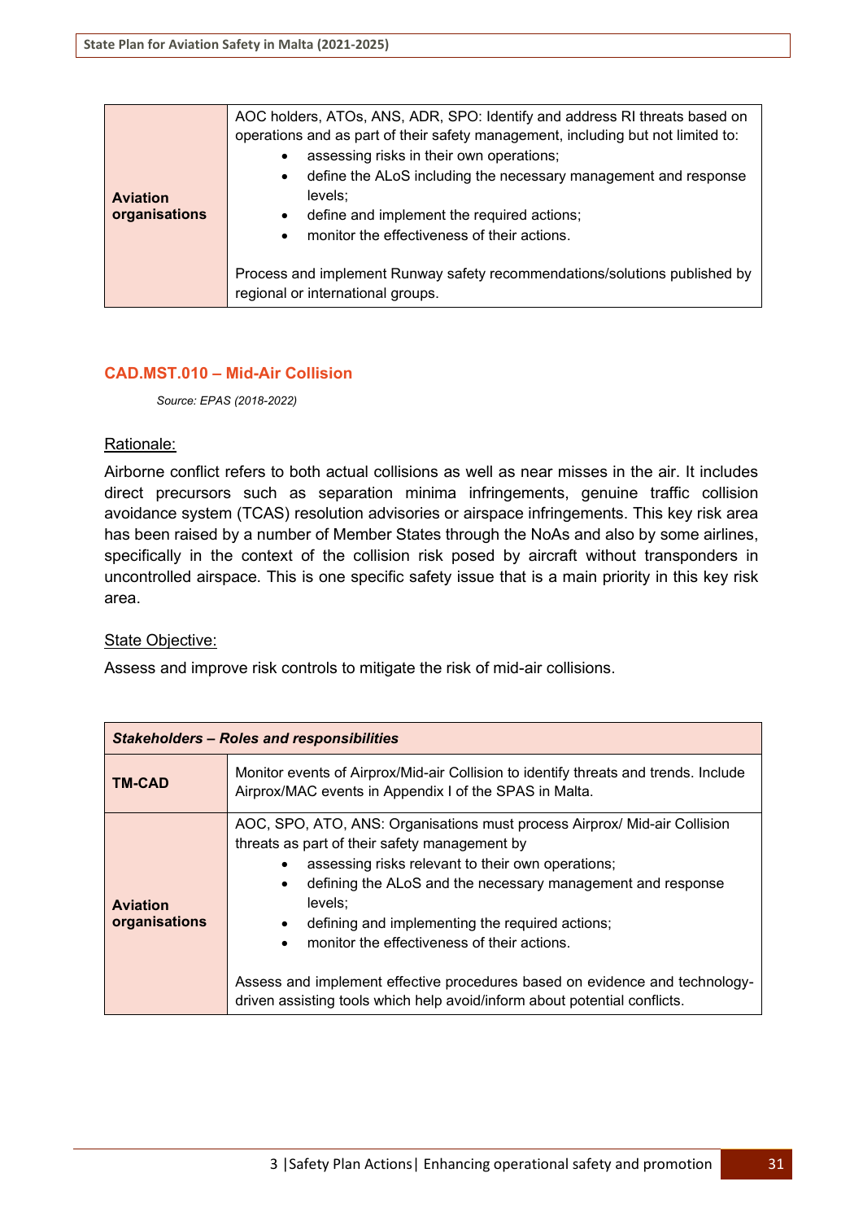| Aviation organisations | AOC holders, ATOs, ANS, ADR, SPO: Identify and address RI threats based on operations and as part of their safety management, including but not limited to:<br>• assessing risks in their own operations;<br>• define the ALoS including the necessary management and response levels;<br>• define and implement the required actions;<br>• monitor the effectiveness of their actions.<br><br>Process and implement Runway safety recommendations/solutions published by regional or international groups. |
|---|---|

### CAD.MST.010 – Mid-Air Collision

*Source: EPAS (2018-2022)*

<u>Rationale:</u>

Airborne conflict refers to both actual collisions as well as near misses in the air. It includes direct precursors such as separation minima infringements, genuine traffic collision avoidance system (TCAS) resolution advisories or airspace infringements. This key risk area has been raised by a number of Member States through the NoAs and also by some airlines, specifically in the context of the collision risk posed by aircraft without transponders in uncontrolled airspace. This is one specific safety issue that is a main priority in this key risk area.

<u>State Objective:</u>

Assess and improve risk controls to mitigate the risk of mid-air collisions.

| ***Stakeholders – Roles and responsibilities*** | |
|---|---|
| **TM-CAD** | Monitor events of Airprox/Mid-air Collision to identify threats and trends. Include Airprox/MAC events in Appendix I of the SPAS in Malta. |
| **Aviation organisations** | AOC, SPO, ATO, ANS: Organisations must process Airprox/ Mid-air Collision threats as part of their safety management by<br>• assessing risks relevant to their own operations;<br>• defining the ALoS and the necessary management and response levels;<br>• defining and implementing the required actions;<br>• monitor the effectiveness of their actions.<br><br>Assess and implement effective procedures based on evidence and technology-driven assisting tools which help avoid/inform about potential conflicts. |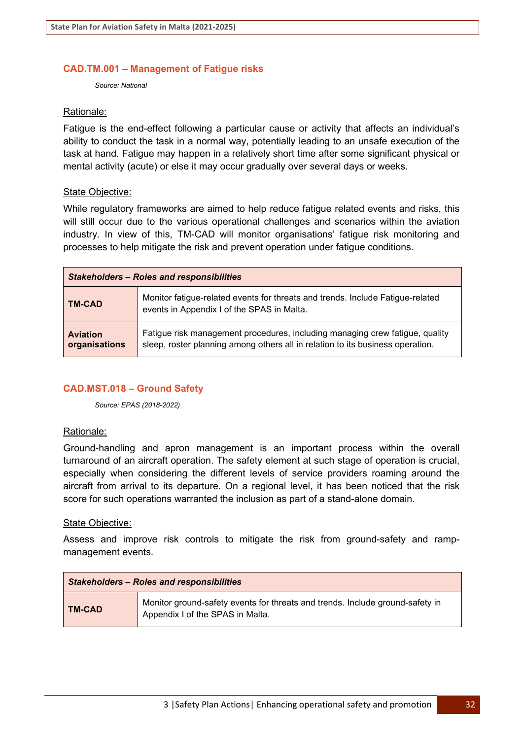## CAD.TM.001 – Management of Fatigue risks

*Source: National*

Rationale:

Fatigue is the end-effect following a particular cause or activity that affects an individual's ability to conduct the task in a normal way, potentially leading to an unsafe execution of the task at hand. Fatigue may happen in a relatively short time after some significant physical or mental activity (acute) or else it may occur gradually over several days or weeks.

State Objective:

While regulatory frameworks are aimed to help reduce fatigue related events and risks, this will still occur due to the various operational challenges and scenarios within the aviation industry. In view of this, TM-CAD will monitor organisations' fatigue risk monitoring and processes to help mitigate the risk and prevent operation under fatigue conditions.

| ***Stakeholders – Roles and responsibilities*** | |
|---|---|
| **TM-CAD** | Monitor fatigue-related events for threats and trends. Include Fatigue-related events in Appendix I of the SPAS in Malta. |
| **Aviation organisations** | Fatigue risk management procedures, including managing crew fatigue, quality sleep, roster planning among others all in relation to its business operation. |

## CAD.MST.018 – Ground Safety

*Source: EPAS (2018-2022)*

Rationale:

Ground-handling and apron management is an important process within the overall turnaround of an aircraft operation. The safety element at such stage of operation is crucial, especially when considering the different levels of service providers roaming around the aircraft from arrival to its departure. On a regional level, it has been noticed that the risk score for such operations warranted the inclusion as part of a stand-alone domain.

State Objective:

Assess and improve risk controls to mitigate the risk from ground-safety and ramp-management events.

| ***Stakeholders – Roles and responsibilities*** | |
|---|---|
| **TM-CAD** | Monitor ground-safety events for threats and trends. Include ground-safety in Appendix I of the SPAS in Malta. |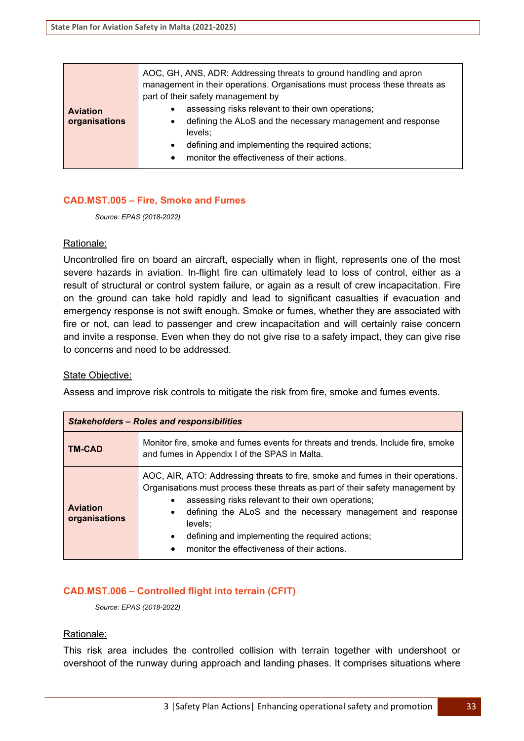| | |
|---|---|
| **Aviation organisations** | AOC, GH, ANS, ADR: Addressing threats to ground handling and apron management in their operations. Organisations must process these threats as part of their safety management by<br>• assessing risks relevant to their own operations;<br>• defining the ALoS and the necessary management and response levels;<br>• defining and implementing the required actions;<br>• monitor the effectiveness of their actions. |

### CAD.MST.005 – Fire, Smoke and Fumes

*Source: EPAS (2018-2022)*

Rationale:

Uncontrolled fire on board an aircraft, especially when in flight, represents one of the most severe hazards in aviation. In-flight fire can ultimately lead to loss of control, either as a result of structural or control system failure, or again as a result of crew incapacitation. Fire on the ground can take hold rapidly and lead to significant casualties if evacuation and emergency response is not swift enough. Smoke or fumes, whether they are associated with fire or not, can lead to passenger and crew incapacitation and will certainly raise concern and invite a response. Even when they do not give rise to a safety impact, they can give rise to concerns and need to be addressed.

State Objective:

Assess and improve risk controls to mitigate the risk from fire, smoke and fumes events.

| ***Stakeholders – Roles and responsibilities*** | |
|---|---|
| **TM-CAD** | Monitor fire, smoke and fumes events for threats and trends. Include fire, smoke and fumes in Appendix I of the SPAS in Malta. |
| **Aviation organisations** | AOC, AIR, ATO: Addressing threats to fire, smoke and fumes in their operations. Organisations must process these threats as part of their safety management by<br>• assessing risks relevant to their own operations;<br>• defining the ALoS and the necessary management and response levels;<br>• defining and implementing the required actions;<br>• monitor the effectiveness of their actions. |

### CAD.MST.006 – Controlled flight into terrain (CFIT)

*Source: EPAS (2018-2022)*

Rationale:

This risk area includes the controlled collision with terrain together with undershoot or overshoot of the runway during approach and landing phases. It comprises situations where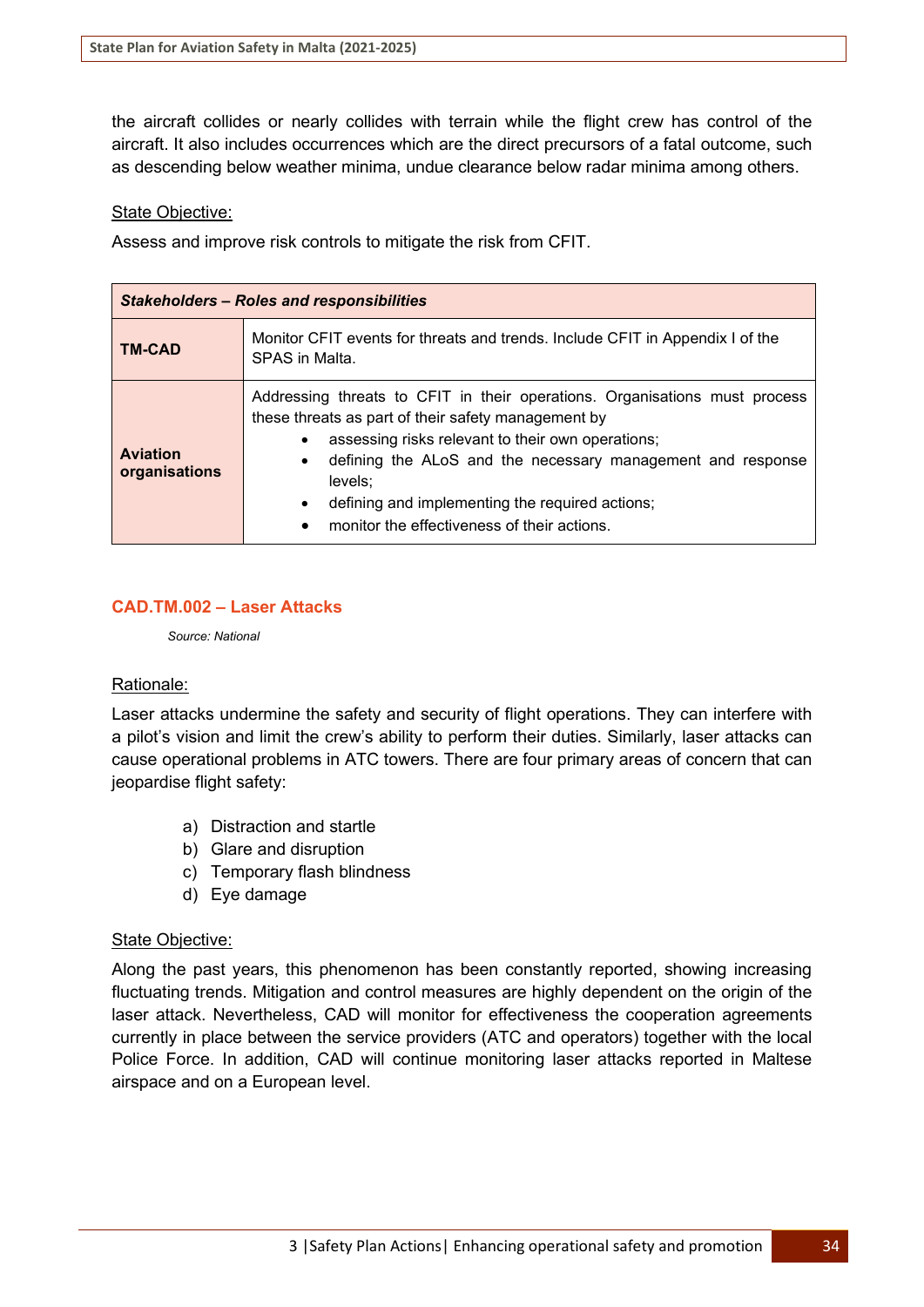the aircraft collides or nearly collides with terrain while the flight crew has control of the aircraft. It also includes occurrences which are the direct precursors of a fatal outcome, such as descending below weather minima, undue clearance below radar minima among others.

State Objective:

Assess and improve risk controls to mitigate the risk from CFIT.

| ***Stakeholders – Roles and responsibilities*** | |
|---|---|
| **TM-CAD** | Monitor CFIT events for threats and trends. Include CFIT in Appendix I of the SPAS in Malta. |
| **Aviation organisations** | Addressing threats to CFIT in their operations. Organisations must process these threats as part of their safety management by<br>• assessing risks relevant to their own operations;<br>• defining the ALoS and the necessary management and response levels;<br>• defining and implementing the required actions;<br>• monitor the effectiveness of their actions. |

### CAD.TM.002 – Laser Attacks

*Source: National*

Rationale:

Laser attacks undermine the safety and security of flight operations. They can interfere with a pilot's vision and limit the crew's ability to perform their duties. Similarly, laser attacks can cause operational problems in ATC towers. There are four primary areas of concern that can jeopardise flight safety:

a) Distraction and startle
b) Glare and disruption
c) Temporary flash blindness
d) Eye damage

State Objective:

Along the past years, this phenomenon has been constantly reported, showing increasing fluctuating trends. Mitigation and control measures are highly dependent on the origin of the laser attack. Nevertheless, CAD will monitor for effectiveness the cooperation agreements currently in place between the service providers (ATC and operators) together with the local Police Force. In addition, CAD will continue monitoring laser attacks reported in Maltese airspace and on a European level.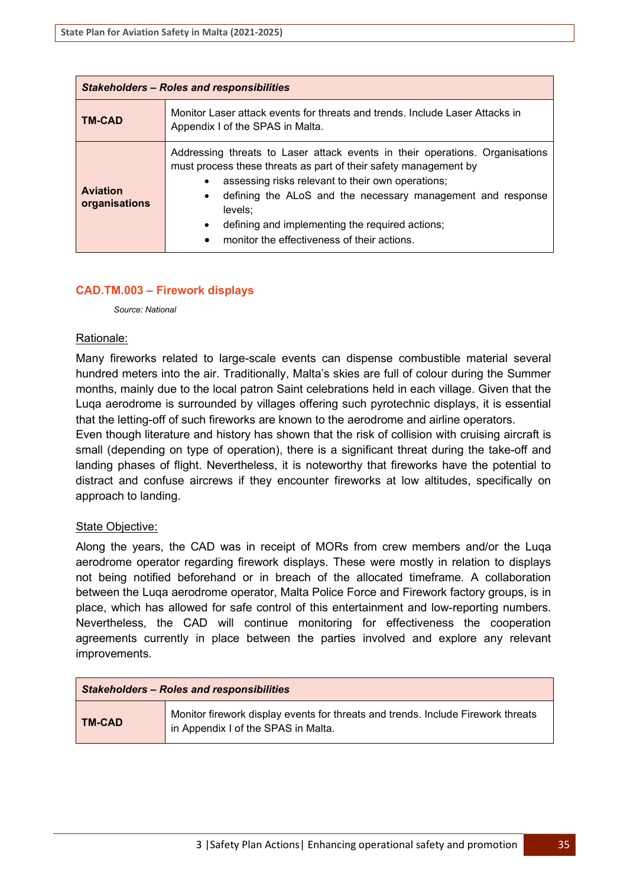| *Stakeholders – Roles and responsibilities* | |
|---|---|
| **TM-CAD** | Monitor Laser attack events for threats and trends. Include Laser Attacks in Appendix I of the SPAS in Malta. |
| **Aviation organisations** | Addressing threats to Laser attack events in their operations. Organisations must process these threats as part of their safety management by<br>• assessing risks relevant to their own operations;<br>• defining the ALoS and the necessary management and response levels;<br>• defining and implementing the required actions;<br>• monitor the effectiveness of their actions. |

### CAD.TM.003 – Firework displays

*Source: National*

Rationale:

Many fireworks related to large-scale events can dispense combustible material several hundred meters into the air. Traditionally, Malta's skies are full of colour during the Summer months, mainly due to the local patron Saint celebrations held in each village. Given that the Luqa aerodrome is surrounded by villages offering such pyrotechnic displays, it is essential that the letting-off of such fireworks are known to the aerodrome and airline operators.
Even though literature and history has shown that the risk of collision with cruising aircraft is small (depending on type of operation), there is a significant threat during the take-off and landing phases of flight. Nevertheless, it is noteworthy that fireworks have the potential to distract and confuse aircrews if they encounter fireworks at low altitudes, specifically on approach to landing.

State Objective:

Along the years, the CAD was in receipt of MORs from crew members and/or the Luqa aerodrome operator regarding firework displays. These were mostly in relation to displays not being notified beforehand or in breach of the allocated timeframe. A collaboration between the Luqa aerodrome operator, Malta Police Force and Firework factory groups, is in place, which has allowed for safe control of this entertainment and low-reporting numbers. Nevertheless, the CAD will continue monitoring for effectiveness the cooperation agreements currently in place between the parties involved and explore any relevant improvements.

| *Stakeholders – Roles and responsibilities* | |
|---|---|
| **TM-CAD** | Monitor firework display events for threats and trends. Include Firework threats in Appendix I of the SPAS in Malta. |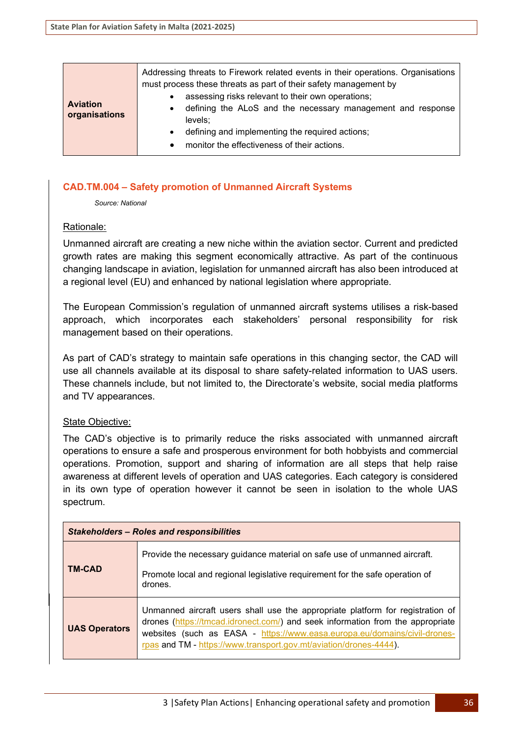| | |
|---|---|
| **Aviation organisations** | Addressing threats to Firework related events in their operations. Organisations must process these threats as part of their safety management by<br>• assessing risks relevant to their own operations;<br>• defining the ALoS and the necessary management and response levels;<br>• defining and implementing the required actions;<br>• monitor the effectiveness of their actions. |

### CAD.TM.004 – Safety promotion of Unmanned Aircraft Systems

*Source: National*

Rationale:

Unmanned aircraft are creating a new niche within the aviation sector. Current and predicted growth rates are making this segment economically attractive. As part of the continuous changing landscape in aviation, legislation for unmanned aircraft has also been introduced at a regional level (EU) and enhanced by national legislation where appropriate.

The European Commission's regulation of unmanned aircraft systems utilises a risk-based approach, which incorporates each stakeholders' personal responsibility for risk management based on their operations.

As part of CAD's strategy to maintain safe operations in this changing sector, the CAD will use all channels available at its disposal to share safety-related information to UAS users. These channels include, but not limited to, the Directorate's website, social media platforms and TV appearances.

State Objective:

The CAD's objective is to primarily reduce the risks associated with unmanned aircraft operations to ensure a safe and prosperous environment for both hobbyists and commercial operations. Promotion, support and sharing of information are all steps that help raise awareness at different levels of operation and UAS categories. Each category is considered in its own type of operation however it cannot be seen in isolation to the whole UAS spectrum.

| ***Stakeholders – Roles and responsibilities*** | |
|---|---|
| **TM-CAD** | Provide the necessary guidance material on safe use of unmanned aircraft.<br><br>Promote local and regional legislative requirement for the safe operation of drones. |
| **UAS Operators** | Unmanned aircraft users shall use the appropriate platform for registration of drones (https://tmcad.idronect.com/) and seek information from the appropriate websites (such as EASA - https://www.easa.europa.eu/domains/civil-drones-rpas and TM - https://www.transport.gov.mt/aviation/drones-4444). |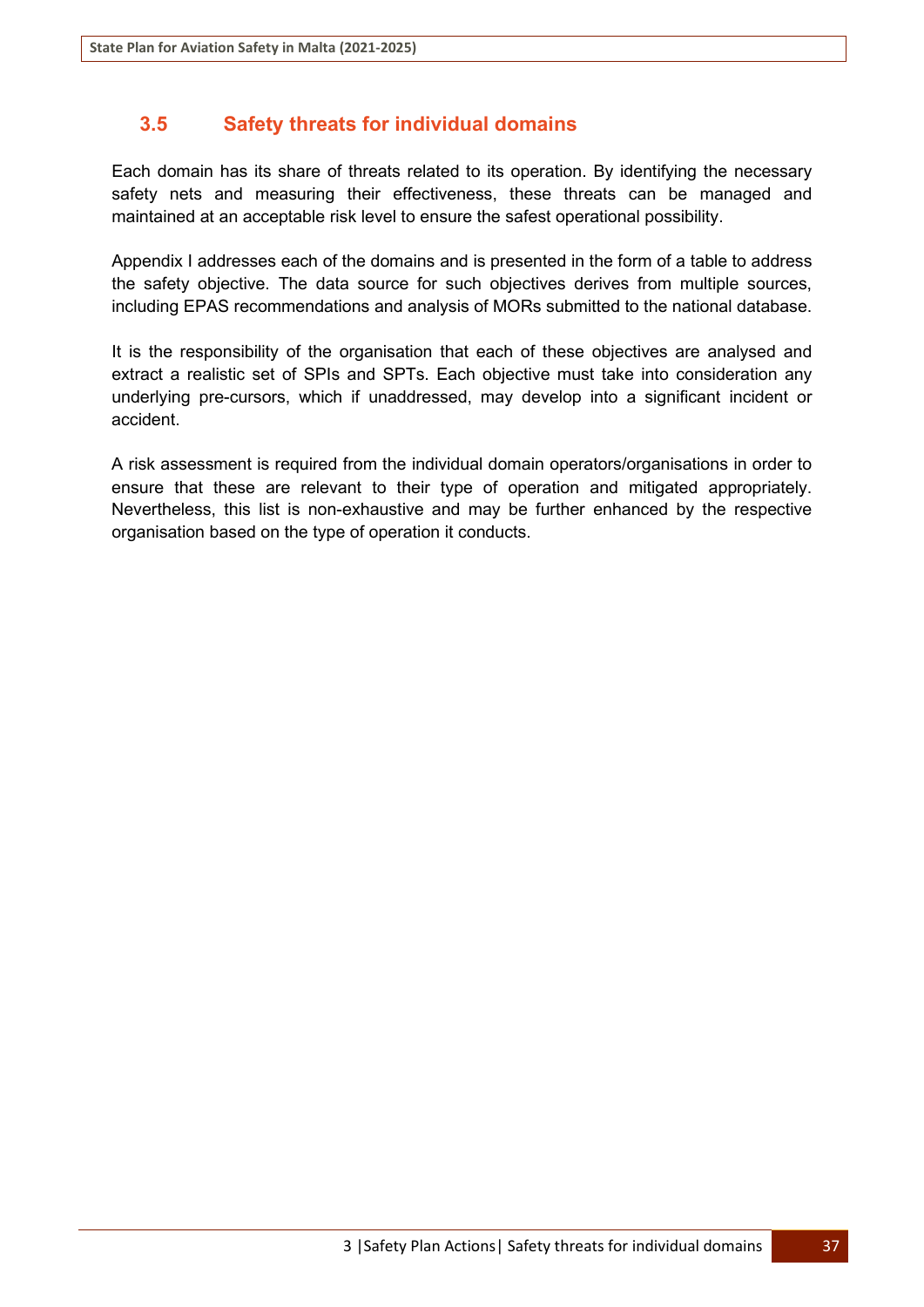## 3.5 Safety threats for individual domains

Each domain has its share of threats related to its operation. By identifying the necessary safety nets and measuring their effectiveness, these threats can be managed and maintained at an acceptable risk level to ensure the safest operational possibility.

Appendix I addresses each of the domains and is presented in the form of a table to address the safety objective. The data source for such objectives derives from multiple sources, including EPAS recommendations and analysis of MORs submitted to the national database.

It is the responsibility of the organisation that each of these objectives are analysed and extract a realistic set of SPIs and SPTs. Each objective must take into consideration any underlying pre-cursors, which if unaddressed, may develop into a significant incident or accident.

A risk assessment is required from the individual domain operators/organisations in order to ensure that these are relevant to their type of operation and mitigated appropriately. Nevertheless, this list is non-exhaustive and may be further enhanced by the respective organisation based on the type of operation it conducts.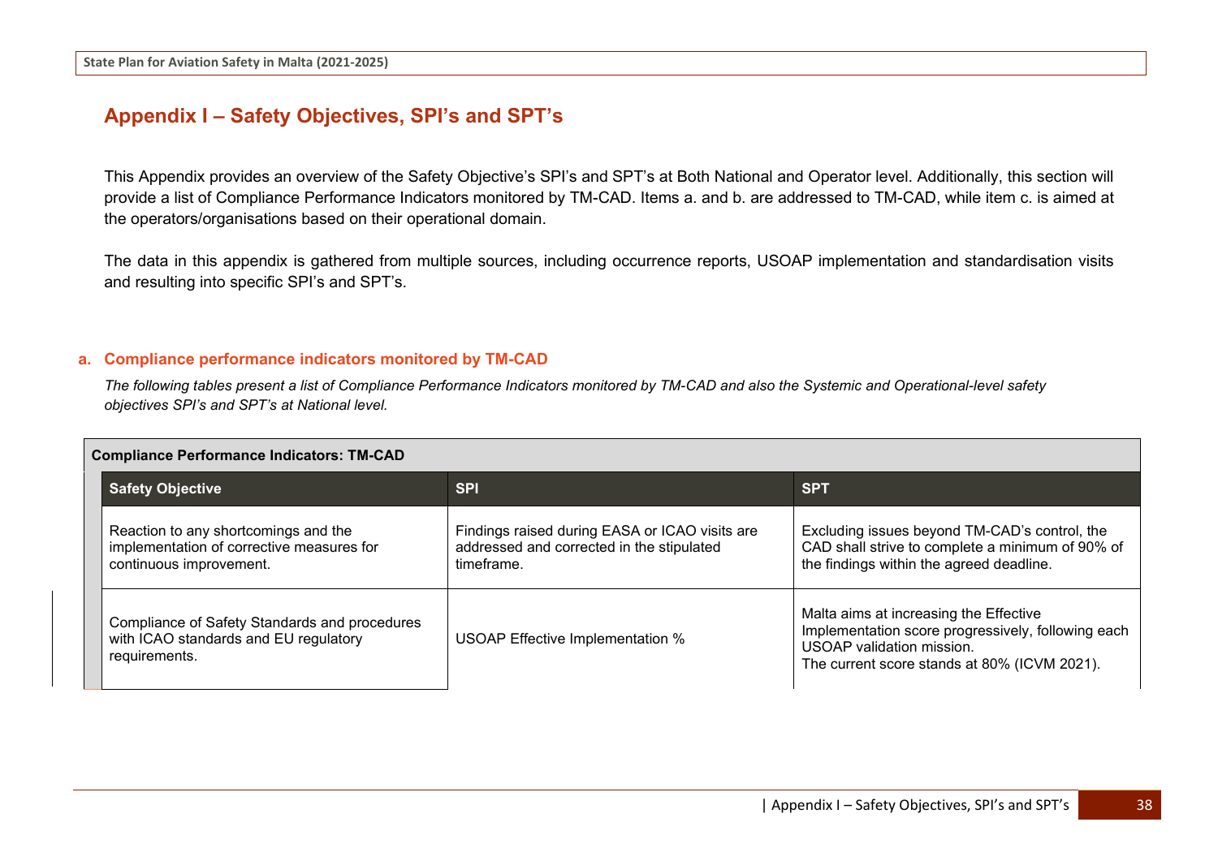## Appendix I – Safety Objectives, SPI's and SPT's

This Appendix provides an overview of the Safety Objective's SPI's and SPT's at Both National and Operator level. Additionally, this section will provide a list of Compliance Performance Indicators monitored by TM-CAD. Items a. and b. are addressed to TM-CAD, while item c. is aimed at the operators/organisations based on their operational domain.

The data in this appendix is gathered from multiple sources, including occurrence reports, USOAP implementation and standardisation visits and resulting into specific SPI's and SPT's.

### a. Compliance performance indicators monitored by TM-CAD

*The following tables present a list of Compliance Performance Indicators monitored by TM-CAD and also the Systemic and Operational-level safety objectives SPI's and SPT's at National level.*

**Compliance Performance Indicators: TM-CAD**

| Safety Objective | SPI | SPT |
|---|---|---|
| Reaction to any shortcomings and the implementation of corrective measures for continuous improvement. | Findings raised during EASA or ICAO visits are addressed and corrected in the stipulated timeframe. | Excluding issues beyond TM-CAD's control, the CAD shall strive to complete a minimum of 90% of the findings within the agreed deadline. |
| Compliance of Safety Standards and procedures with ICAO standards and EU regulatory requirements. | USOAP Effective Implementation % | Malta aims at increasing the Effective Implementation score progressively, following each USOAP validation mission. The current score stands at 80% (ICVM 2021). |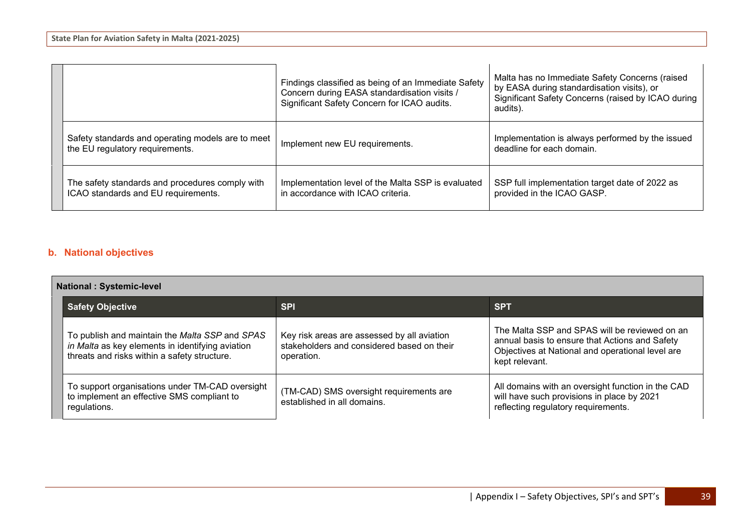| | | |
|---|---|---|
| | Findings classified as being of an Immediate Safety Concern during EASA standardisation visits / Significant Safety Concern for ICAO audits. | Malta has no Immediate Safety Concerns (raised by EASA during standardisation visits), or Significant Safety Concerns (raised by ICAO during audits). |
| Safety standards and operating models are to meet the EU regulatory requirements. | Implement new EU requirements. | Implementation is always performed by the issued deadline for each domain. |
| The safety standards and procedures comply with ICAO standards and EU requirements. | Implementation level of the Malta SSP is evaluated in accordance with ICAO criteria. | SSP full implementation target date of 2022 as provided in the ICAO GASP. |

## b. National objectives

| **National : Systemic-level** | | |
|---|---|---|
| **Safety Objective** | **SPI** | **SPT** |
| To publish and maintain the *Malta SSP* and *SPAS in Malta* as key elements in identifying aviation threats and risks within a safety structure. | Key risk areas are assessed by all aviation stakeholders and considered based on their operation. | The Malta SSP and SPAS will be reviewed on an annual basis to ensure that Actions and Safety Objectives at National and operational level are kept relevant. |
| To support organisations under TM-CAD oversight to implement an effective SMS compliant to regulations. | (TM-CAD) SMS oversight requirements are established in all domains. | All domains with an oversight function in the CAD will have such provisions in place by 2021 reflecting regulatory requirements. |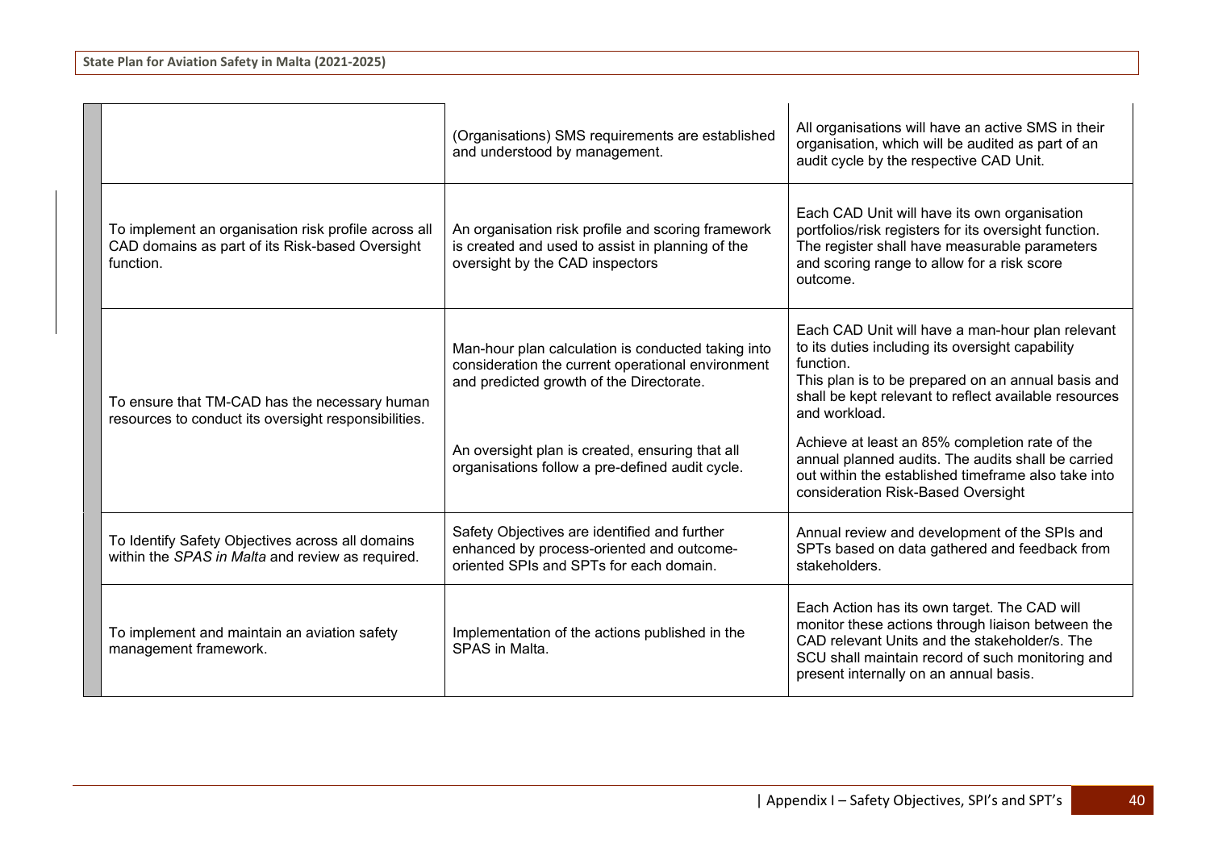| | | |
|---|---|---|
| | (Organisations) SMS requirements are established and understood by management. | All organisations will have an active SMS in their organisation, which will be audited as part of an audit cycle by the respective CAD Unit. |
| To implement an organisation risk profile across all CAD domains as part of its Risk-based Oversight function. | An organisation risk profile and scoring framework is created and used to assist in planning of the oversight by the CAD inspectors | Each CAD Unit will have its own organisation portfolios/risk registers for its oversight function. The register shall have measurable parameters and scoring range to allow for a risk score outcome. |
| To ensure that TM-CAD has the necessary human resources to conduct its oversight responsibilities. | Man-hour plan calculation is conducted taking into consideration the current operational environment and predicted growth of the Directorate. | Each CAD Unit will have a man-hour plan relevant to its duties including its oversight capability function. This plan is to be prepared on an annual basis and shall be kept relevant to reflect available resources and workload. |
| | An oversight plan is created, ensuring that all organisations follow a pre-defined audit cycle. | Achieve at least an 85% completion rate of the annual planned audits. The audits shall be carried out within the established timeframe also take into consideration Risk-Based Oversight |
| To Identify Safety Objectives across all domains within the *SPAS in Malta* and review as required. | Safety Objectives are identified and further enhanced by process-oriented and outcome-oriented SPIs and SPTs for each domain. | Annual review and development of the SPIs and SPTs based on data gathered and feedback from stakeholders. |
| To implement and maintain an aviation safety management framework. | Implementation of the actions published in the SPAS in Malta. | Each Action has its own target. The CAD will monitor these actions through liaison between the CAD relevant Units and the stakeholder/s. The SCU shall maintain record of such monitoring and present internally on an annual basis. |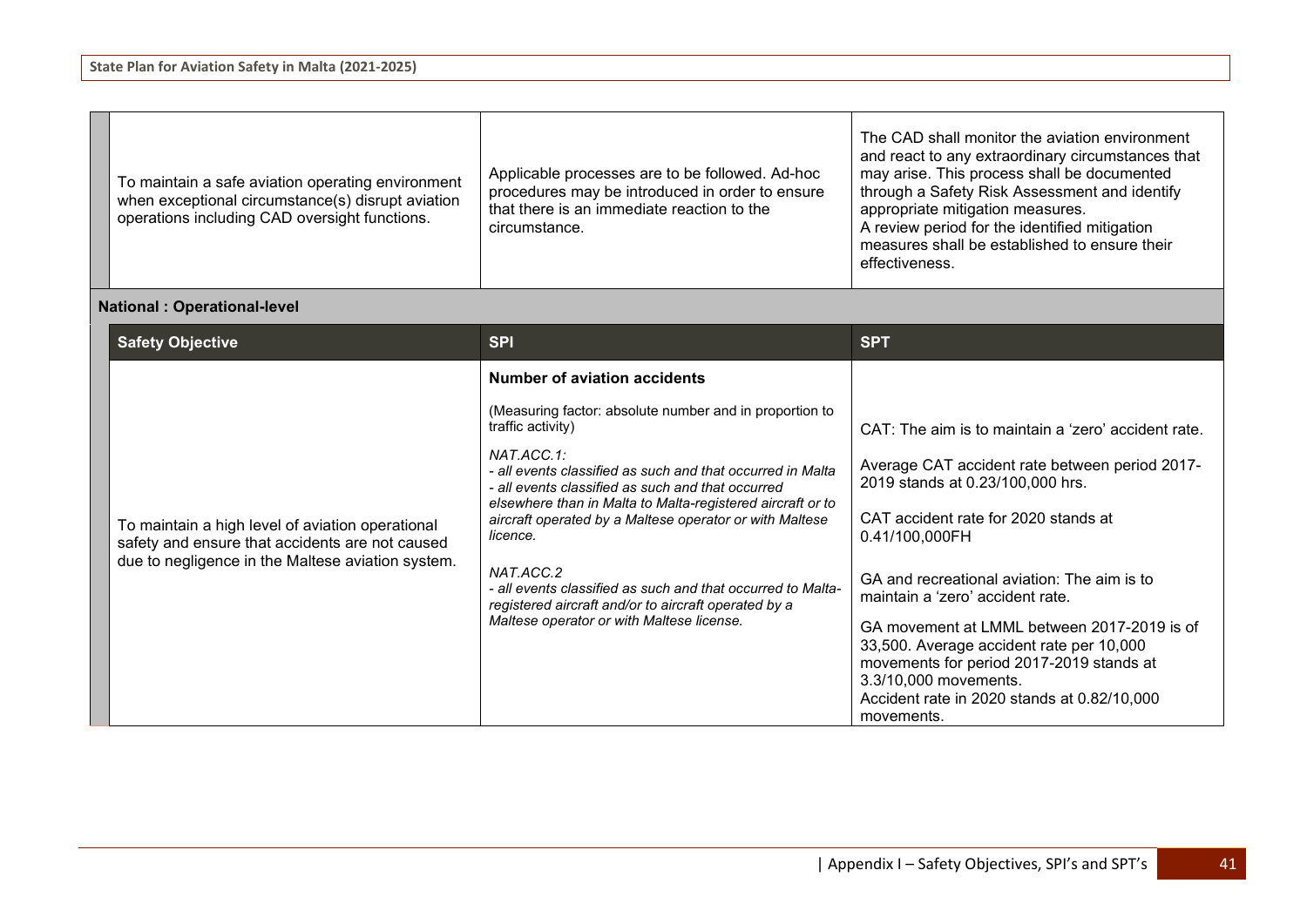| | | |
|---|---|---|
| To maintain a safe aviation operating environment when exceptional circumstance(s) disrupt aviation operations including CAD oversight functions. | Applicable processes are to be followed. Ad-hoc procedures may be introduced in order to ensure that there is an immediate reaction to the circumstance. | The CAD shall monitor the aviation environment and react to any extraordinary circumstances that may arise. This process shall be documented through a Safety Risk Assessment and identify appropriate mitigation measures.<br>A review period for the identified mitigation measures shall be established to ensure their effectiveness. |

**National : Operational-level**

| Safety Objective | SPI | SPT |
|---|---|---|
| To maintain a high level of aviation operational safety and ensure that accidents are not caused due to negligence in the Maltese aviation system. | **Number of aviation accidents**<br><br>(Measuring factor: absolute number and in proportion to traffic activity)<br><br>*NAT.ACC.1:*<br>*- all events classified as such and that occurred in Malta*<br>*- all events classified as such and that occurred elsewhere than in Malta to Malta-registered aircraft or to aircraft operated by a Maltese operator or with Maltese licence.*<br><br>*NAT.ACC.2*<br>*- all events classified as such and that occurred to Malta-registered aircraft and/or to aircraft operated by a Maltese operator or with Maltese license.* | CAT: The aim is to maintain a 'zero' accident rate.<br><br>Average CAT accident rate between period 2017-2019 stands at 0.23/100,000 hrs.<br><br>CAT accident rate for 2020 stands at 0.41/100,000FH<br><br>GA and recreational aviation: The aim is to maintain a 'zero' accident rate.<br><br>GA movement at LMML between 2017-2019 is of 33,500. Average accident rate per 10,000 movements for period 2017-2019 stands at 3.3/10,000 movements.<br>Accident rate in 2020 stands at 0.82/10,000 movements. |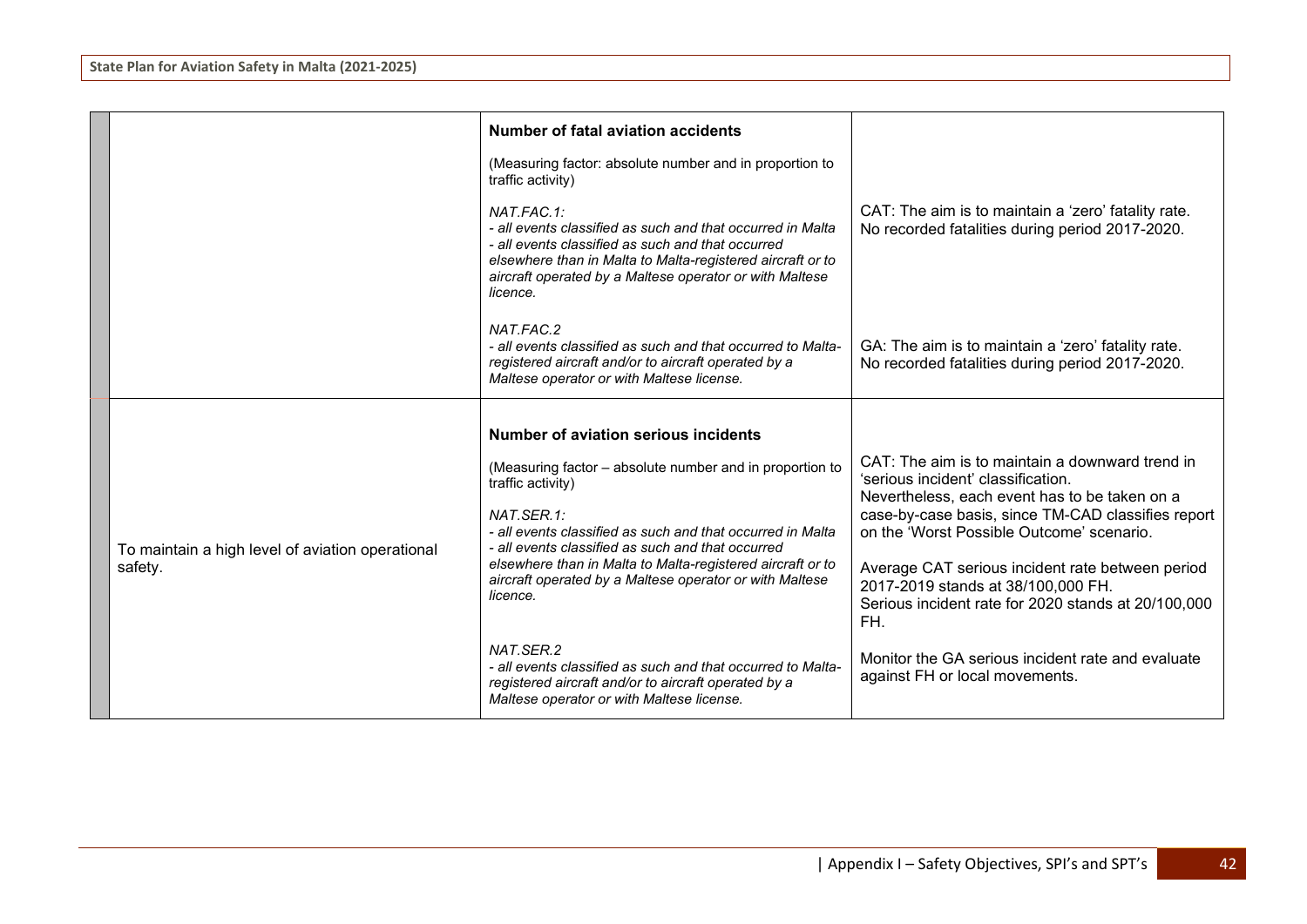| | | | |
|---|---|---|---|
| | | **Number of fatal aviation accidents**<br><br>(Measuring factor: absolute number and in proportion to traffic activity)<br><br>*NAT.FAC.1:*<br>*- all events classified as such and that occurred in Malta*<br>*- all events classified as such and that occurred elsewhere than in Malta to Malta-registered aircraft or to aircraft operated by a Maltese operator or with Maltese licence.*<br><br>*NAT.FAC.2*<br>*- all events classified as such and that occurred to Malta-registered aircraft and/or to aircraft operated by a Maltese operator or with Maltese license.* | CAT: The aim is to maintain a 'zero' fatality rate. No recorded fatalities during period 2017-2020.<br><br>GA: The aim is to maintain a 'zero' fatality rate. No recorded fatalities during period 2017-2020. |
| | To maintain a high level of aviation operational safety. | **Number of aviation serious incidents**<br><br>(Measuring factor – absolute number and in proportion to traffic activity)<br><br>*NAT.SER.1:*<br>*- all events classified as such and that occurred in Malta*<br>*- all events classified as such and that occurred elsewhere than in Malta to Malta-registered aircraft or to aircraft operated by a Maltese operator or with Maltese licence.*<br><br>*NAT.SER.2*<br>*- all events classified as such and that occurred to Malta-registered aircraft and/or to aircraft operated by a Maltese operator or with Maltese license.* | CAT: The aim is to maintain a downward trend in 'serious incident' classification.<br>Nevertheless, each event has to be taken on a case-by-case basis, since TM-CAD classifies report on the 'Worst Possible Outcome' scenario.<br><br>Average CAT serious incident rate between period 2017-2019 stands at 38/100,000 FH.<br>Serious incident rate for 2020 stands at 20/100,000 FH.<br><br>Monitor the GA serious incident rate and evaluate against FH or local movements. |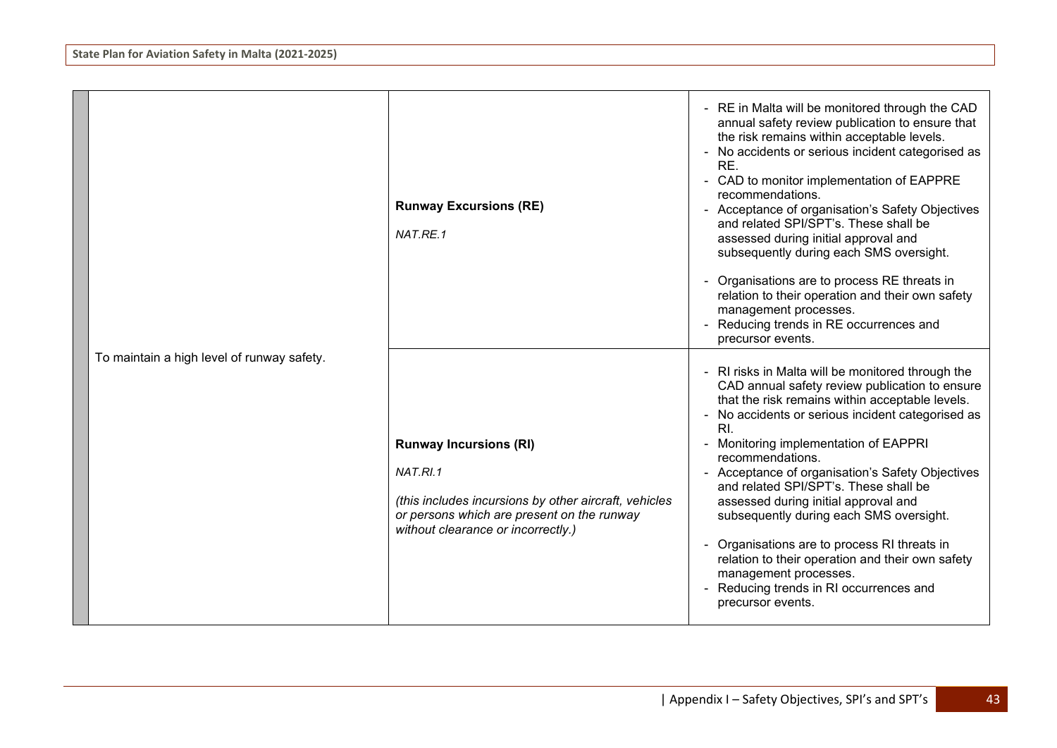| | | |
|---|---|---|
| To maintain a high level of runway safety. | **Runway Excursions (RE)**<br><br>*NAT.RE.1* | - RE in Malta will be monitored through the CAD annual safety review publication to ensure that the risk remains within acceptable levels.<br>- No accidents or serious incident categorised as RE.<br>- CAD to monitor implementation of EAPPRE recommendations.<br>- Acceptance of organisation's Safety Objectives and related SPI/SPT's. These shall be assessed during initial approval and subsequently during each SMS oversight.<br><br>- Organisations are to process RE threats in relation to their operation and their own safety management processes.<br>- Reducing trends in RE occurrences and precursor events. |
| | **Runway Incursions (RI)**<br><br>*NAT.RI.1*<br><br>*(this includes incursions by other aircraft, vehicles or persons which are present on the runway without clearance or incorrectly.)* | - RI risks in Malta will be monitored through the CAD annual safety review publication to ensure that the risk remains within acceptable levels.<br>- No accidents or serious incident categorised as RI.<br>- Monitoring implementation of EAPPRI recommendations.<br>- Acceptance of organisation's Safety Objectives and related SPI/SPT's. These shall be assessed during initial approval and subsequently during each SMS oversight.<br><br>- Organisations are to process RI threats in relation to their operation and their own safety management processes.<br>- Reducing trends in RI occurrences and precursor events. |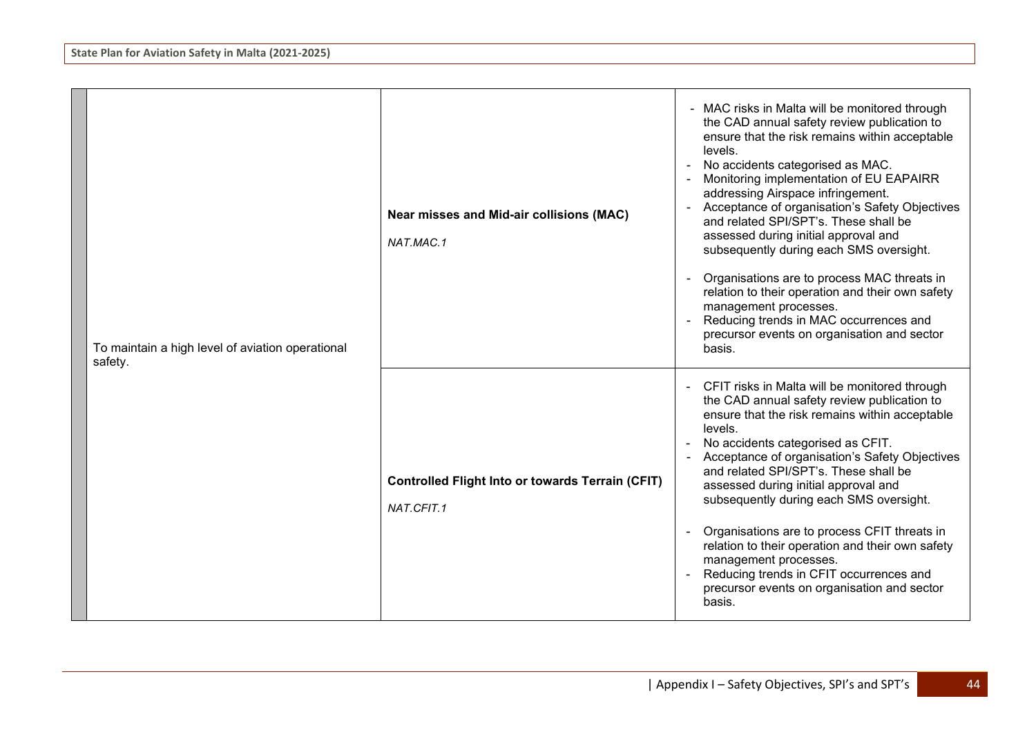| | | |
|---|---|---|
| To maintain a high level of aviation operational safety. | **Near misses and Mid-air collisions (MAC)**<br><br>*NAT.MAC.1* | - MAC risks in Malta will be monitored through the CAD annual safety review publication to ensure that the risk remains within acceptable levels.<br>- No accidents categorised as MAC.<br>- Monitoring implementation of EU EAPAIRR addressing Airspace infringement.<br>- Acceptance of organisation's Safety Objectives and related SPI/SPT's. These shall be assessed during initial approval and subsequently during each SMS oversight.<br><br>- Organisations are to process MAC threats in relation to their operation and their own safety management processes.<br>- Reducing trends in MAC occurrences and precursor events on organisation and sector basis. |
| | **Controlled Flight Into or towards Terrain (CFIT)**<br><br>*NAT.CFIT.1* | - CFIT risks in Malta will be monitored through the CAD annual safety review publication to ensure that the risk remains within acceptable levels.<br>- No accidents categorised as CFIT.<br>- Acceptance of organisation's Safety Objectives and related SPI/SPT's. These shall be assessed during initial approval and subsequently during each SMS oversight.<br><br>- Organisations are to process CFIT threats in relation to their operation and their own safety management processes.<br>- Reducing trends in CFIT occurrences and precursor events on organisation and sector basis. |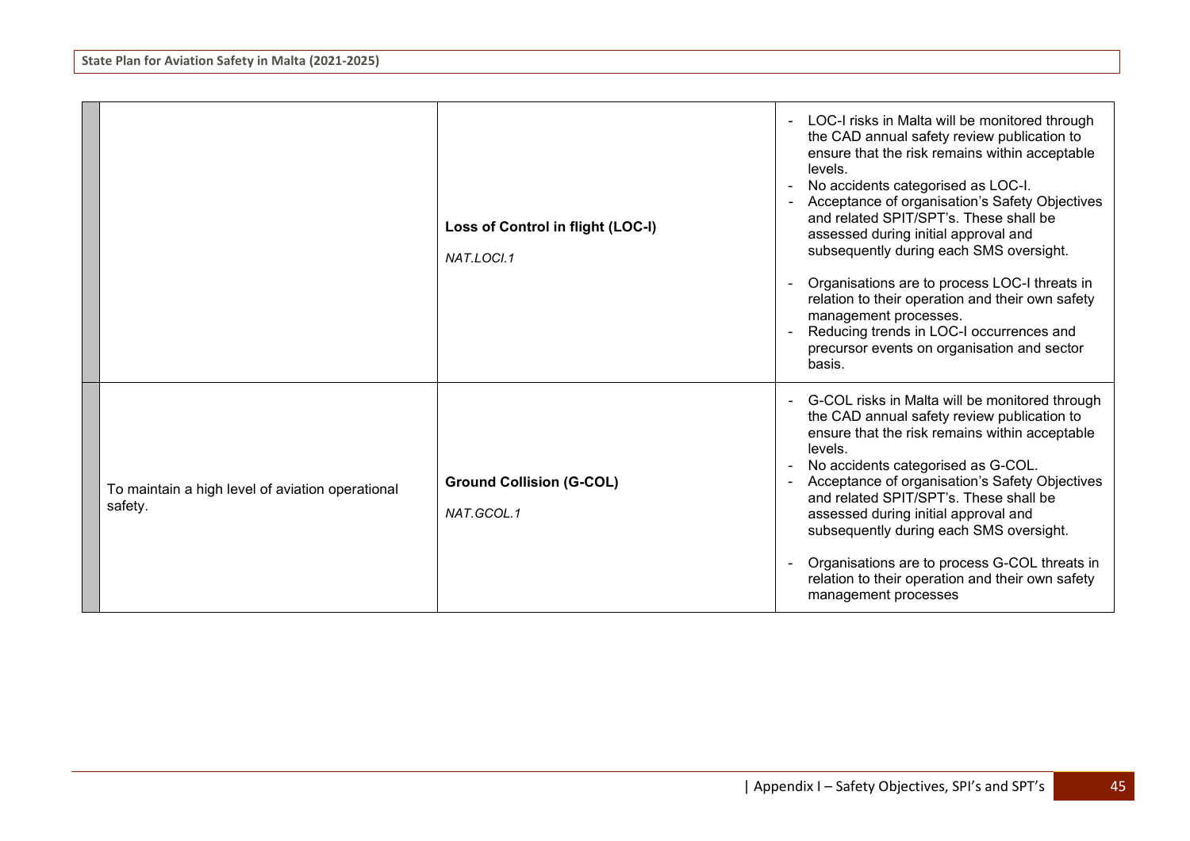| | | | |
|---|---|---|---|
| | | **Loss of Control in flight (LOC-I)**<br><br>*NAT.LOCI.1* | - LOC-I risks in Malta will be monitored through the CAD annual safety review publication to ensure that the risk remains within acceptable levels.<br>- No accidents categorised as LOC-I.<br>- Acceptance of organisation's Safety Objectives and related SPIT/SPT's. These shall be assessed during initial approval and subsequently during each SMS oversight.<br>- Organisations are to process LOC-I threats in relation to their operation and their own safety management processes.<br>- Reducing trends in LOC-I occurrences and precursor events on organisation and sector basis. |
| | To maintain a high level of aviation operational safety. | **Ground Collision (G-COL)**<br><br>*NAT.GCOL.1* | - G-COL risks in Malta will be monitored through the CAD annual safety review publication to ensure that the risk remains within acceptable levels.<br>- No accidents categorised as G-COL.<br>- Acceptance of organisation's Safety Objectives and related SPIT/SPT's. These shall be assessed during initial approval and subsequently during each SMS oversight.<br>- Organisations are to process G-COL threats in relation to their operation and their own safety management processes |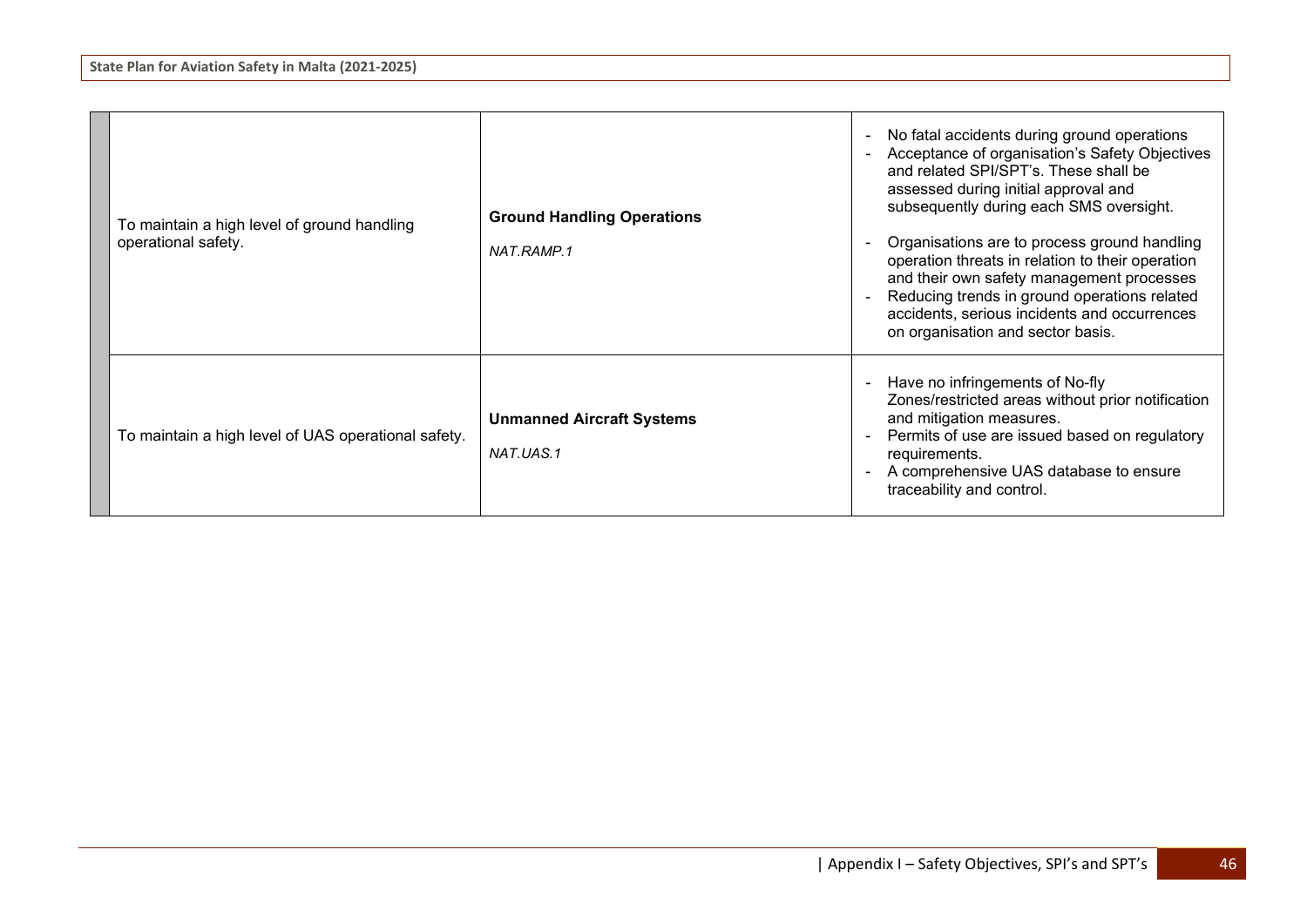| | | | |
|---|---|---|---|
| | To maintain a high level of ground handling operational safety. | **Ground Handling Operations**<br><br>*NAT.RAMP.1* | - No fatal accidents during ground operations<br>- Acceptance of organisation's Safety Objectives and related SPI/SPT's. These shall be assessed during initial approval and subsequently during each SMS oversight.<br><br>- Organisations are to process ground handling operation threats in relation to their operation and their own safety management processes<br>- Reducing trends in ground operations related accidents, serious incidents and occurrences on organisation and sector basis. |
| | To maintain a high level of UAS operational safety. | **Unmanned Aircraft Systems**<br><br>*NAT.UAS.1* | - Have no infringements of No-fly Zones/restricted areas without prior notification and mitigation measures.<br>- Permits of use are issued based on regulatory requirements.<br>- A comprehensive UAS database to ensure traceability and control. |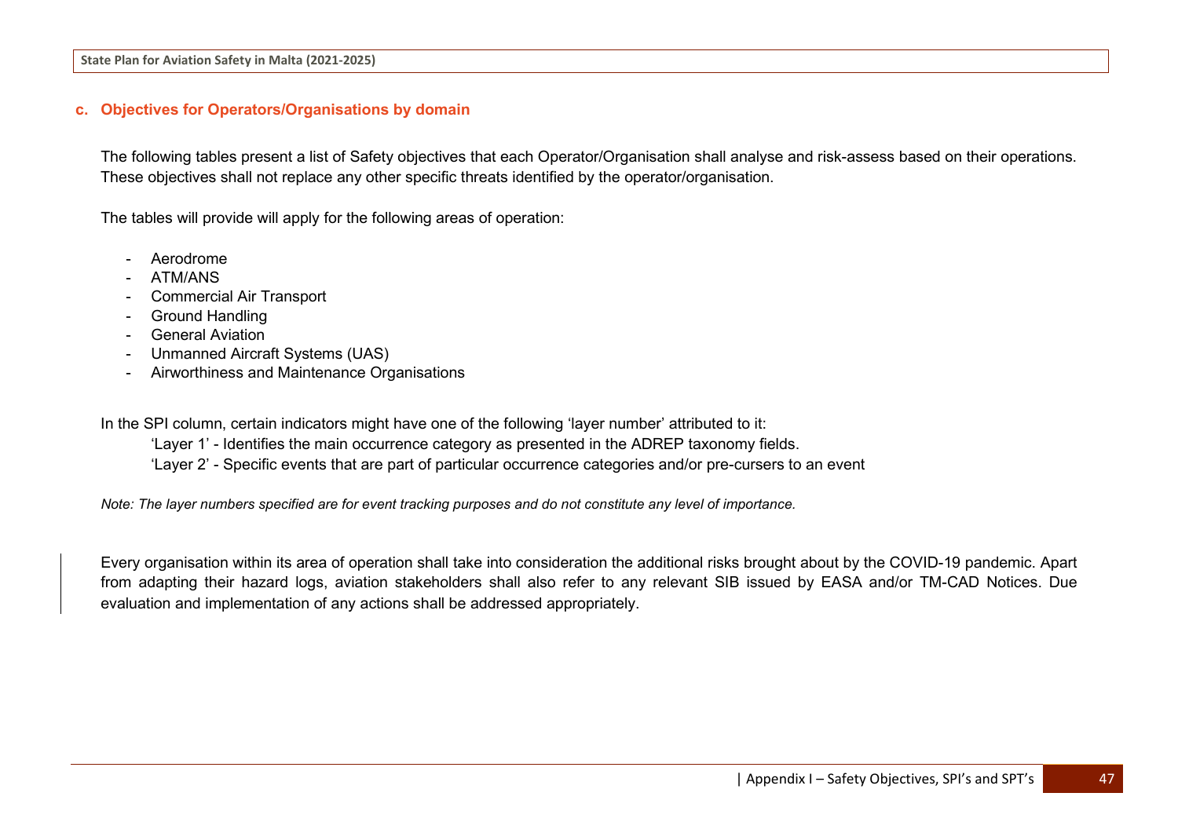### c. Objectives for Operators/Organisations by domain

The following tables present a list of Safety objectives that each Operator/Organisation shall analyse and risk-assess based on their operations. These objectives shall not replace any other specific threats identified by the operator/organisation.

The tables will provide will apply for the following areas of operation:

- Aerodrome
- ATM/ANS
- Commercial Air Transport
- Ground Handling
- General Aviation
- Unmanned Aircraft Systems (UAS)
- Airworthiness and Maintenance Organisations

In the SPI column, certain indicators might have one of the following 'layer number' attributed to it:

'Layer 1' - Identifies the main occurrence category as presented in the ADREP taxonomy fields.

'Layer 2' - Specific events that are part of particular occurrence categories and/or pre-cursers to an event

*Note: The layer numbers specified are for event tracking purposes and do not constitute any level of importance.*

Every organisation within its area of operation shall take into consideration the additional risks brought about by the COVID-19 pandemic. Apart from adapting their hazard logs, aviation stakeholders shall also refer to any relevant SIB issued by EASA and/or TM-CAD Notices. Due evaluation and implementation of any actions shall be addressed appropriately.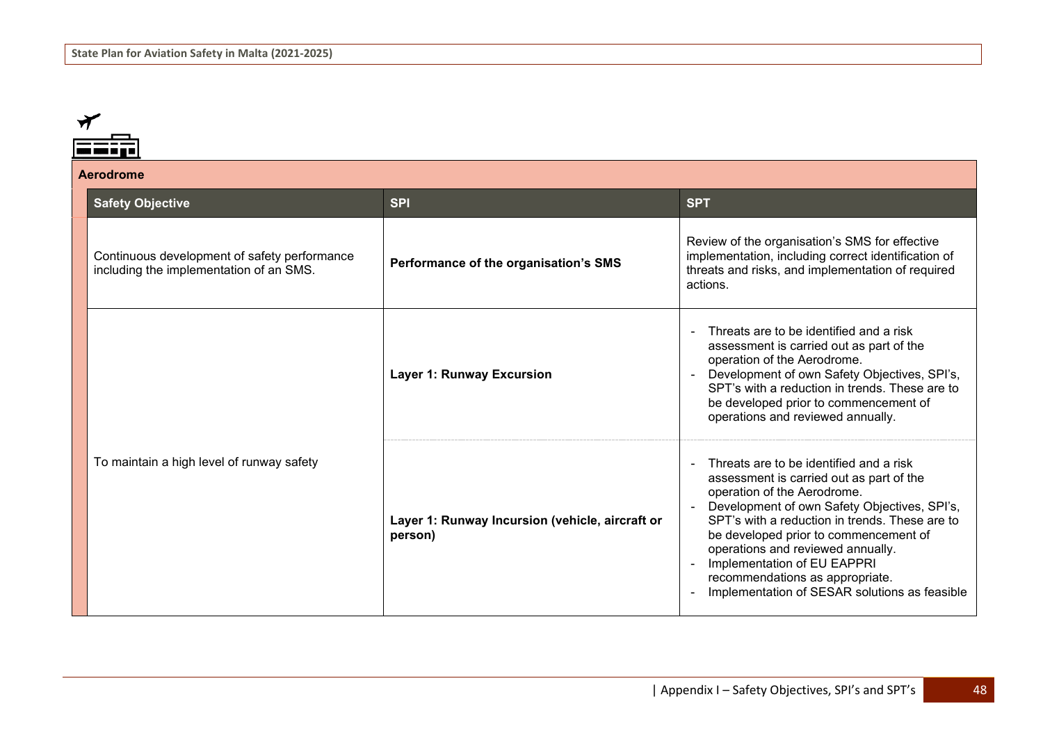| Aerodrome | | |
|---|---|---|
| **Safety Objective** | **SPI** | **SPT** |
| Continuous development of safety performance including the implementation of an SMS. | **Performance of the organisation's SMS** | Review of the organisation's SMS for effective implementation, including correct identification of threats and risks, and implementation of required actions. |
| To maintain a high level of runway safety | **Layer 1: Runway Excursion** | - Threats are to be identified and a risk assessment is carried out as part of the operation of the Aerodrome.<br>- Development of own Safety Objectives, SPI's, SPT's with a reduction in trends. These are to be developed prior to commencement of operations and reviewed annually. |
| | **Layer 1: Runway Incursion (vehicle, aircraft or person)** | - Threats are to be identified and a risk assessment is carried out as part of the operation of the Aerodrome.<br>- Development of own Safety Objectives, SPI's, SPT's with a reduction in trends. These are to be developed prior to commencement of operations and reviewed annually.<br>- Implementation of EU EAPPRI recommendations as appropriate.<br>- Implementation of SESAR solutions as feasible |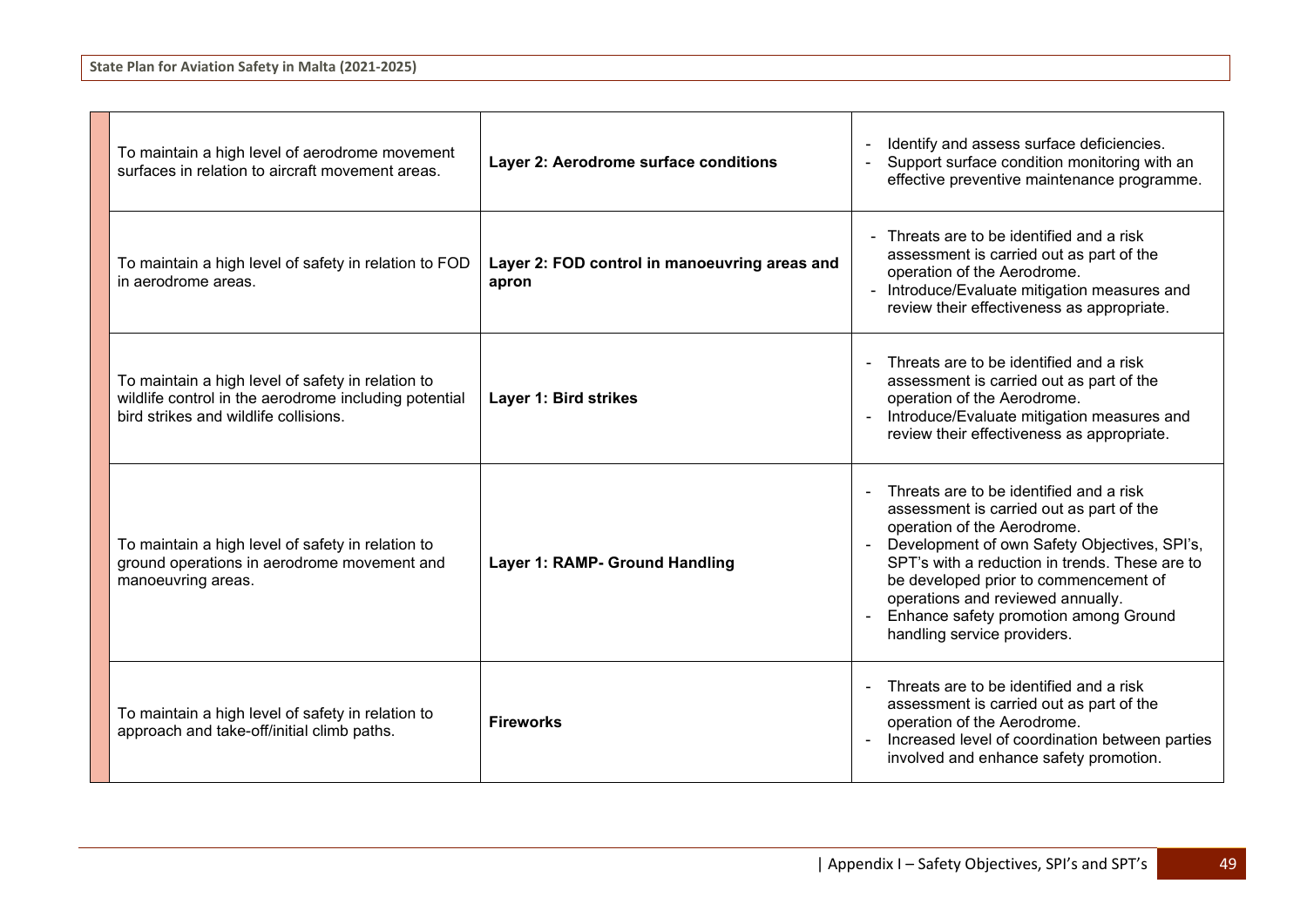| | | |
|---|---|---|
| To maintain a high level of aerodrome movement surfaces in relation to aircraft movement areas. | **Layer 2: Aerodrome surface conditions** | - Identify and assess surface deficiencies.<br>- Support surface condition monitoring with an effective preventive maintenance programme. |
| To maintain a high level of safety in relation to FOD in aerodrome areas. | **Layer 2: FOD control in manoeuvring areas and apron** | - Threats are to be identified and a risk assessment is carried out as part of the operation of the Aerodrome.<br>- Introduce/Evaluate mitigation measures and review their effectiveness as appropriate. |
| To maintain a high level of safety in relation to wildlife control in the aerodrome including potential bird strikes and wildlife collisions. | **Layer 1: Bird strikes** | - Threats are to be identified and a risk assessment is carried out as part of the operation of the Aerodrome.<br>- Introduce/Evaluate mitigation measures and review their effectiveness as appropriate. |
| To maintain a high level of safety in relation to ground operations in aerodrome movement and manoeuvring areas. | **Layer 1: RAMP- Ground Handling** | - Threats are to be identified and a risk assessment is carried out as part of the operation of the Aerodrome.<br>- Development of own Safety Objectives, SPI's, SPT's with a reduction in trends. These are to be developed prior to commencement of operations and reviewed annually.<br>- Enhance safety promotion among Ground handling service providers. |
| To maintain a high level of safety in relation to approach and take-off/initial climb paths. | **Fireworks** | - Threats are to be identified and a risk assessment is carried out as part of the operation of the Aerodrome.<br>- Increased level of coordination between parties involved and enhance safety promotion. |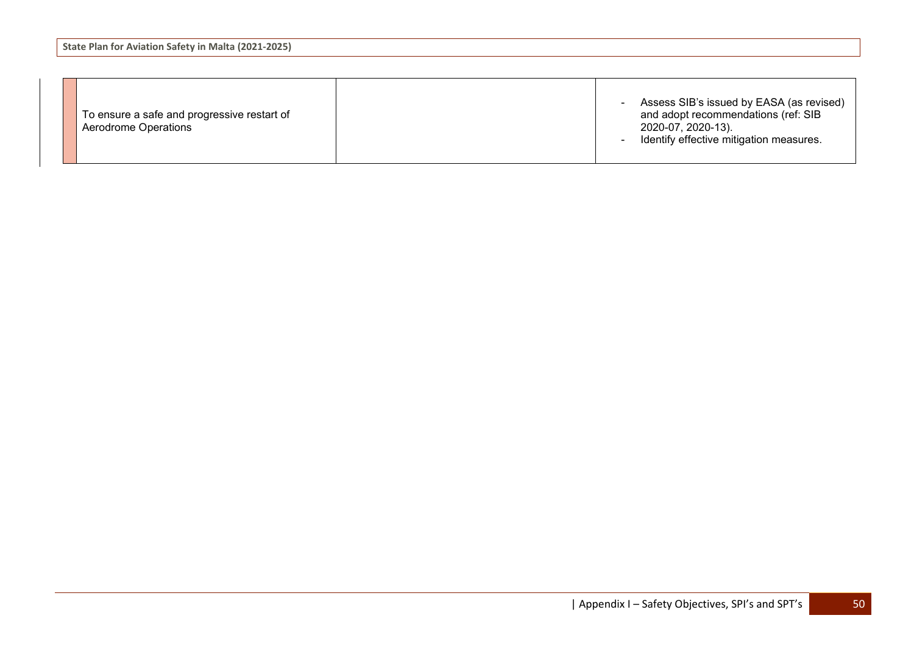| | | | |
|---|---|---|---|
| | To ensure a safe and progressive restart of Aerodrome Operations | | - Assess SIB's issued by EASA (as revised) and adopt recommendations (ref: SIB 2020-07, 2020-13).<br>- Identify effective mitigation measures. |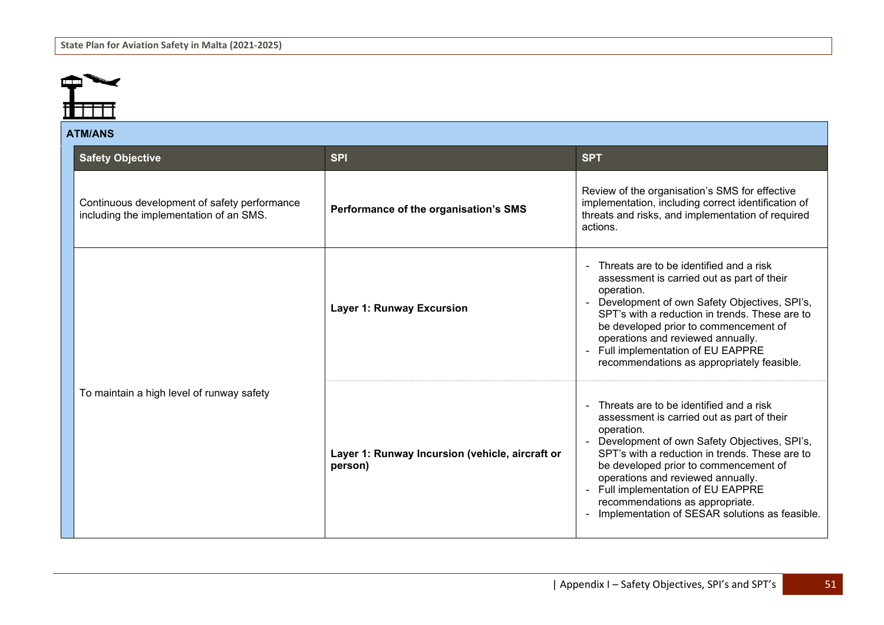## ATM/ANS

| Safety Objective | SPI | SPT |
|---|---|---|
| Continuous development of safety performance including the implementation of an SMS. | **Performance of the organisation's SMS** | Review of the organisation's SMS for effective implementation, including correct identification of threats and risks, and implementation of required actions. |
| To maintain a high level of runway safety | **Layer 1: Runway Excursion** | - Threats are to be identified and a risk assessment is carried out as part of their operation.<br>- Development of own Safety Objectives, SPI's, SPT's with a reduction in trends. These are to be developed prior to commencement of operations and reviewed annually.<br>- Full implementation of EU EAPPRE recommendations as appropriately feasible. |
| | **Layer 1: Runway Incursion (vehicle, aircraft or person)** | - Threats are to be identified and a risk assessment is carried out as part of their operation.<br>- Development of own Safety Objectives, SPI's, SPT's with a reduction in trends. These are to be developed prior to commencement of operations and reviewed annually.<br>- Full implementation of EU EAPPRE recommendations as appropriate.<br>- Implementation of SESAR solutions as feasible. |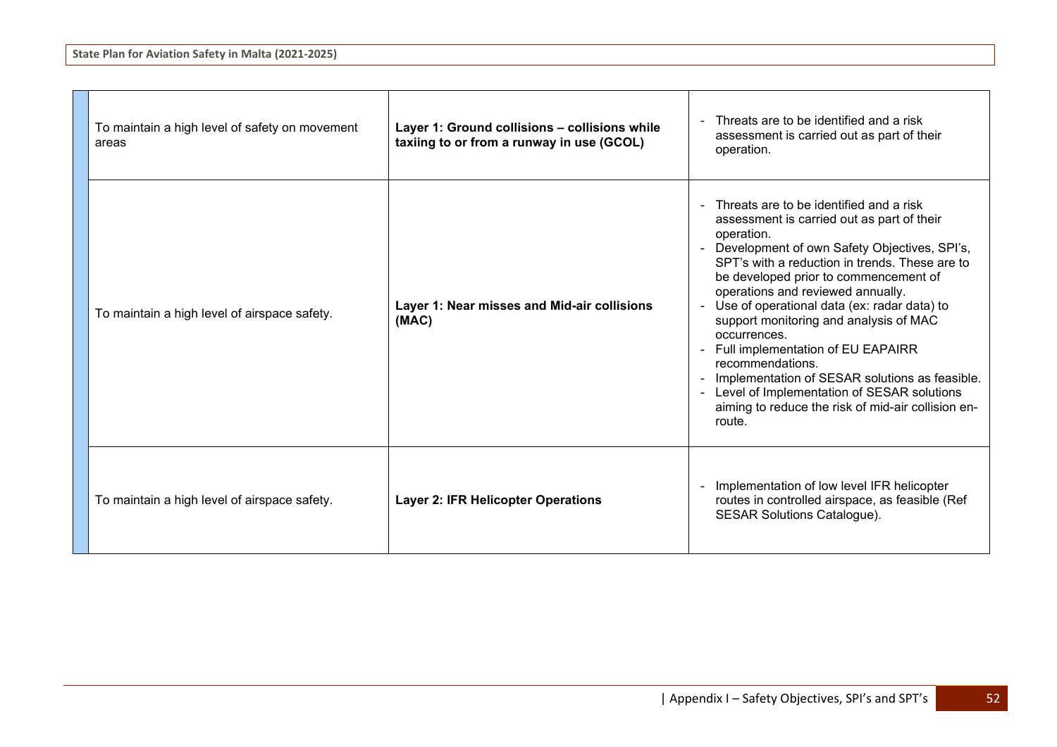| | | | |
|---|---|---|---|
| | To maintain a high level of safety on movement areas | **Layer 1: Ground collisions – collisions while taxiing to or from a runway in use (GCOL)** | - Threats are to be identified and a risk assessment is carried out as part of their operation. |
| | To maintain a high level of airspace safety. | **Layer 1: Near misses and Mid-air collisions (MAC)** | - Threats are to be identified and a risk assessment is carried out as part of their operation.<br>- Development of own Safety Objectives, SPI's, SPT's with a reduction in trends. These are to be developed prior to commencement of operations and reviewed annually.<br>- Use of operational data (ex: radar data) to support monitoring and analysis of MAC occurrences.<br>- Full implementation of EU EAPAIRR recommendations.<br>- Implementation of SESAR solutions as feasible.<br>- Level of Implementation of SESAR solutions aiming to reduce the risk of mid-air collision en-route. |
| | To maintain a high level of airspace safety. | **Layer 2: IFR Helicopter Operations** | - Implementation of low level IFR helicopter routes in controlled airspace, as feasible (Ref SESAR Solutions Catalogue). |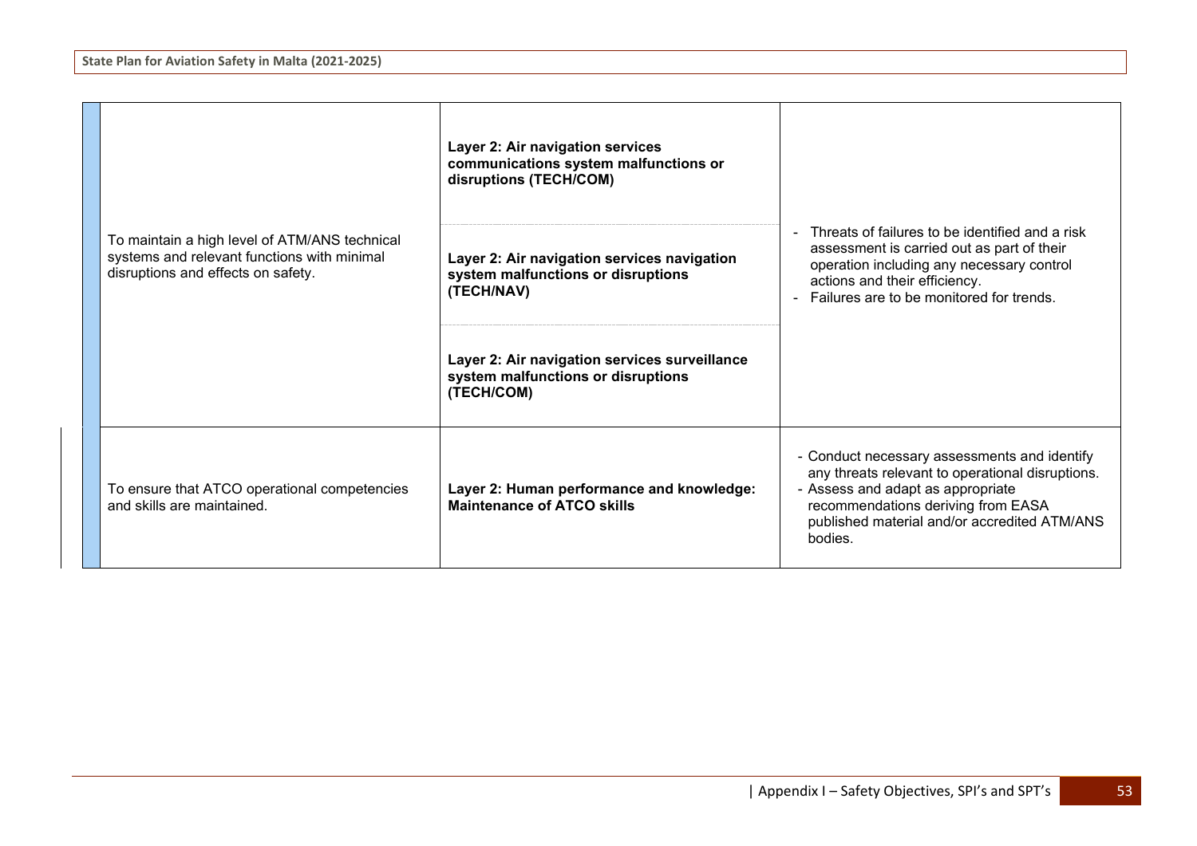| | | | |
|---|---|---|---|
| | To maintain a high level of ATM/ANS technical systems and relevant functions with minimal disruptions and effects on safety. | **Layer 2: Air navigation services communications system malfunctions or disruptions (TECH/COM)** | - Threats of failures to be identified and a risk assessment is carried out as part of their operation including any necessary control actions and their efficiency.<br>- Failures are to be monitored for trends. |
| | | **Layer 2: Air navigation services navigation system malfunctions or disruptions (TECH/NAV)** | |
| | | **Layer 2: Air navigation services surveillance system malfunctions or disruptions (TECH/COM)** | |
| | To ensure that ATCO operational competencies and skills are maintained. | **Layer 2: Human performance and knowledge: Maintenance of ATCO skills** | - Conduct necessary assessments and identify any threats relevant to operational disruptions.<br>- Assess and adapt as appropriate recommendations deriving from EASA published material and/or accredited ATM/ANS bodies. |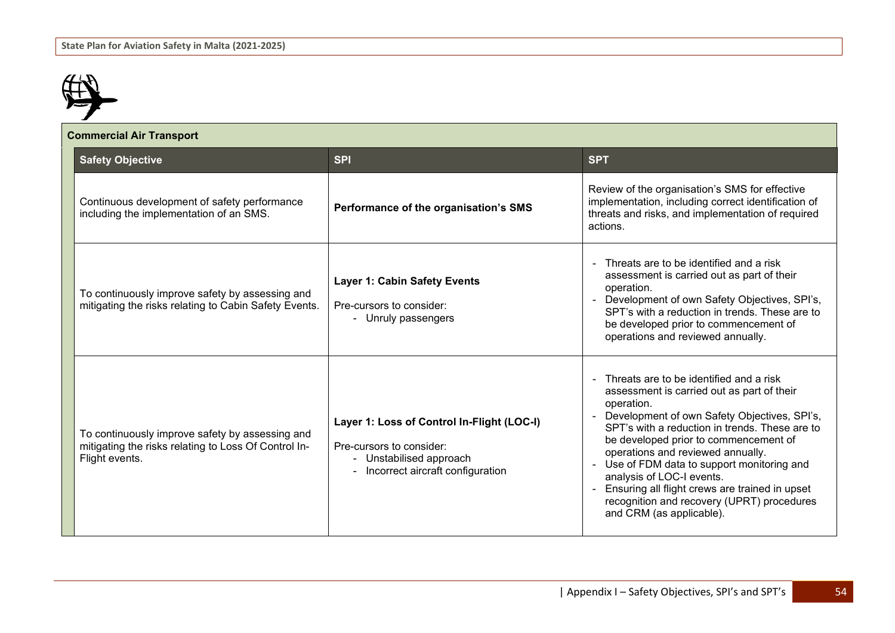**Commercial Air Transport**

| Safety Objective | SPI | SPT |
|---|---|---|
| Continuous development of safety performance including the implementation of an SMS. | **Performance of the organisation's SMS** | Review of the organisation's SMS for effective implementation, including correct identification of threats and risks, and implementation of required actions. |
| To continuously improve safety by assessing and mitigating the risks relating to Cabin Safety Events. | **Layer 1: Cabin Safety Events**<br><br>Pre-cursors to consider:<br>- Unruly passengers | - Threats are to be identified and a risk assessment is carried out as part of their operation.<br>- Development of own Safety Objectives, SPI's, SPT's with a reduction in trends. These are to be developed prior to commencement of operations and reviewed annually. |
| To continuously improve safety by assessing and mitigating the risks relating to Loss Of Control In-Flight events. | **Layer 1: Loss of Control In-Flight (LOC-I)**<br><br>Pre-cursors to consider:<br>- Unstabilised approach<br>- Incorrect aircraft configuration | - Threats are to be identified and a risk assessment is carried out as part of their operation.<br>- Development of own Safety Objectives, SPI's, SPT's with a reduction in trends. These are to be developed prior to commencement of operations and reviewed annually.<br>- Use of FDM data to support monitoring and analysis of LOC-I events.<br>- Ensuring all flight crews are trained in upset recognition and recovery (UPRT) procedures and CRM (as applicable). |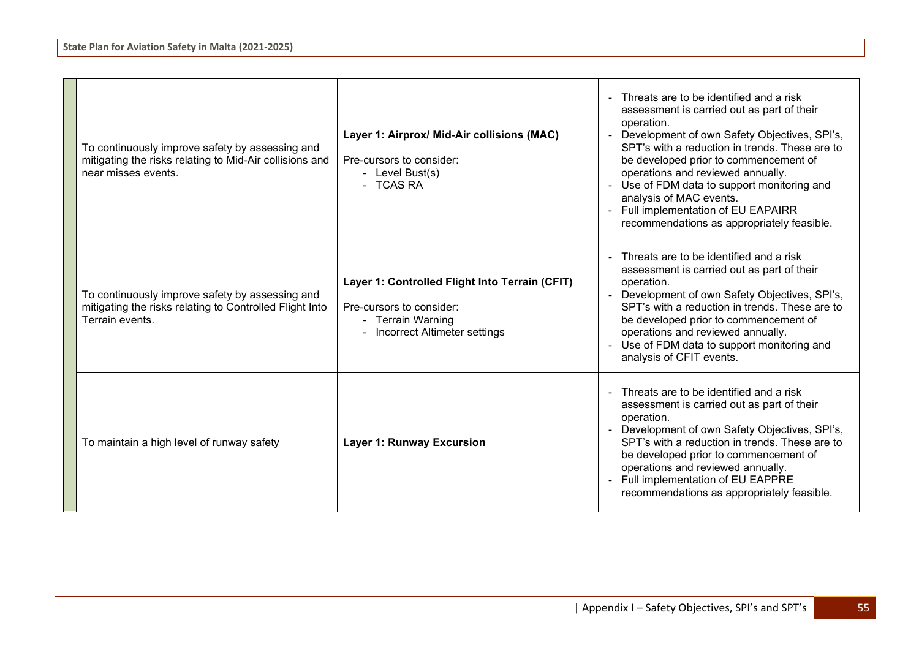| | | | |
|---|---|---|---|
| | To continuously improve safety by assessing and mitigating the risks relating to Mid-Air collisions and near misses events. | **Layer 1: Airprox/ Mid-Air collisions (MAC)**<br><br>Pre-cursors to consider:<br>- Level Bust(s)<br>- TCAS RA | - Threats are to be identified and a risk assessment is carried out as part of their operation.<br>- Development of own Safety Objectives, SPI's, SPT's with a reduction in trends. These are to be developed prior to commencement of operations and reviewed annually.<br>- Use of FDM data to support monitoring and analysis of MAC events.<br>- Full implementation of EU EAPAIRR recommendations as appropriately feasible. |
| | To continuously improve safety by assessing and mitigating the risks relating to Controlled Flight Into Terrain events. | **Layer 1: Controlled Flight Into Terrain (CFIT)**<br><br>Pre-cursors to consider:<br>- Terrain Warning<br>- Incorrect Altimeter settings | - Threats are to be identified and a risk assessment is carried out as part of their operation.<br>- Development of own Safety Objectives, SPI's, SPT's with a reduction in trends. These are to be developed prior to commencement of operations and reviewed annually.<br>- Use of FDM data to support monitoring and analysis of CFIT events. |
| | To maintain a high level of runway safety | **Layer 1: Runway Excursion** | - Threats are to be identified and a risk assessment is carried out as part of their operation.<br>- Development of own Safety Objectives, SPI's, SPT's with a reduction in trends. These are to be developed prior to commencement of operations and reviewed annually.<br>- Full implementation of EU EAPPRE recommendations as appropriately feasible. |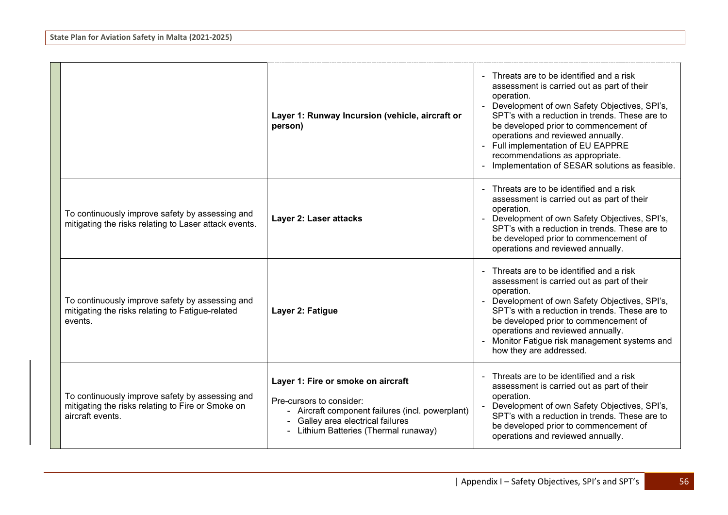| | | |
|---|---|---|
| | **Layer 1: Runway Incursion (vehicle, aircraft or person)** | - Threats are to be identified and a risk assessment is carried out as part of their operation.<br>- Development of own Safety Objectives, SPI's, SPT's with a reduction in trends. These are to be developed prior to commencement of operations and reviewed annually.<br>- Full implementation of EU EAPPRE recommendations as appropriate.<br>- Implementation of SESAR solutions as feasible. |
| To continuously improve safety by assessing and mitigating the risks relating to Laser attack events. | **Layer 2: Laser attacks** | - Threats are to be identified and a risk assessment is carried out as part of their operation.<br>- Development of own Safety Objectives, SPI's, SPT's with a reduction in trends. These are to be developed prior to commencement of operations and reviewed annually. |
| To continuously improve safety by assessing and mitigating the risks relating to Fatigue-related events. | **Layer 2: Fatigue** | - Threats are to be identified and a risk assessment is carried out as part of their operation.<br>- Development of own Safety Objectives, SPI's, SPT's with a reduction in trends. These are to be developed prior to commencement of operations and reviewed annually.<br>- Monitor Fatigue risk management systems and how they are addressed. |
| To continuously improve safety by assessing and mitigating the risks relating to Fire or Smoke on aircraft events. | **Layer 1: Fire or smoke on aircraft**<br><br>Pre-cursors to consider:<br>- Aircraft component failures (incl. powerplant)<br>- Galley area electrical failures<br>- Lithium Batteries (Thermal runaway) | - Threats are to be identified and a risk assessment is carried out as part of their operation.<br>- Development of own Safety Objectives, SPI's, SPT's with a reduction in trends. These are to be developed prior to commencement of operations and reviewed annually. |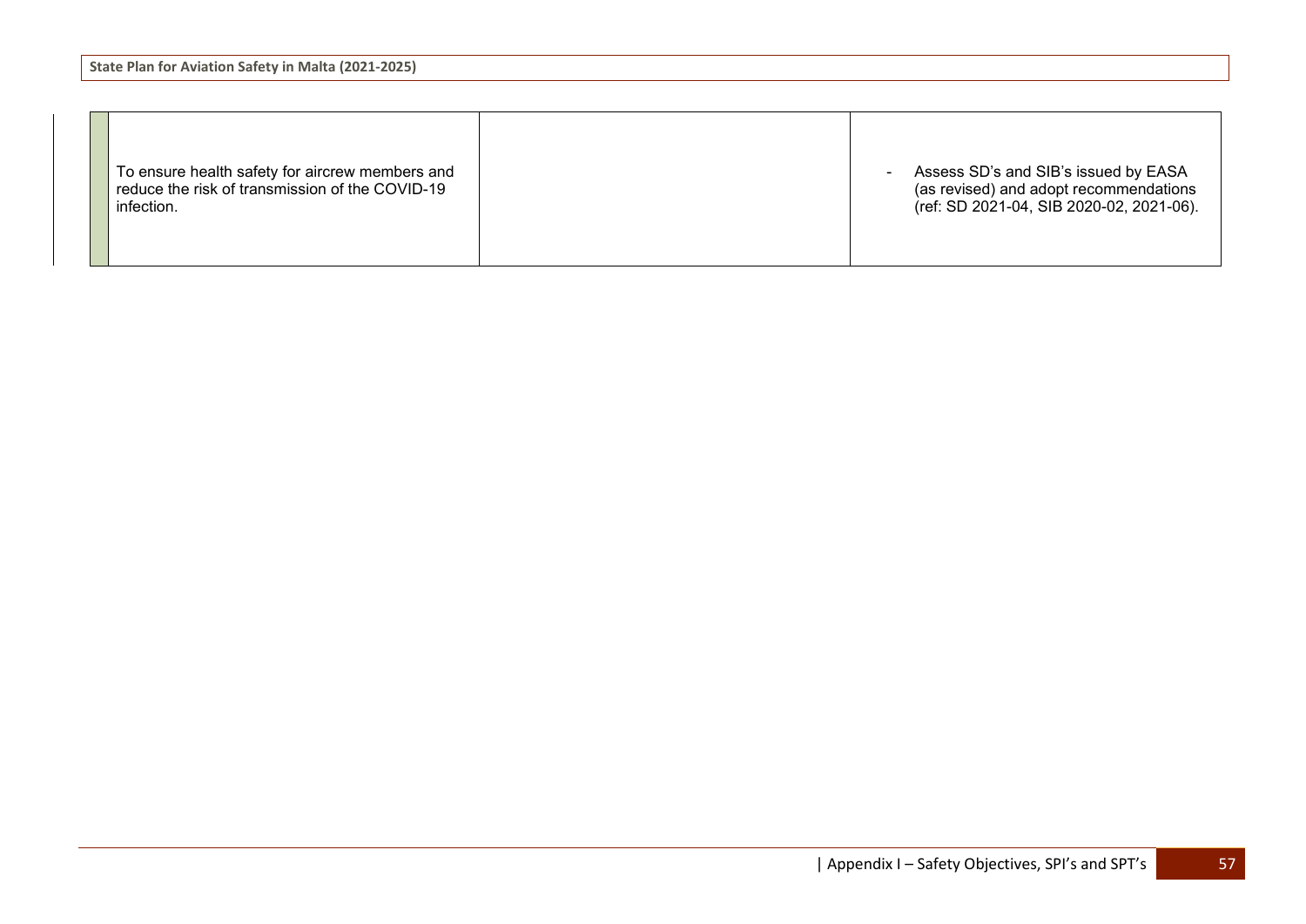| | | | |
|---|---|---|---|
| | To ensure health safety for aircrew members and reduce the risk of transmission of the COVID-19 infection. | | - Assess SD's and SIB's issued by EASA (as revised) and adopt recommendations (ref: SD 2021-04, SIB 2020-02, 2021-06). |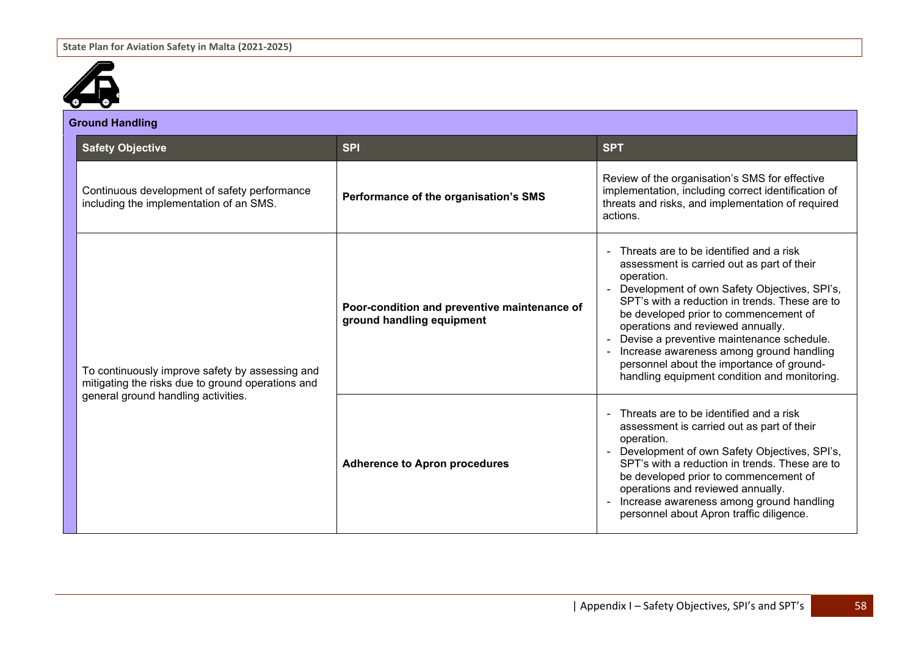## Ground Handling

| Safety Objective | SPI | SPT |
|---|---|---|
| Continuous development of safety performance including the implementation of an SMS. | **Performance of the organisation's SMS** | Review of the organisation's SMS for effective implementation, including correct identification of threats and risks, and implementation of required actions. |
| To continuously improve safety by assessing and mitigating the risks due to ground operations and general ground handling activities. | **Poor-condition and preventive maintenance of ground handling equipment** | - Threats are to be identified and a risk assessment is carried out as part of their operation.<br>- Development of own Safety Objectives, SPI's, SPT's with a reduction in trends. These are to be developed prior to commencement of operations and reviewed annually.<br>- Devise a preventive maintenance schedule.<br>- Increase awareness among ground handling personnel about the importance of ground-handling equipment condition and monitoring. |
| | **Adherence to Apron procedures** | - Threats are to be identified and a risk assessment is carried out as part of their operation.<br>- Development of own Safety Objectives, SPI's, SPT's with a reduction in trends. These are to be developed prior to commencement of operations and reviewed annually.<br>- Increase awareness among ground handling personnel about Apron traffic diligence. |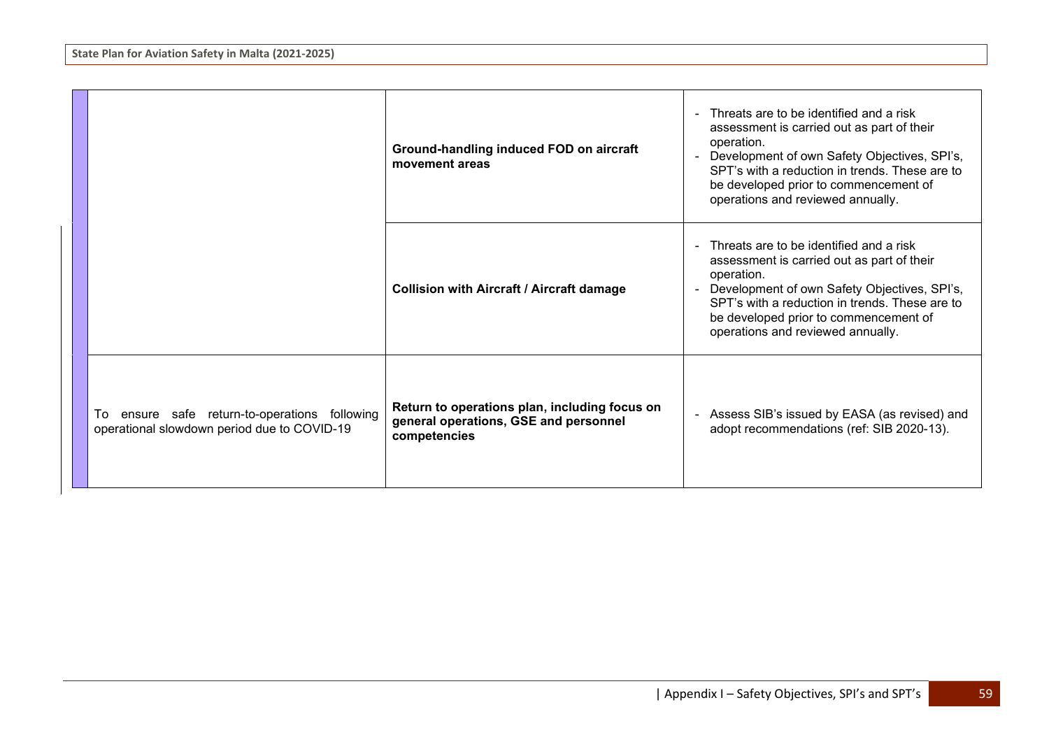| | | |
|---|---|---|
| | **Ground-handling induced FOD on aircraft movement areas** | - Threats are to be identified and a risk assessment is carried out as part of their operation.<br>- Development of own Safety Objectives, SPI's, SPT's with a reduction in trends. These are to be developed prior to commencement of operations and reviewed annually. |
| | **Collision with Aircraft / Aircraft damage** | - Threats are to be identified and a risk assessment is carried out as part of their operation.<br>- Development of own Safety Objectives, SPI's, SPT's with a reduction in trends. These are to be developed prior to commencement of operations and reviewed annually. |
| To ensure safe return-to-operations following operational slowdown period due to COVID-19 | **Return to operations plan, including focus on general operations, GSE and personnel competencies** | - Assess SIB's issued by EASA (as revised) and adopt recommendations (ref: SIB 2020-13). |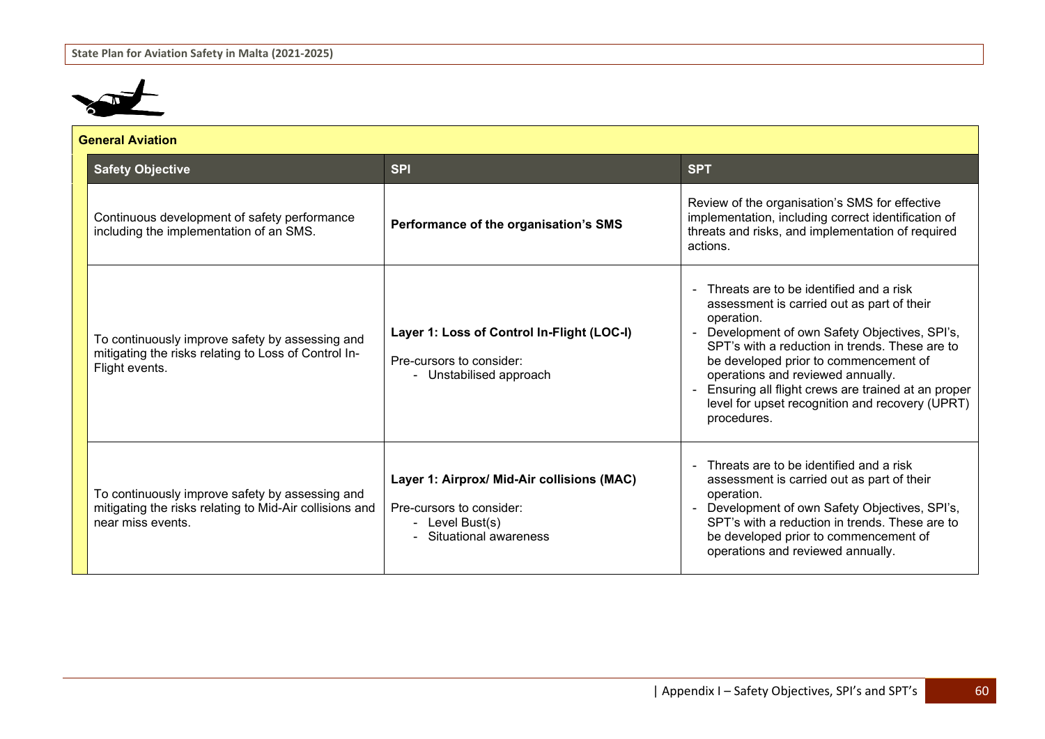## General Aviation

| Safety Objective | SPI | SPT |
|---|---|---|
| Continuous development of safety performance including the implementation of an SMS. | **Performance of the organisation's SMS** | Review of the organisation's SMS for effective implementation, including correct identification of threats and risks, and implementation of required actions. |
| To continuously improve safety by assessing and mitigating the risks relating to Loss of Control In-Flight events. | **Layer 1: Loss of Control In-Flight (LOC-I)**<br><br>Pre-cursors to consider:<br>- Unstabilised approach | - Threats are to be identified and a risk assessment is carried out as part of their operation.<br>- Development of own Safety Objectives, SPI's, SPT's with a reduction in trends. These are to be developed prior to commencement of operations and reviewed annually.<br>- Ensuring all flight crews are trained at an proper level for upset recognition and recovery (UPRT) procedures. |
| To continuously improve safety by assessing and mitigating the risks relating to Mid-Air collisions and near miss events. | **Layer 1: Airprox/ Mid-Air collisions (MAC)**<br><br>Pre-cursors to consider:<br>- Level Bust(s)<br>- Situational awareness | - Threats are to be identified and a risk assessment is carried out as part of their operation.<br>- Development of own Safety Objectives, SPI's, SPT's with a reduction in trends. These are to be developed prior to commencement of operations and reviewed annually. |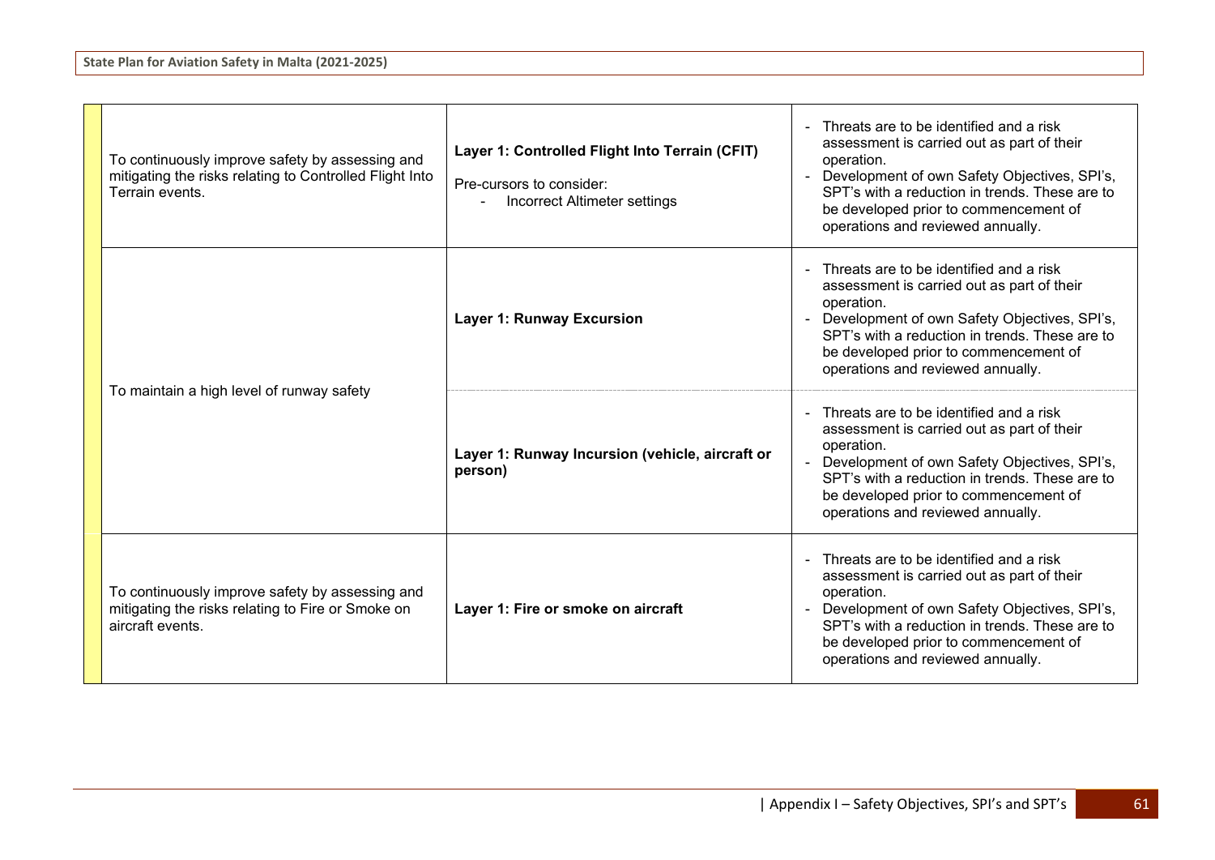| Safety Objective | Layer | Actions |
|---|---|---|
| To continuously improve safety by assessing and mitigating the risks relating to Controlled Flight Into Terrain events. | **Layer 1: Controlled Flight Into Terrain (CFIT)**<br><br>Pre-cursors to consider:<br>- Incorrect Altimeter settings | - Threats are to be identified and a risk assessment is carried out as part of their operation.<br>- Development of own Safety Objectives, SPI's, SPT's with a reduction in trends. These are to be developed prior to commencement of operations and reviewed annually. |
| To maintain a high level of runway safety | **Layer 1: Runway Excursion** | - Threats are to be identified and a risk assessment is carried out as part of their operation.<br>- Development of own Safety Objectives, SPI's, SPT's with a reduction in trends. These are to be developed prior to commencement of operations and reviewed annually. |
| | **Layer 1: Runway Incursion (vehicle, aircraft or person)** | - Threats are to be identified and a risk assessment is carried out as part of their operation.<br>- Development of own Safety Objectives, SPI's, SPT's with a reduction in trends. These are to be developed prior to commencement of operations and reviewed annually. |
| To continuously improve safety by assessing and mitigating the risks relating to Fire or Smoke on aircraft events. | **Layer 1: Fire or smoke on aircraft** | - Threats are to be identified and a risk assessment is carried out as part of their operation.<br>- Development of own Safety Objectives, SPI's, SPT's with a reduction in trends. These are to be developed prior to commencement of operations and reviewed annually. |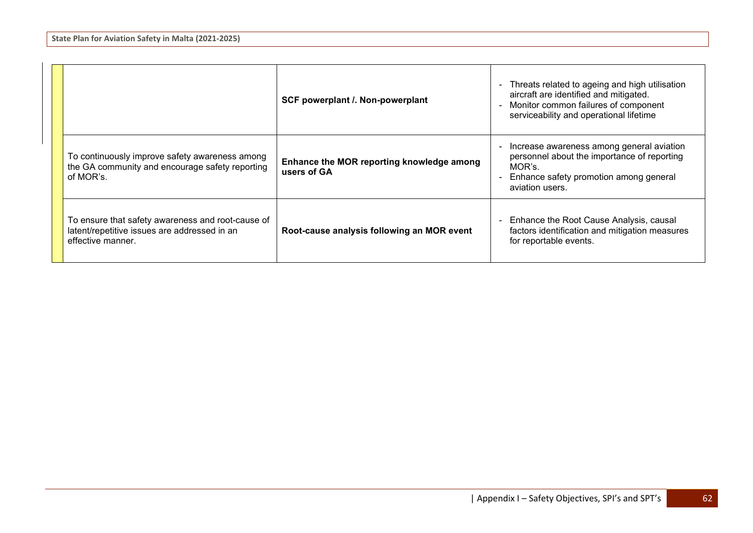| | | | |
|---|---|---|---|
| | | **SCF powerplant /. Non-powerplant** | - Threats related to ageing and high utilisation aircraft are identified and mitigated.<br>- Monitor common failures of component serviceability and operational lifetime |
| | To continuously improve safety awareness among the GA community and encourage safety reporting of MOR's. | **Enhance the MOR reporting knowledge among users of GA** | - Increase awareness among general aviation personnel about the importance of reporting MOR's.<br>- Enhance safety promotion among general aviation users. |
| | To ensure that safety awareness and root-cause of latent/repetitive issues are addressed in an effective manner. | **Root-cause analysis following an MOR event** | - Enhance the Root Cause Analysis, causal factors identification and mitigation measures for reportable events. |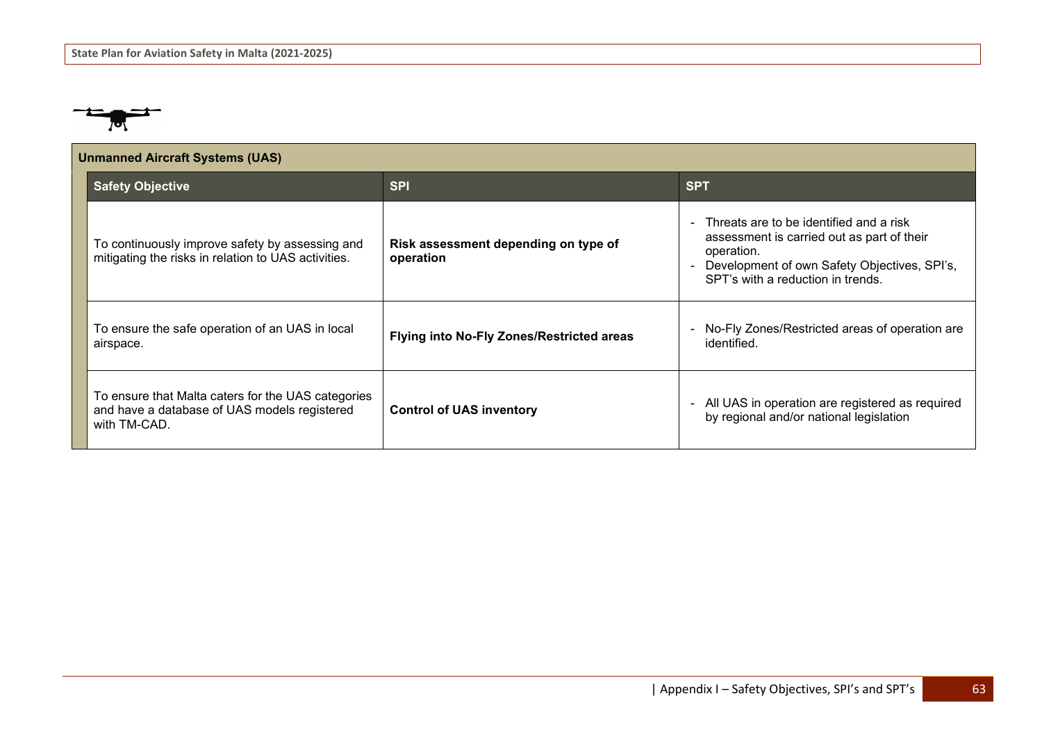## Unmanned Aircraft Systems (UAS)

| Safety Objective | SPI | SPT |
|---|---|---|
| To continuously improve safety by assessing and mitigating the risks in relation to UAS activities. | **Risk assessment depending on type of operation** | - Threats are to be identified and a risk assessment is carried out as part of their operation.<br>- Development of own Safety Objectives, SPI's, SPT's with a reduction in trends. |
| To ensure the safe operation of an UAS in local airspace. | **Flying into No-Fly Zones/Restricted areas** | - No-Fly Zones/Restricted areas of operation are identified. |
| To ensure that Malta caters for the UAS categories and have a database of UAS models registered with TM-CAD. | **Control of UAS inventory** | - All UAS in operation are registered as required by regional and/or national legislation |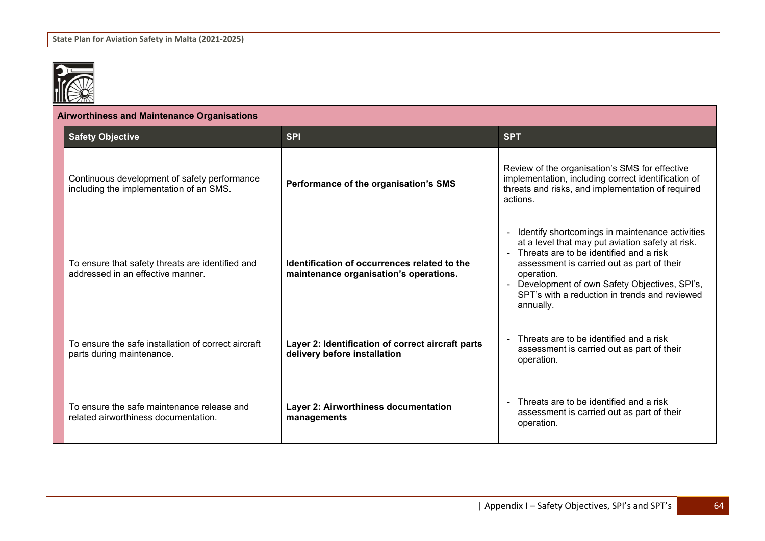## Airworthiness and Maintenance Organisations

| Safety Objective | SPI | SPT |
|---|---|---|
| Continuous development of safety performance including the implementation of an SMS. | **Performance of the organisation's SMS** | Review of the organisation's SMS for effective implementation, including correct identification of threats and risks, and implementation of required actions. |
| To ensure that safety threats are identified and addressed in an effective manner. | **Identification of occurrences related to the maintenance organisation's operations.** | - Identify shortcomings in maintenance activities at a level that may put aviation safety at risk.<br>- Threats are to be identified and a risk assessment is carried out as part of their operation.<br>- Development of own Safety Objectives, SPI's, SPT's with a reduction in trends and reviewed annually. |
| To ensure the safe installation of correct aircraft parts during maintenance. | **Layer 2: Identification of correct aircraft parts delivery before installation** | - Threats are to be identified and a risk assessment is carried out as part of their operation. |
| To ensure the safe maintenance release and related airworthiness documentation. | **Layer 2: Airworthiness documentation managements** | - Threats are to be identified and a risk assessment is carried out as part of their operation. |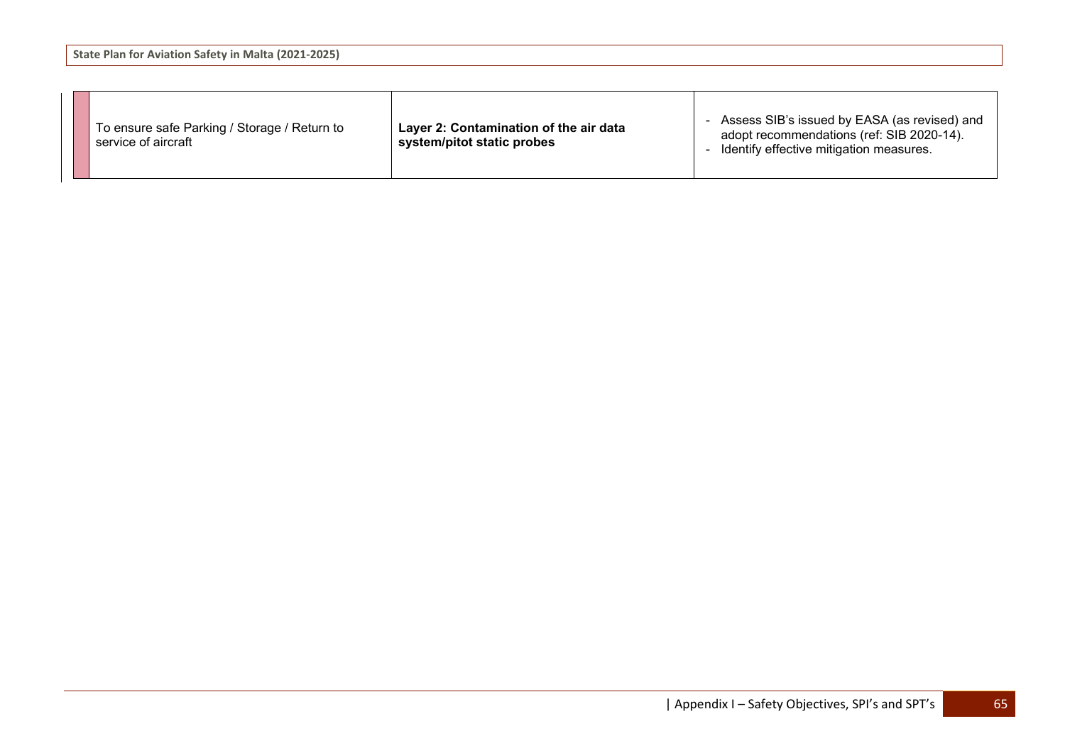| | | | |
|---|---|---|---|
| | To ensure safe Parking / Storage / Return to service of aircraft | **Layer 2: Contamination of the air data system/pitot static probes** | - Assess SIB's issued by EASA (as revised) and adopt recommendations (ref: SIB 2020-14).<br>- Identify effective mitigation measures. |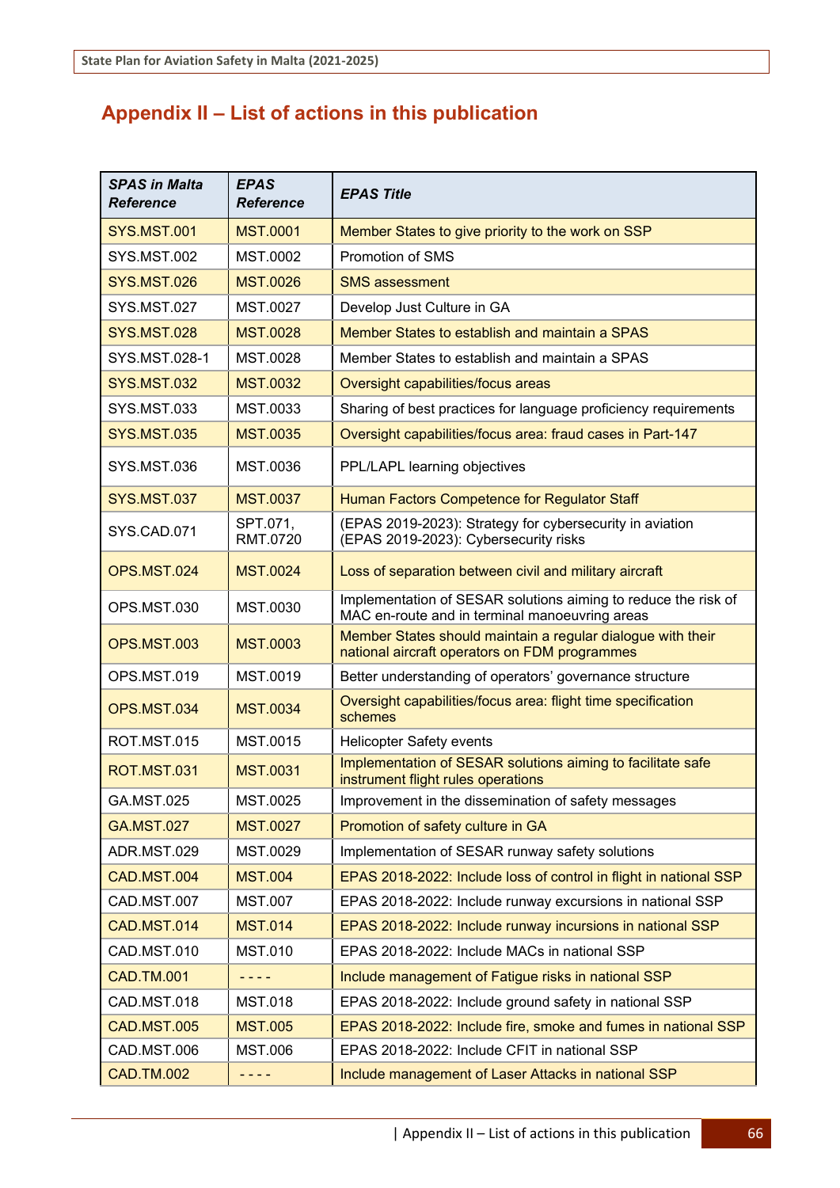## Appendix II – List of actions in this publication

| SPAS in Malta Reference | EPAS Reference | EPAS Title |
|---|---|---|
| SYS.MST.001 | MST.0001 | Member States to give priority to the work on SSP |
| SYS.MST.002 | MST.0002 | Promotion of SMS |
| SYS.MST.026 | MST.0026 | SMS assessment |
| SYS.MST.027 | MST.0027 | Develop Just Culture in GA |
| SYS.MST.028 | MST.0028 | Member States to establish and maintain a SPAS |
| SYS.MST.028-1 | MST.0028 | Member States to establish and maintain a SPAS |
| SYS.MST.032 | MST.0032 | Oversight capabilities/focus areas |
| SYS.MST.033 | MST.0033 | Sharing of best practices for language proficiency requirements |
| SYS.MST.035 | MST.0035 | Oversight capabilities/focus area: fraud cases in Part-147 |
| SYS.MST.036 | MST.0036 | PPL/LAPL learning objectives |
| SYS.MST.037 | MST.0037 | Human Factors Competence for Regulator Staff |
| SYS.CAD.071 | SPT.071, RMT.0720 | (EPAS 2019-2023): Strategy for cybersecurity in aviation (EPAS 2019-2023): Cybersecurity risks |
| OPS.MST.024 | MST.0024 | Loss of separation between civil and military aircraft |
| OPS.MST.030 | MST.0030 | Implementation of SESAR solutions aiming to reduce the risk of MAC en-route and in terminal manoeuvring areas |
| OPS.MST.003 | MST.0003 | Member States should maintain a regular dialogue with their national aircraft operators on FDM programmes |
| OPS.MST.019 | MST.0019 | Better understanding of operators' governance structure |
| OPS.MST.034 | MST.0034 | Oversight capabilities/focus area: flight time specification schemes |
| ROT.MST.015 | MST.0015 | Helicopter Safety events |
| ROT.MST.031 | MST.0031 | Implementation of SESAR solutions aiming to facilitate safe instrument flight rules operations |
| GA.MST.025 | MST.0025 | Improvement in the dissemination of safety messages |
| GA.MST.027 | MST.0027 | Promotion of safety culture in GA |
| ADR.MST.029 | MST.0029 | Implementation of SESAR runway safety solutions |
| CAD.MST.004 | MST.004 | EPAS 2018-2022: Include loss of control in flight in national SSP |
| CAD.MST.007 | MST.007 | EPAS 2018-2022: Include runway excursions in national SSP |
| CAD.MST.014 | MST.014 | EPAS 2018-2022: Include runway incursions in national SSP |
| CAD.MST.010 | MST.010 | EPAS 2018-2022: Include MACs in national SSP |
| CAD.TM.001 | - - - - | Include management of Fatigue risks in national SSP |
| CAD.MST.018 | MST.018 | EPAS 2018-2022: Include ground safety in national SSP |
| CAD.MST.005 | MST.005 | EPAS 2018-2022: Include fire, smoke and fumes in national SSP |
| CAD.MST.006 | MST.006 | EPAS 2018-2022: Include CFIT in national SSP |
| CAD.TM.002 | - - - - | Include management of Laser Attacks in national SSP |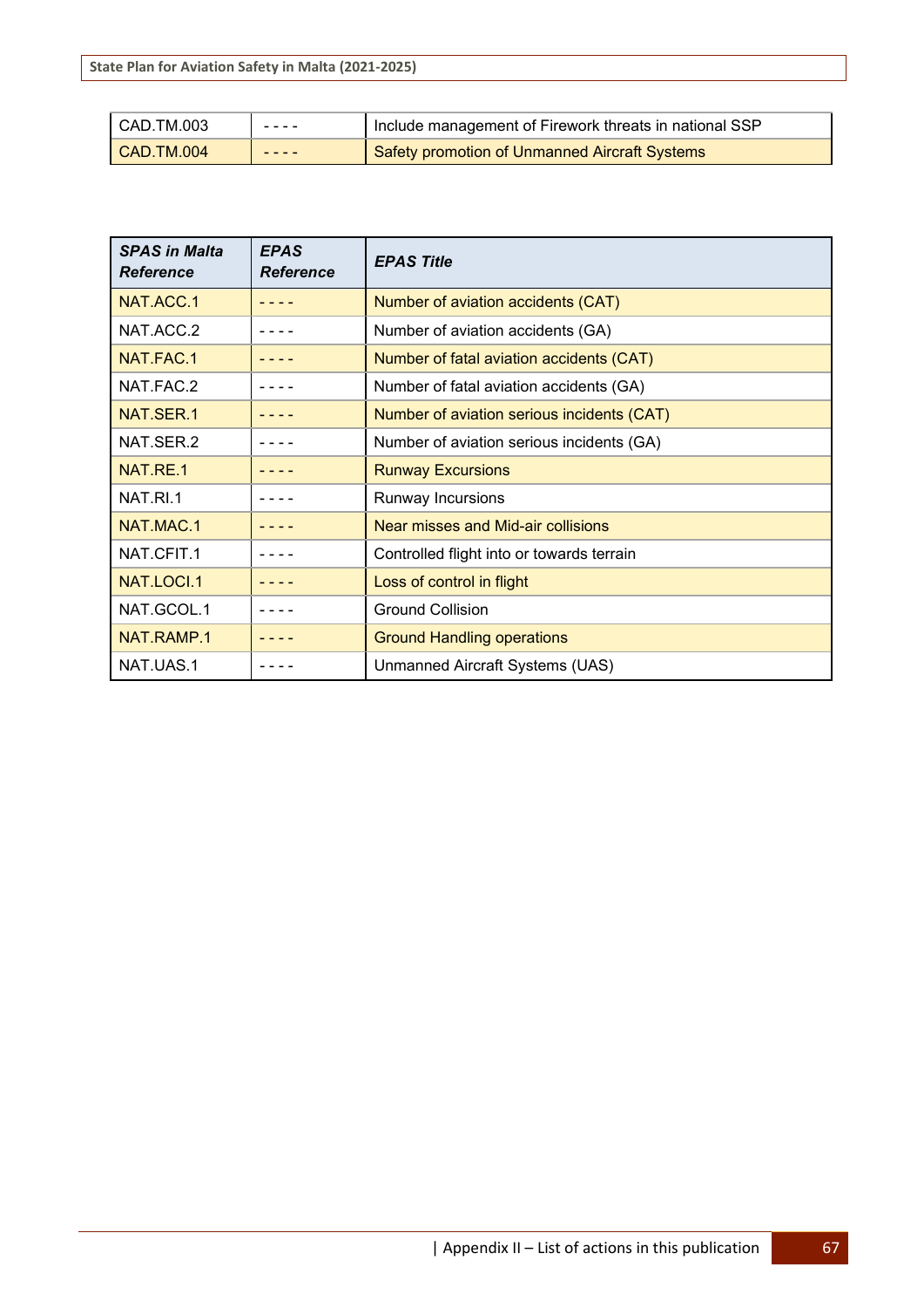| | | |
|---|---|---|
| CAD.TM.003 | - - - - | Include management of Firework threats in national SSP |
| CAD.TM.004 | - - - - | Safety promotion of Unmanned Aircraft Systems |

| ***SPAS in Malta Reference*** | ***EPAS Reference*** | ***EPAS Title*** |
|---|---|---|
| NAT.ACC.1 | - - - - | Number of aviation accidents (CAT) |
| NAT.ACC.2 | - - - - | Number of aviation accidents (GA) |
| NAT.FAC.1 | - - - - | Number of fatal aviation accidents (CAT) |
| NAT.FAC.2 | - - - - | Number of fatal aviation accidents (GA) |
| NAT.SER.1 | - - - - | Number of aviation serious incidents (CAT) |
| NAT.SER.2 | - - - - | Number of aviation serious incidents (GA) |
| NAT.RE.1 | - - - - | Runway Excursions |
| NAT.RI.1 | - - - - | Runway Incursions |
| NAT.MAC.1 | - - - - | Near misses and Mid-air collisions |
| NAT.CFIT.1 | - - - - | Controlled flight into or towards terrain |
| NAT.LOCI.1 | - - - - | Loss of control in flight |
| NAT.GCOL.1 | - - - - | Ground Collision |
| NAT.RAMP.1 | - - - - | Ground Handling operations |
| NAT.UAS.1 | - - - - | Unmanned Aircraft Systems (UAS) |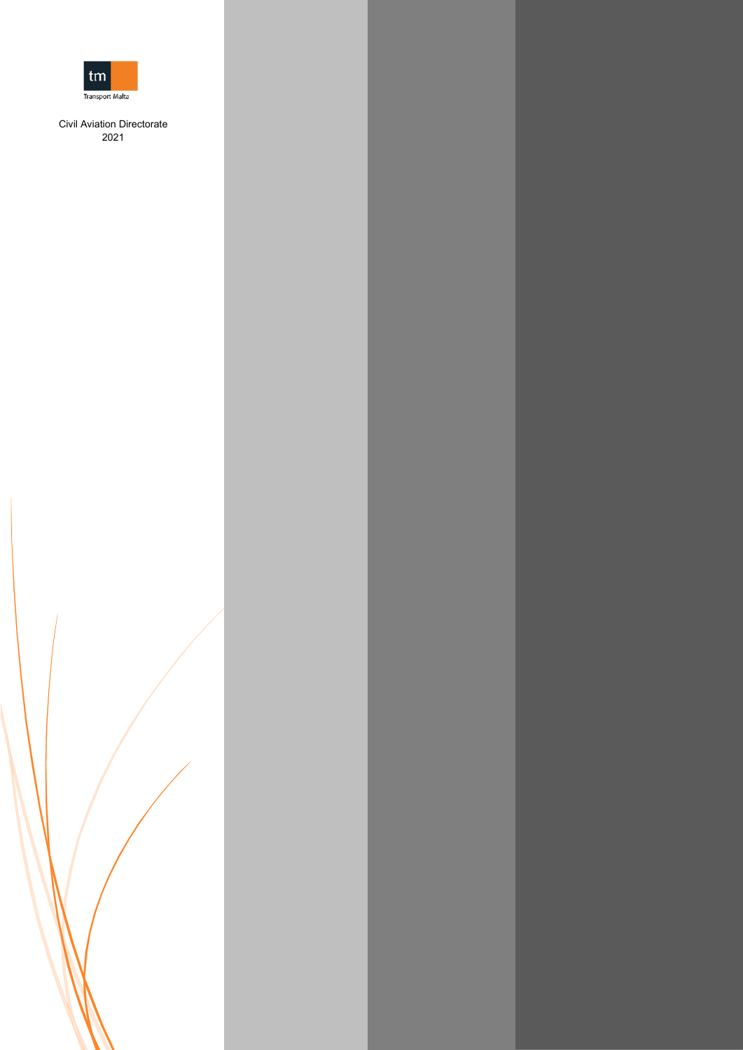tm

Transport Malta

Civil Aviation Directorate
2021